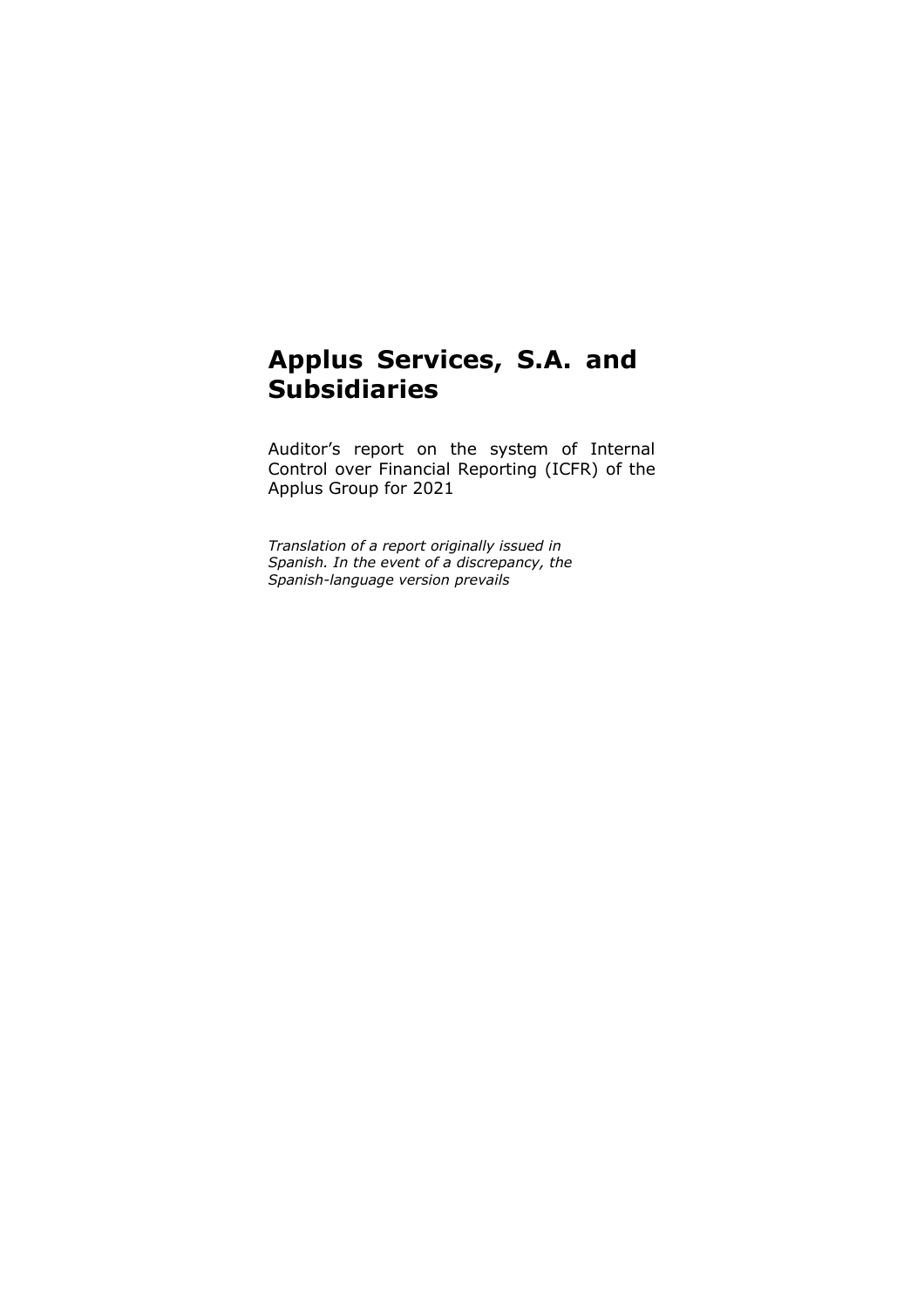# Applus Services, S.A. and Subsidiaries

Auditor's report on the system of Internal Control over Financial Reporting (ICFR) of the Applus Group for 2021

*Translation of a report originally issued in Spanish. In the event of a discrepancy, the Spanish-language version prevails*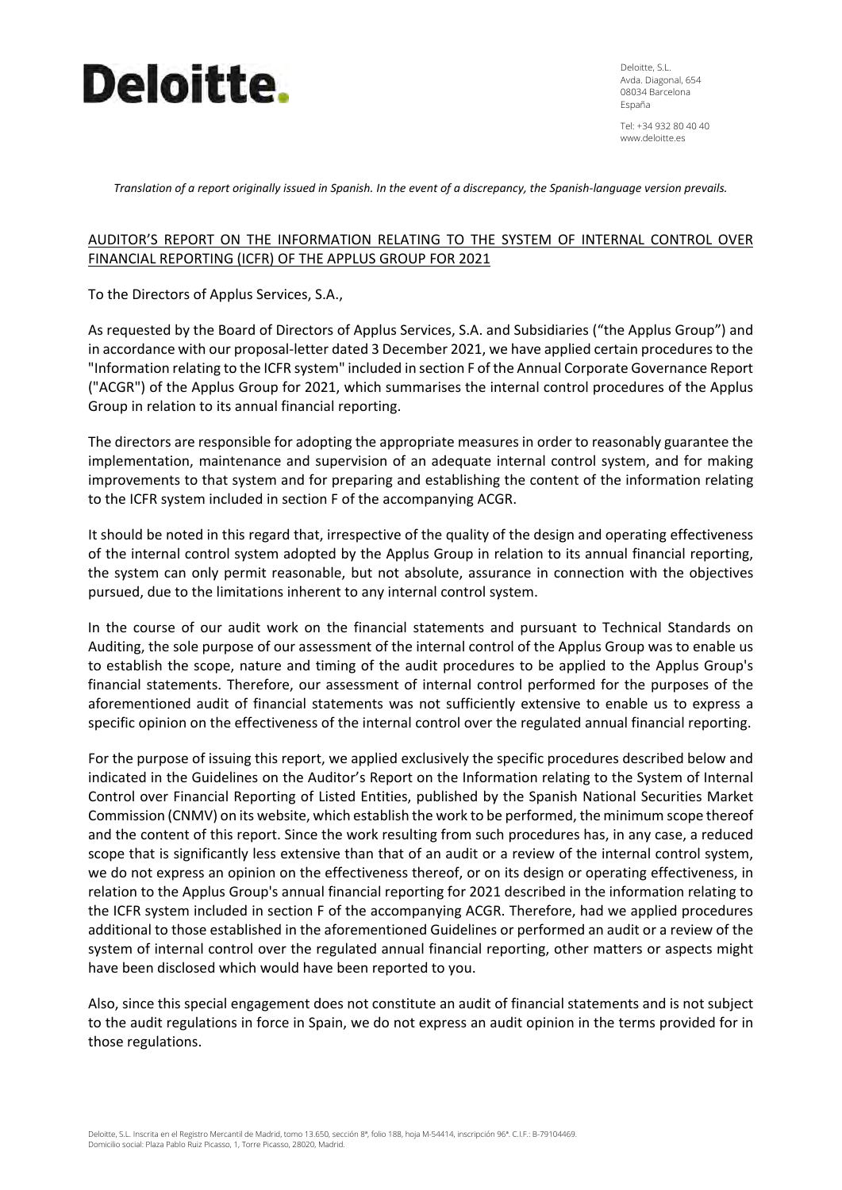Deloitte, S.L.
Avda. Diagonal, 654
08034 Barcelona
España

Tel: +34 932 80 40 40
www.deloitte.es

*Translation of a report originally issued in Spanish. In the event of a discrepancy, the Spanish-language version prevails.*

AUDITOR'S REPORT ON THE INFORMATION RELATING TO THE SYSTEM OF INTERNAL CONTROL OVER FINANCIAL REPORTING (ICFR) OF THE APPLUS GROUP FOR 2021

To the Directors of Applus Services, S.A.,

As requested by the Board of Directors of Applus Services, S.A. and Subsidiaries ("the Applus Group") and in accordance with our proposal-letter dated 3 December 2021, we have applied certain procedures to the "Information relating to the ICFR system" included in section F of the Annual Corporate Governance Report ("ACGR") of the Applus Group for 2021, which summarises the internal control procedures of the Applus Group in relation to its annual financial reporting.

The directors are responsible for adopting the appropriate measures in order to reasonably guarantee the implementation, maintenance and supervision of an adequate internal control system, and for making improvements to that system and for preparing and establishing the content of the information relating to the ICFR system included in section F of the accompanying ACGR.

It should be noted in this regard that, irrespective of the quality of the design and operating effectiveness of the internal control system adopted by the Applus Group in relation to its annual financial reporting, the system can only permit reasonable, but not absolute, assurance in connection with the objectives pursued, due to the limitations inherent to any internal control system.

In the course of our audit work on the financial statements and pursuant to Technical Standards on Auditing, the sole purpose of our assessment of the internal control of the Applus Group was to enable us to establish the scope, nature and timing of the audit procedures to be applied to the Applus Group's financial statements. Therefore, our assessment of internal control performed for the purposes of the aforementioned audit of financial statements was not sufficiently extensive to enable us to express a specific opinion on the effectiveness of the internal control over the regulated annual financial reporting.

For the purpose of issuing this report, we applied exclusively the specific procedures described below and indicated in the Guidelines on the Auditor's Report on the Information relating to the System of Internal Control over Financial Reporting of Listed Entities, published by the Spanish National Securities Market Commission (CNMV) on its website, which establish the work to be performed, the minimum scope thereof and the content of this report. Since the work resulting from such procedures has, in any case, a reduced scope that is significantly less extensive than that of an audit or a review of the internal control system, we do not express an opinion on the effectiveness thereof, or on its design or operating effectiveness, in relation to the Applus Group's annual financial reporting for 2021 described in the information relating to the ICFR system included in section F of the accompanying ACGR. Therefore, had we applied procedures additional to those established in the aforementioned Guidelines or performed an audit or a review of the system of internal control over the regulated annual financial reporting, other matters or aspects might have been disclosed which would have been reported to you.

Also, since this special engagement does not constitute an audit of financial statements and is not subject to the audit regulations in force in Spain, we do not express an audit opinion in the terms provided for in those regulations.

Deloitte, S.L. Inscrita en el Registro Mercantil de Madrid, tomo 13.650, sección 8ª, folio 188, hoja M-54414, inscripción 96ª. C.I.F.: B-79104469.
Domicilio social: Plaza Pablo Ruiz Picasso, 1, Torre Picasso, 28020, Madrid.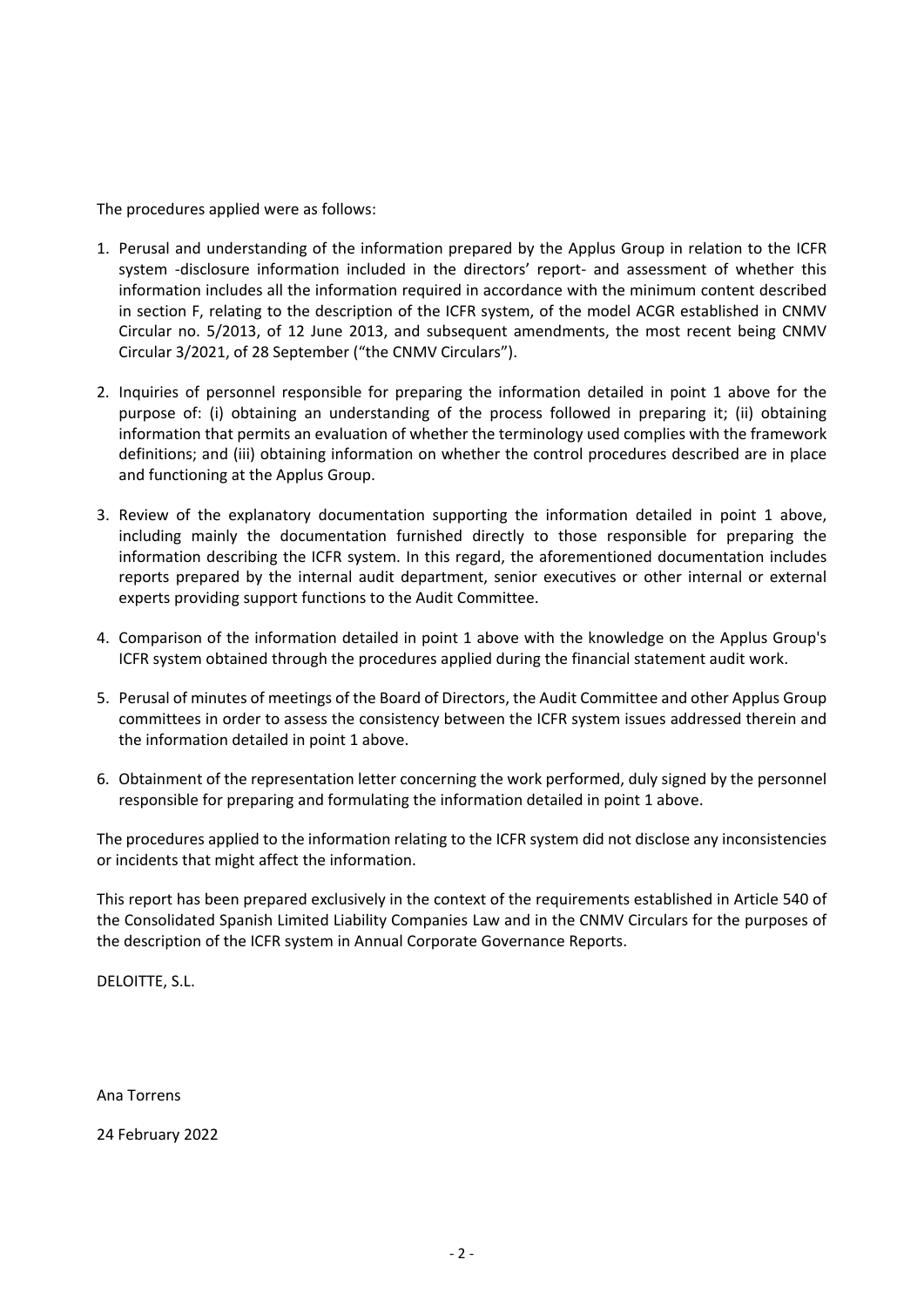The procedures applied were as follows:

1. Perusal and understanding of the information prepared by the Applus Group in relation to the ICFR system -disclosure information included in the directors' report- and assessment of whether this information includes all the information required in accordance with the minimum content described in section F, relating to the description of the ICFR system, of the model ACGR established in CNMV Circular no. 5/2013, of 12 June 2013, and subsequent amendments, the most recent being CNMV Circular 3/2021, of 28 September ("the CNMV Circulars").

2. Inquiries of personnel responsible for preparing the information detailed in point 1 above for the purpose of: (i) obtaining an understanding of the process followed in preparing it; (ii) obtaining information that permits an evaluation of whether the terminology used complies with the framework definitions; and (iii) obtaining information on whether the control procedures described are in place and functioning at the Applus Group.

3. Review of the explanatory documentation supporting the information detailed in point 1 above, including mainly the documentation furnished directly to those responsible for preparing the information describing the ICFR system. In this regard, the aforementioned documentation includes reports prepared by the internal audit department, senior executives or other internal or external experts providing support functions to the Audit Committee.

4. Comparison of the information detailed in point 1 above with the knowledge on the Applus Group's ICFR system obtained through the procedures applied during the financial statement audit work.

5. Perusal of minutes of meetings of the Board of Directors, the Audit Committee and other Applus Group committees in order to assess the consistency between the ICFR system issues addressed therein and the information detailed in point 1 above.

6. Obtainment of the representation letter concerning the work performed, duly signed by the personnel responsible for preparing and formulating the information detailed in point 1 above.

The procedures applied to the information relating to the ICFR system did not disclose any inconsistencies or incidents that might affect the information.

This report has been prepared exclusively in the context of the requirements established in Article 540 of the Consolidated Spanish Limited Liability Companies Law and in the CNMV Circulars for the purposes of the description of the ICFR system in Annual Corporate Governance Reports.

DELOITTE, S.L.

Ana Torrens

24 February 2022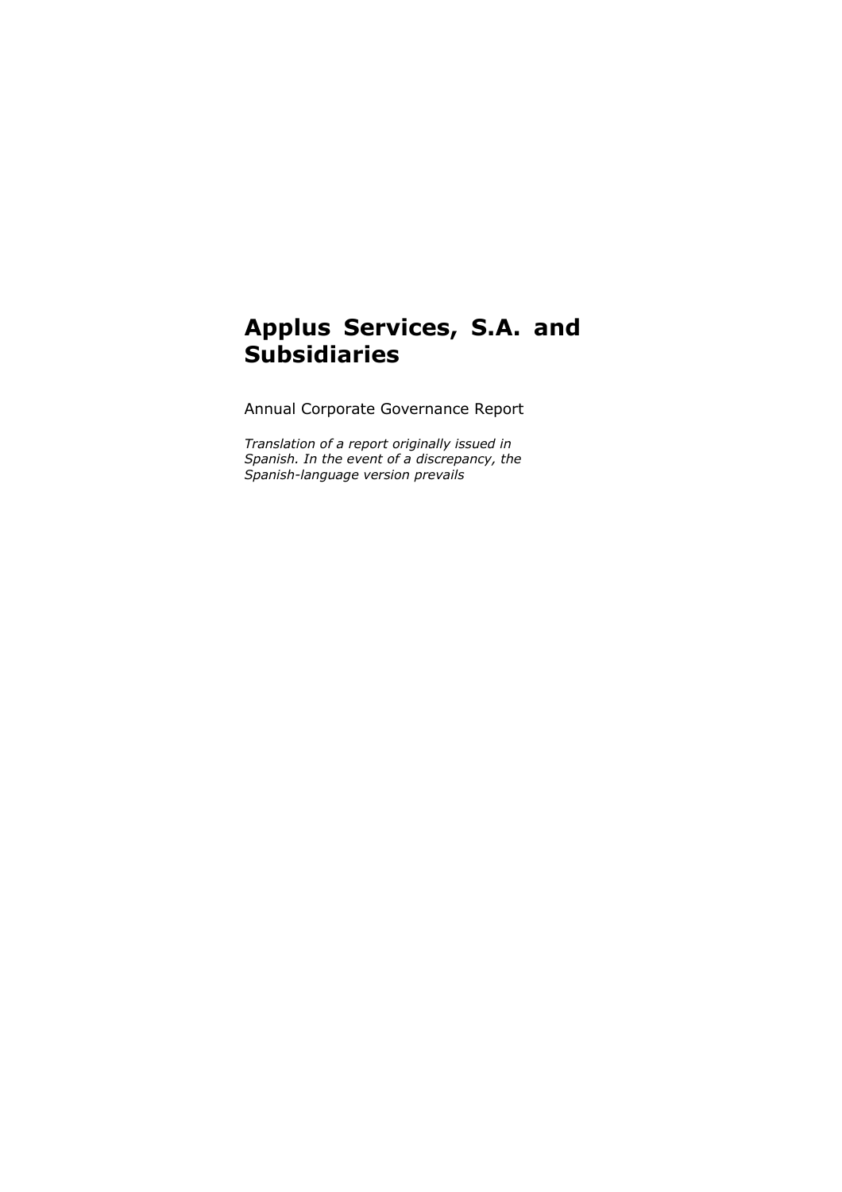# Applus Services, S.A. and Subsidiaries

Annual Corporate Governance Report

*Translation of a report originally issued in Spanish. In the event of a discrepancy, the Spanish-language version prevails*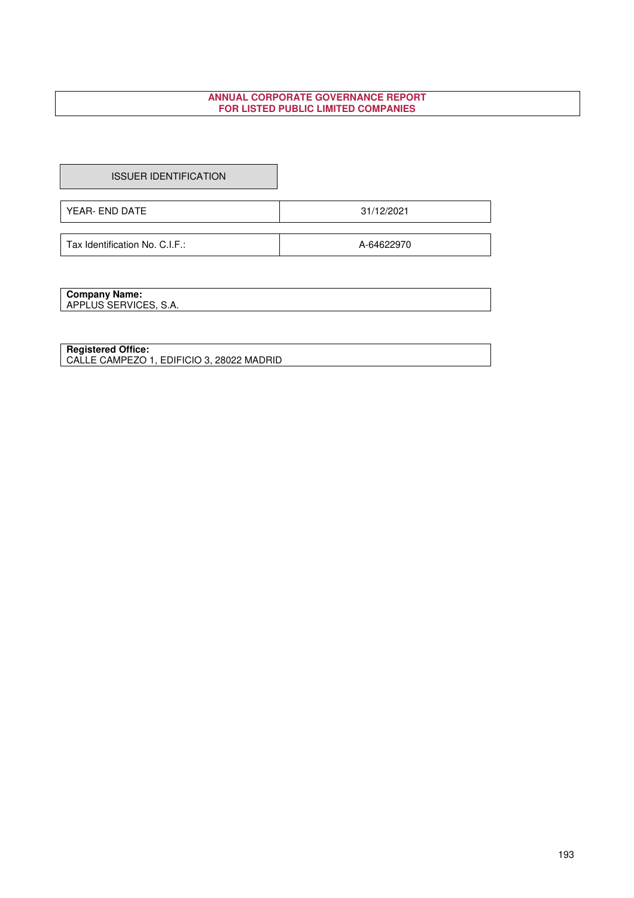# ANNUAL CORPORATE GOVERNANCE REPORT
# FOR LISTED PUBLIC LIMITED COMPANIES

## ISSUER IDENTIFICATION

| | |
|---|---|
| YEAR- END DATE | 31/12/2021 |
| Tax Identification No. C.I.F.: | A-64622970 |

**Company Name:**
APPLUS SERVICES, S.A.

**Registered Office:**
CALLE CAMPEZO 1, EDIFICIO 3, 28022 MADRID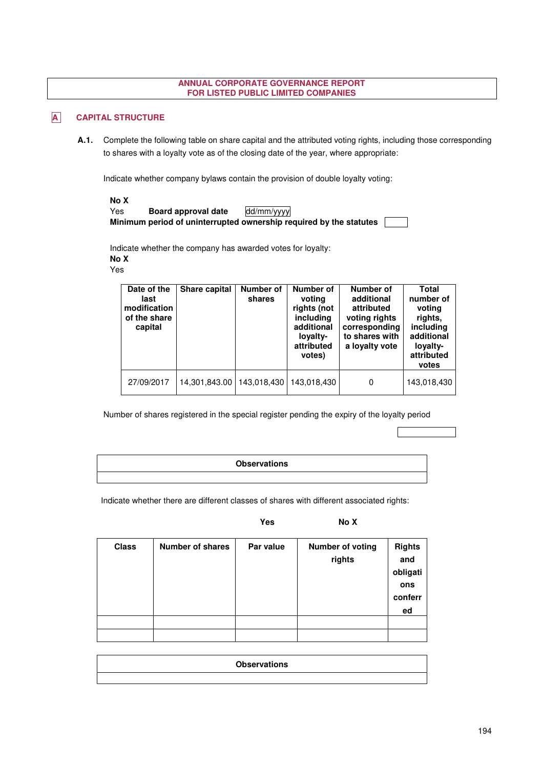# ANNUAL CORPORATE GOVERNANCE REPORT
# FOR LISTED PUBLIC LIMITED COMPANIES

## A CAPITAL STRUCTURE

**A.1.** Complete the following table on share capital and the attributed voting rights, including those corresponding to shares with a loyalty vote as of the closing date of the year, where appropriate:

Indicate whether company bylaws contain the provision of double loyalty voting:

**No X**
Yes **Board approval date** dd/mm/yyyy
**Minimum period of uninterrupted ownership required by the statutes**

Indicate whether the company has awarded votes for loyalty:
**No X**
Yes

| Date of the last modification of the share capital | Share capital | Number of shares | Number of voting rights (not including additional loyalty-attributed votes) | Number of additional attributed voting rights corresponding to shares with a loyalty vote | Total number of voting rights, including additional loyalty-attributed votes |
|---|---|---|---|---|---|
| 27/09/2017 | 14,301,843.00 | 143,018,430 | 143,018,430 | 0 | 143,018,430 |

Number of shares registered in the special register pending the expiry of the loyalty period

| Observations |
|---|
| |

Indicate whether there are different classes of shares with different associated rights:

**Yes** **No X**

| Class | Number of shares | Par value | Number of voting rights | Rights and obligations conferred |
|---|---|---|---|---|
| | | | | |
| | | | | |

| Observations |
|---|
| |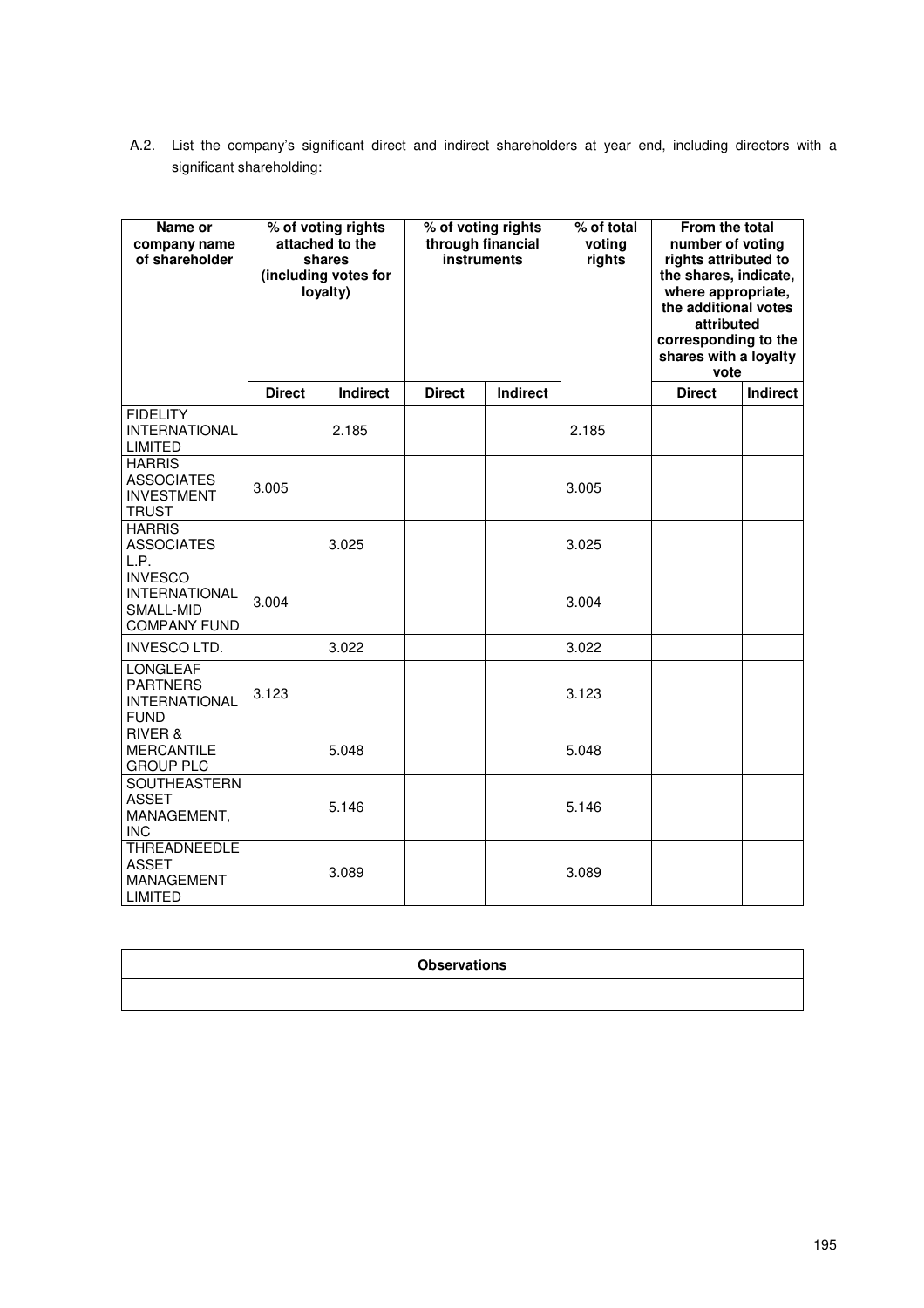A.2. List the company's significant direct and indirect shareholders at year end, including directors with a significant shareholding:

| Name or company name of shareholder | % of voting rights attached to the shares (including votes for loyalty) | | % of voting rights through financial instruments | | % of total voting rights | From the total number of voting rights attributed to the shares, indicate, where appropriate, the additional votes attributed corresponding to the shares with a loyalty vote | |
|---|---|---|---|---|---|---|---|
| | Direct | Indirect | Direct | Indirect | | Direct | Indirect |
| FIDELITY INTERNATIONAL LIMITED | | 2.185 | | | 2.185 | | |
| HARRIS ASSOCIATES INVESTMENT TRUST | 3.005 | | | | 3.005 | | |
| HARRIS ASSOCIATES L.P. | | 3.025 | | | 3.025 | | |
| INVESCO INTERNATIONAL SMALL-MID COMPANY FUND | 3.004 | | | | 3.004 | | |
| INVESCO LTD. | | 3.022 | | | 3.022 | | |
| LONGLEAF PARTNERS INTERNATIONAL FUND | 3.123 | | | | 3.123 | | |
| RIVER & MERCANTILE GROUP PLC | | 5.048 | | | 5.048 | | |
| SOUTHEASTERN ASSET MANAGEMENT, INC | | 5.146 | | | 5.146 | | |
| THREADNEEDLE ASSET MANAGEMENT LIMITED | | 3.089 | | | 3.089 | | |

| Observations |
|---|
| |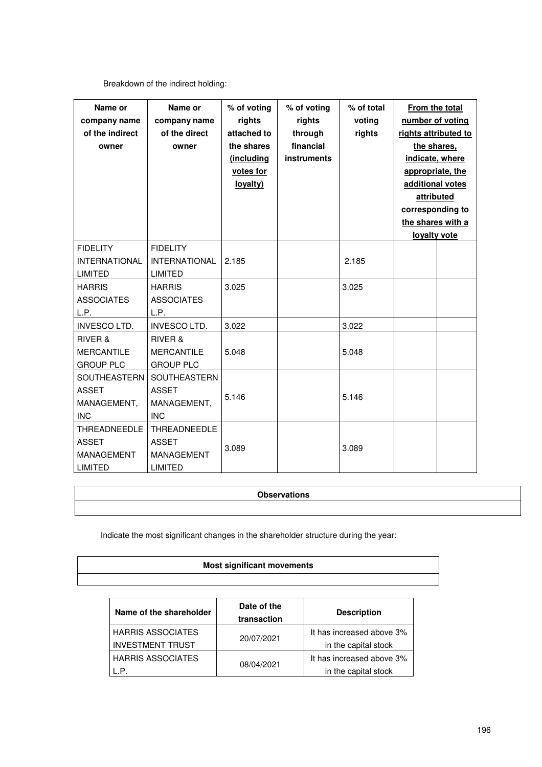Breakdown of the indirect holding:

| Name or company name of the indirect owner | Name or company name of the direct owner | % of voting rights attached to the shares (including votes for loyalty) | % of voting rights through financial instruments | % of total voting rights | From the total number of voting rights attributed to the shares, indicate, where appropriate, the additional votes attributed corresponding to the shares with a loyalty vote | |
|---|---|---|---|---|---|---|
| FIDELITY INTERNATIONAL LIMITED | FIDELITY INTERNATIONAL LIMITED | 2.185 | | 2.185 | | |
| HARRIS ASSOCIATES L.P. | HARRIS ASSOCIATES L.P. | 3.025 | | 3.025 | | |
| INVESCO LTD. | INVESCO LTD. | 3.022 | | 3.022 | | |
| RIVER & MERCANTILE GROUP PLC | RIVER & MERCANTILE GROUP PLC | 5.048 | | 5.048 | | |
| SOUTHEASTERN ASSET MANAGEMENT, INC | SOUTHEASTERN ASSET MANAGEMENT, INC | 5.146 | | 5.146 | | |
| THREADNEEDLE ASSET MANAGEMENT LIMITED | THREADNEEDLE ASSET MANAGEMENT LIMITED | 3.089 | | 3.089 | | |

| Observations |
|---|
| |

Indicate the most significant changes in the shareholder structure during the year:

| Most significant movements |
|---|
| |

| Name of the shareholder | Date of the transaction | Description |
|---|---|---|
| HARRIS ASSOCIATES INVESTMENT TRUST | 20/07/2021 | It has increased above 3% in the capital stock |
| HARRIS ASSOCIATES L.P. | 08/04/2021 | It has increased above 3% in the capital stock |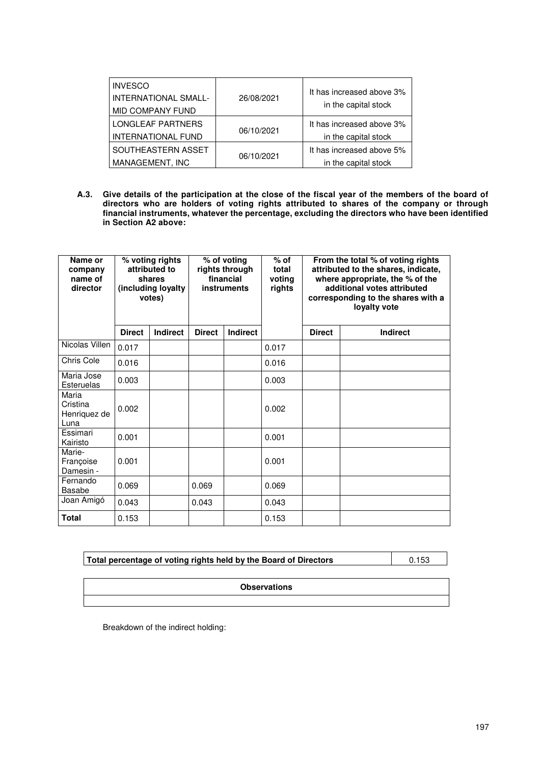| INVESCO INTERNATIONAL SMALL-MID COMPANY FUND | 26/08/2021 | It has increased above 3% in the capital stock |
|---|---|---|
| LONGLEAF PARTNERS INTERNATIONAL FUND | 06/10/2021 | It has increased above 3% in the capital stock |
| SOUTHEASTERN ASSET MANAGEMENT, INC | 06/10/2021 | It has increased above 5% in the capital stock |

**A.3. Give details of the participation at the close of the fiscal year of the members of the board of directors who are holders of voting rights attributed to shares of the company or through financial instruments, whatever the percentage, excluding the directors who have been identified in Section A2 above:**

| Name or company name of director | % voting rights attributed to shares (including loyalty votes) | | % of voting rights through financial instruments | | % of total voting rights | From the total % of voting rights attributed to the shares, indicate, where appropriate, the % of the additional votes attributed corresponding to the shares with a loyalty vote | |
|---|---|---|---|---|---|---|---|
| | **Direct** | **Indirect** | **Direct** | **Indirect** | | **Direct** | **Indirect** |
| Nicolas Villen | 0.017 | | | | 0.017 | | |
| Chris Cole | 0.016 | | | | 0.016 | | |
| Maria Jose Esteruelas | 0.003 | | | | 0.003 | | |
| Maria Cristina Henriquez de Luna | 0.002 | | | | 0.002 | | |
| Essimari Kairisto | 0.001 | | | | 0.001 | | |
| Marie-Françoise Damesin - | 0.001 | | | | 0.001 | | |
| Fernando Basabe | 0.069 | | 0.069 | | 0.069 | | |
| Joan Amigó | 0.043 | | 0.043 | | 0.043 | | |
| **Total** | 0.153 | | | | 0.153 | | |

| Total percentage of voting rights held by the Board of Directors | 0.153 |
|---|---|

| Observations |
|---|
| |

Breakdown of the indirect holding: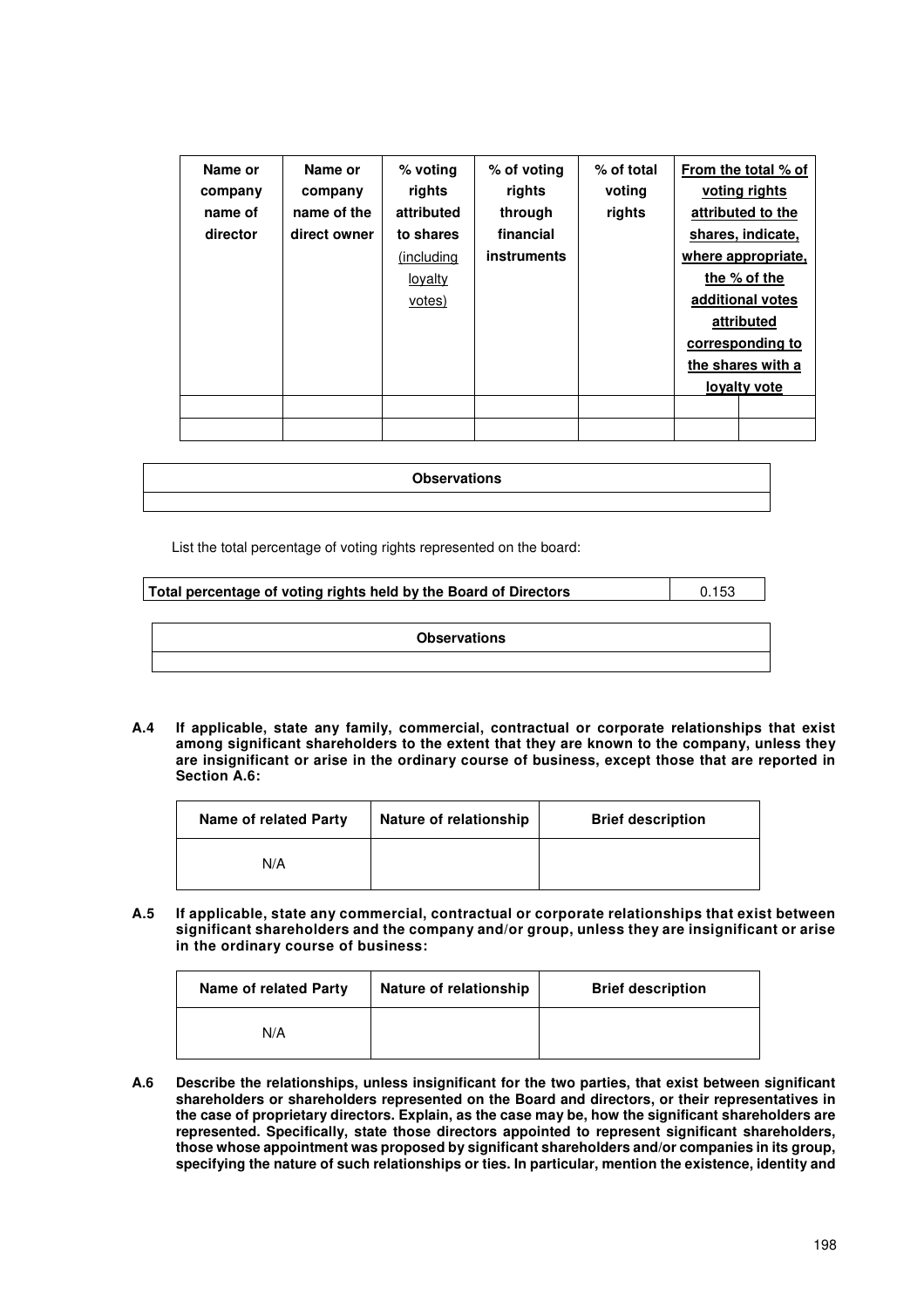| Name or company name of director | Name or company name of the direct owner | % voting rights attributed to shares (including loyalty votes) | % of voting rights through financial instruments | % of total voting rights | From the total % of voting rights attributed to the shares, indicate, where appropriate, the % of the additional votes attributed corresponding to the shares with a loyalty vote | |
|---|---|---|---|---|---|---|
| | | | | | | |
| | | | | | | |

| Observations |
|---|
| |

List the total percentage of voting rights represented on the board:

| Total percentage of voting rights held by the Board of Directors | 0.153 |
|---|---|

| Observations |
|---|
| |

**A.4 If applicable, state any family, commercial, contractual or corporate relationships that exist among significant shareholders to the extent that they are known to the company, unless they are insignificant or arise in the ordinary course of business, except those that are reported in Section A.6:**

| Name of related Party | Nature of relationship | Brief description |
|---|---|---|
| N/A | | |

**A.5 If applicable, state any commercial, contractual or corporate relationships that exist between significant shareholders and the company and/or group, unless they are insignificant or arise in the ordinary course of business:**

| Name of related Party | Nature of relationship | Brief description |
|---|---|---|
| N/A | | |

**A.6 Describe the relationships, unless insignificant for the two parties, that exist between significant shareholders or shareholders represented on the Board and directors, or their representatives in the case of proprietary directors. Explain, as the case may be, how the significant shareholders are represented. Specifically, state those directors appointed to represent significant shareholders, those whose appointment was proposed by significant shareholders and/or companies in its group, specifying the nature of such relationships or ties. In particular, mention the existence, identity and**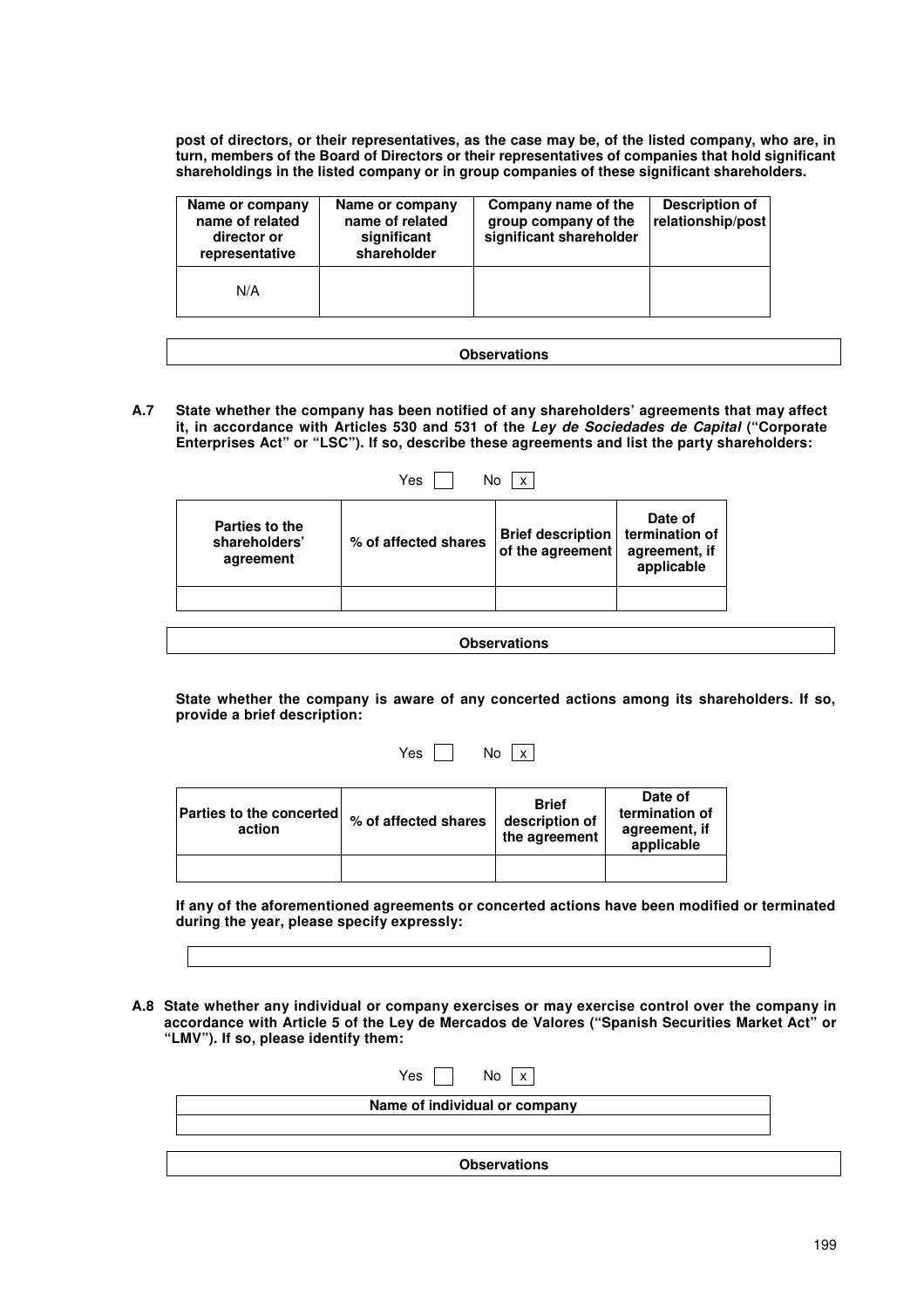**post of directors, or their representatives, as the case may be, of the listed company, who are, in turn, members of the Board of Directors or their representatives of companies that hold significant shareholdings in the listed company or in group companies of these significant shareholders.**

| Name or company name of related director or representative | Name or company name of related significant shareholder | Company name of the group company of the significant shareholder | Description of relationship/post |
|---|---|---|---|
| N/A | | | |

| Observations |
|---|
| |

**A.7 State whether the company has been notified of any shareholders' agreements that may affect it, in accordance with Articles 530 and 531 of the *Ley de Sociedades de Capital* ("Corporate Enterprises Act" or "LSC"). If so, describe these agreements and list the party shareholders:**

Yes [ ] No [x]

| Parties to the shareholders' agreement | % of affected shares | Brief description of the agreement | Date of termination of agreement, if applicable |
|---|---|---|---|
| | | | |

| Observations |
|---|
| |

**State whether the company is aware of any concerted actions among its shareholders. If so, provide a brief description:**

Yes [ ] No [x]

| Parties to the concerted action | % of affected shares | Brief description of the agreement | Date of termination of agreement, if applicable |
|---|---|---|---|
| | | | |

**If any of the aforementioned agreements or concerted actions have been modified or terminated during the year, please specify expressly:**

| |
|---|
| |

**A.8 State whether any individual or company exercises or may exercise control over the company in accordance with Article 5 of the Ley de Mercados de Valores ("Spanish Securities Market Act" or "LMV"). If so, please identify them:**

Yes [ ] No [x]

| Name of individual or company |
|---|
| |

| Observations |
|---|
| |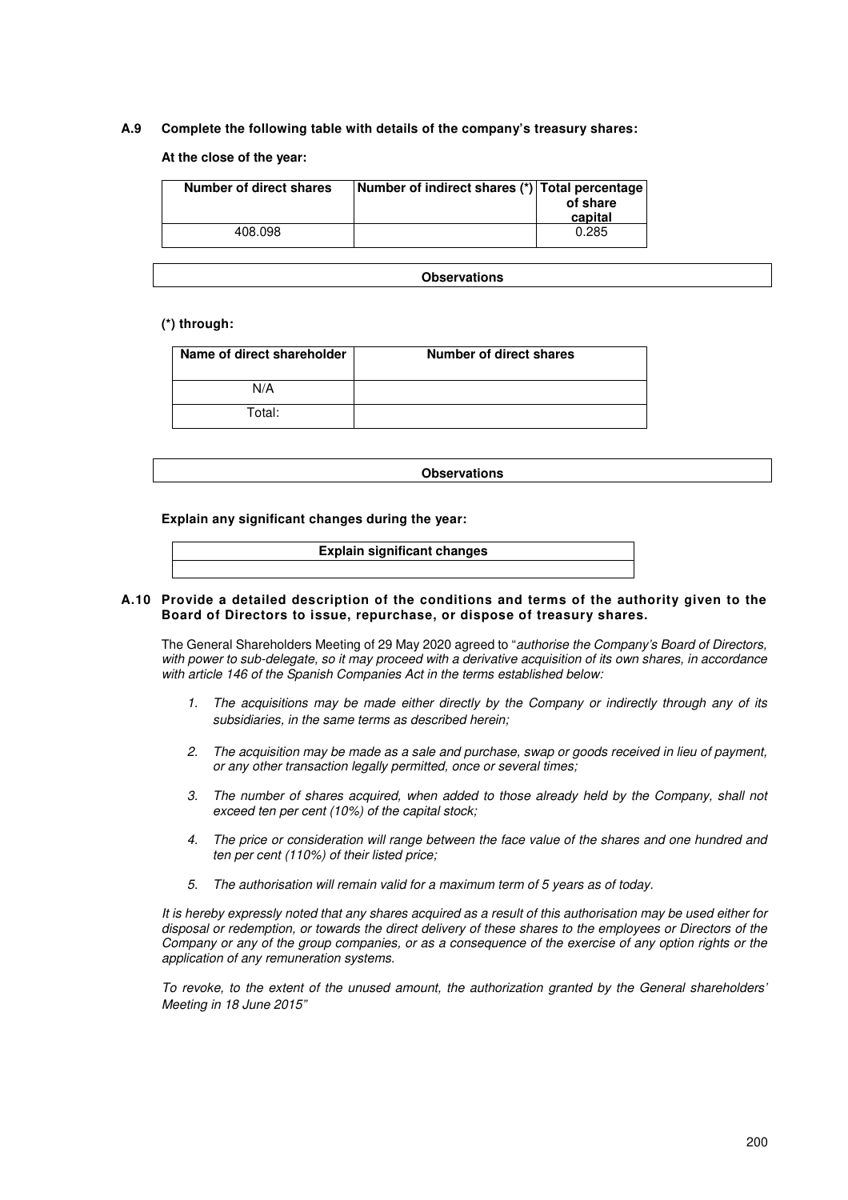**A.9 Complete the following table with details of the company's treasury shares:**

**At the close of the year:**

| Number of direct shares | Number of indirect shares (*) | Total percentage of share capital |
|---|---|---|
| 408.098 | | 0.285 |

| Observations |
|---|

**(*) through:**

| Name of direct shareholder | Number of direct shares |
|---|---|
| N/A | |
| Total: | |

| Observations |
|---|

**Explain any significant changes during the year:**

| Explain significant changes |
|---|
| |

**A.10 Provide a detailed description of the conditions and terms of the authority given to the Board of Directors to issue, repurchase, or dispose of treasury shares.**

The General Shareholders Meeting of 29 May 2020 agreed to "*authorise the Company's Board of Directors, with power to sub-delegate, so it may proceed with a derivative acquisition of its own shares, in accordance with article 146 of the Spanish Companies Act in the terms established below:*

1. *The acquisitions may be made either directly by the Company or indirectly through any of its subsidiaries, in the same terms as described herein;*
2. *The acquisition may be made as a sale and purchase, swap or goods received in lieu of payment, or any other transaction legally permitted, once or several times;*
3. *The number of shares acquired, when added to those already held by the Company, shall not exceed ten per cent (10%) of the capital stock;*
4. *The price or consideration will range between the face value of the shares and one hundred and ten per cent (110%) of their listed price;*
5. *The authorisation will remain valid for a maximum term of 5 years as of today.*

*It is hereby expressly noted that any shares acquired as a result of this authorisation may be used either for disposal or redemption, or towards the direct delivery of these shares to the employees or Directors of the Company or any of the group companies, or as a consequence of the exercise of any option rights or the application of any remuneration systems.*

*To revoke, to the extent of the unused amount, the authorization granted by the General shareholders' Meeting in 18 June 2015*"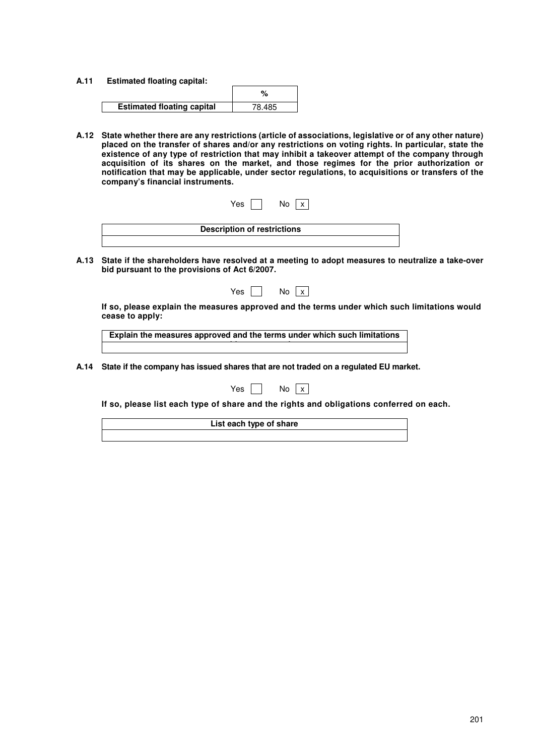**A.11 Estimated floating capital:**

| | % |
|---|---|
| **Estimated floating capital** | 78.485 |

**A.12 State whether there are any restrictions (article of associations, legislative or of any other nature) placed on the transfer of shares and/or any restrictions on voting rights. In particular, state the existence of any type of restriction that may inhibit a takeover attempt of the company through acquisition of its shares on the market, and those regimes for the prior authorization or notification that may be applicable, under sector regulations, to acquisitions or transfers of the company's financial instruments.**

Yes [ ] No [x]

| **Description of restrictions** |
|---|
| |

**A.13 State if the shareholders have resolved at a meeting to adopt measures to neutralize a take-over bid pursuant to the provisions of Act 6/2007.**

Yes [ ] No [x]

**If so, please explain the measures approved and the terms under which such limitations would cease to apply:**

| **Explain the measures approved and the terms under which such limitations** |
|---|
| |

**A.14 State if the company has issued shares that are not traded on a regulated EU market.**

Yes [ ] No [x]

**If so, please list each type of share and the rights and obligations conferred on each.**

| **List each type of share** |
|---|
| |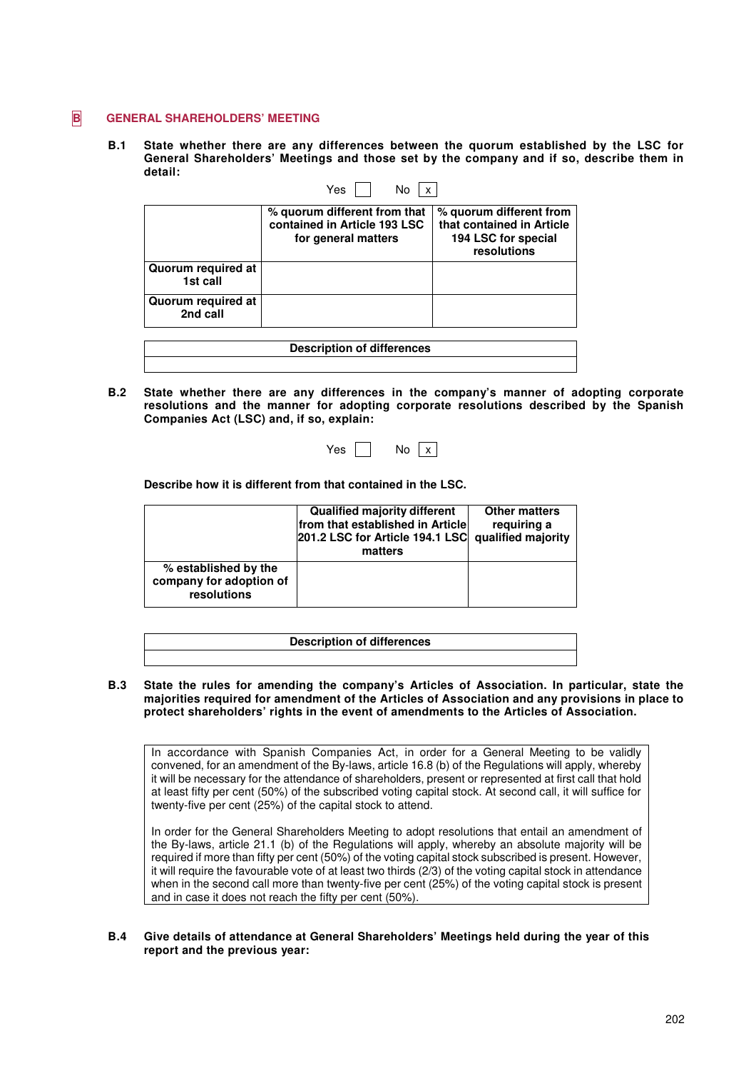## B GENERAL SHAREHOLDERS' MEETING

**B.1 State whether there are any differences between the quorum established by the LSC for General Shareholders' Meetings and those set by the company and if so, describe them in detail:**

Yes ☐ No ☒

| | % quorum different from that contained in Article 193 LSC for general matters | % quorum different from that contained in Article 194 LSC for special resolutions |
|---|---|---|
| Quorum required at 1st call | | |
| Quorum required at 2nd call | | |

| Description of differences |
|---|
| |

**B.2 State whether there are any differences in the company's manner of adopting corporate resolutions and the manner for adopting corporate resolutions described by the Spanish Companies Act (LSC) and, if so, explain:**

Yes ☐ No ☒

**Describe how it is different from that contained in the LSC.**

| | Qualified majority different from that established in Article 201.2 LSC for Article 194.1 LSC matters | Other matters requiring a qualified majority |
|---|---|---|
| % established by the company for adoption of resolutions | | |

| Description of differences |
|---|
| |

**B.3 State the rules for amending the company's Articles of Association. In particular, state the majorities required for amendment of the Articles of Association and any provisions in place to protect shareholders' rights in the event of amendments to the Articles of Association.**

In accordance with Spanish Companies Act, in order for a General Meeting to be validly convened, for an amendment of the By-laws, article 16.8 (b) of the Regulations will apply, whereby it will be necessary for the attendance of shareholders, present or represented at first call that hold at least fifty per cent (50%) of the subscribed voting capital stock. At second call, it will suffice for twenty-five per cent (25%) of the capital stock to attend.

In order for the General Shareholders Meeting to adopt resolutions that entail an amendment of the By-laws, article 21.1 (b) of the Regulations will apply, whereby an absolute majority will be required if more than fifty per cent (50%) of the voting capital stock subscribed is present. However, it will require the favourable vote of at least two thirds (2/3) of the voting capital stock in attendance when in the second call more than twenty-five per cent (25%) of the voting capital stock is present and in case it does not reach the fifty per cent (50%).

**B.4 Give details of attendance at General Shareholders' Meetings held during the year of this report and the previous year:**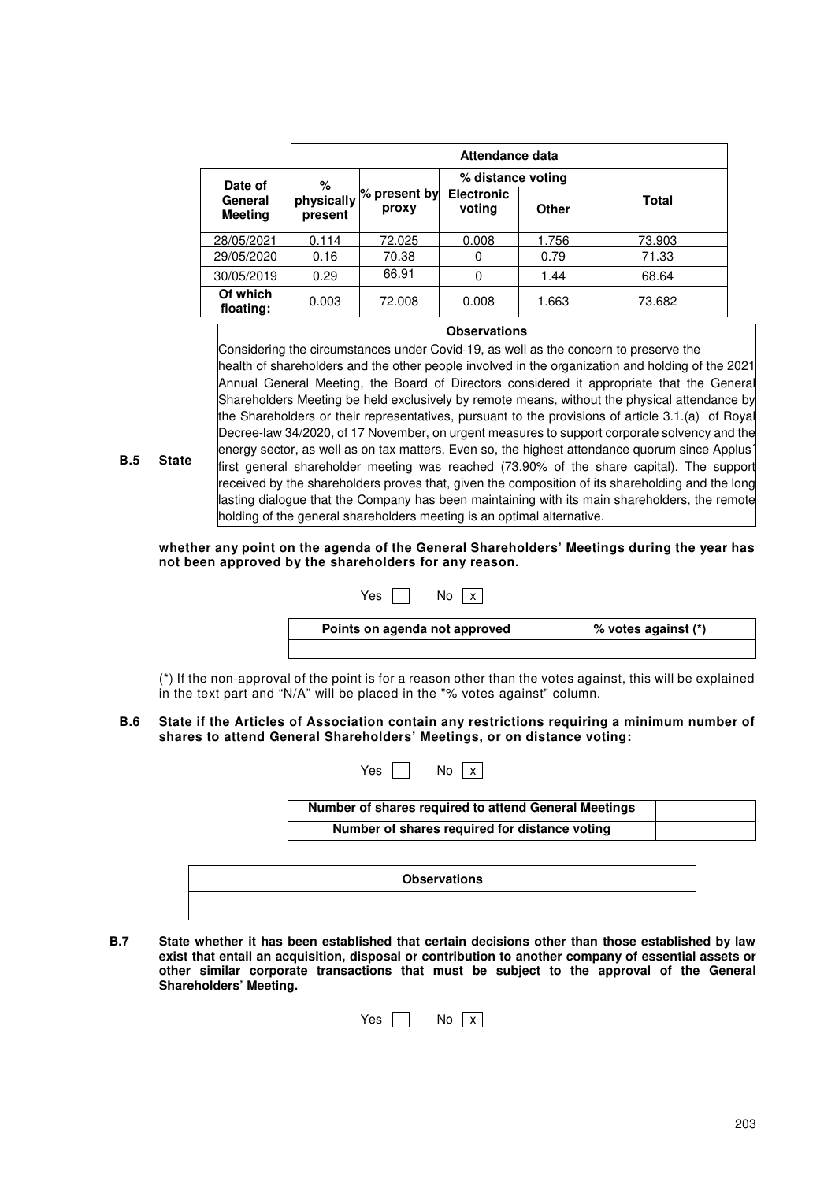| Date of General Meeting | Attendance data | | | | |
|---|---|---|---|---|---|
| | % physically present | % present by proxy | % distance voting | | Total |
| | | | Electronic voting | Other | |
| 28/05/2021 | 0.114 | 72.025 | 0.008 | 1.756 | 73.903 |
| 29/05/2020 | 0.16 | 70.38 | 0 | 0.79 | 71.33 |
| 30/05/2019 | 0.29 | 66.91 | 0 | 1.44 | 68.64 |
| Of which floating: | 0.003 | 72.008 | 0.008 | 1.663 | 73.682 |

| Observations |
|---|
| Considering the circumstances under Covid-19, as well as the concern to preserve the health of shareholders and the other people involved in the organization and holding of the 2021 Annual General Meeting, the Board of Directors considered it appropriate that the General Shareholders Meeting be held exclusively by remote means, without the physical attendance by the Shareholders or their representatives, pursuant to the provisions of article 3.1.(a) of Royal Decree-law 34/2020, of 17 November, on urgent measures to support corporate solvency and the energy sector, as well as on tax matters. Even so, the highest attendance quorum since Applus´ first general shareholder meeting was reached (73.90% of the share capital). The support received by the shareholders proves that, given the composition of its shareholding and the long lasting dialogue that the Company has been maintaining with its main shareholders, the remote holding of the general shareholders meeting is an optimal alternative. |

**B.5 State whether any point on the agenda of the General Shareholders' Meetings during the year has not been approved by the shareholders for any reason.**

Yes [ ] No [x]

| Points on agenda not approved | % votes against (*) |
|---|---|
| | |

(*) If the non-approval of the point is for a reason other than the votes against, this will be explained in the text part and "N/A" will be placed in the "% votes against" column.

**B.6 State if the Articles of Association contain any restrictions requiring a minimum number of shares to attend General Shareholders' Meetings, or on distance voting:**

Yes [ ] No [x]

| Number of shares required to attend General Meetings | |
|---|---|
| Number of shares required for distance voting | |

| Observations |
|---|
| |

**B.7 State whether it has been established that certain decisions other than those established by law exist that entail an acquisition, disposal or contribution to another company of essential assets or other similar corporate transactions that must be subject to the approval of the General Shareholders' Meeting.**

Yes [ ] No [x]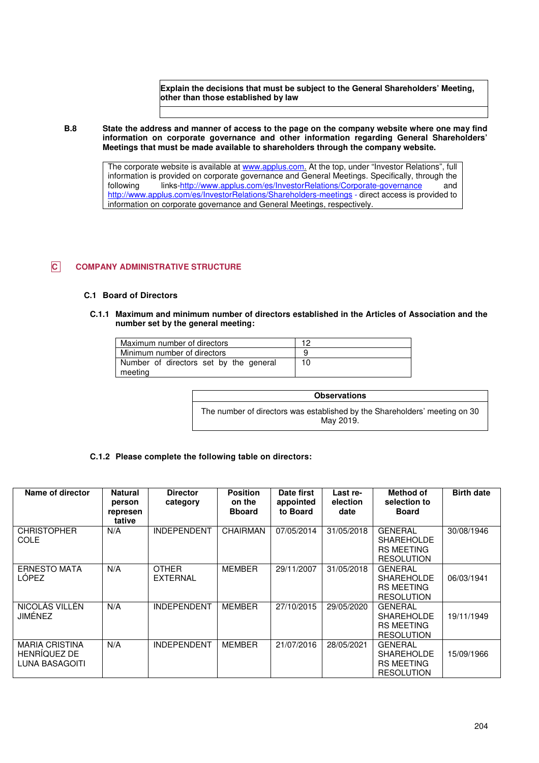| Explain the decisions that must be subject to the General Shareholders' Meeting, other than those established by law |
|---|
| |

**B.8 State the address and manner of access to the page on the company website where one may find information on corporate governance and other information regarding General Shareholders' Meetings that must be made available to shareholders through the company website.**

| The corporate website is available at www.applus.com. At the top, under "Investor Relations", full information is provided on corporate governance and General Meetings. Specifically, through the following links-http://www.applus.com/es/InvestorRelations/Corporate-governance and http://www.applus.com/es/InvestorRelations/Shareholders-meetings - direct access is provided to information on corporate governance and General Meetings, respectively. |
|---|

## C COMPANY ADMINISTRATIVE STRUCTURE

### C.1 Board of Directors

**C.1.1 Maximum and minimum number of directors established in the Articles of Association and the number set by the general meeting:**

| Maximum number of directors | 12 |
|---|---|
| Minimum number of directors | 9 |
| Number of directors set by the general meeting | 10 |

| Observations |
|---|
| The number of directors was established by the Shareholders' meeting on 30 May 2019. |

**C.1.2 Please complete the following table on directors:**

| Name of director | Natural person representative | Director category | Position on the Bboard | Date first appointed to Board | Last re-election date | Method of selection to Board | Birth date |
|---|---|---|---|---|---|---|---|
| CHRISTOPHER COLE | N/A | INDEPENDENT | CHAIRMAN | 07/05/2014 | 31/05/2018 | GENERAL SHAREHOLDERS MEETING RESOLUTION | 30/08/1946 |
| ERNESTO MATA LÓPEZ | N/A | OTHER EXTERNAL | MEMBER | 29/11/2007 | 31/05/2018 | GENERAL SHAREHOLDERS MEETING RESOLUTION | 06/03/1941 |
| NICOLÁS VILLÉN JIMÉNEZ | N/A | INDEPENDENT | MEMBER | 27/10/2015 | 29/05/2020 | GENERAL SHAREHOLDERS MEETING RESOLUTION | 19/11/1949 |
| MARIA CRISTINA HENRÍQUEZ DE LUNA BASAGOITI | N/A | INDEPENDENT | MEMBER | 21/07/2016 | 28/05/2021 | GENERAL SHAREHOLDERS MEETING RESOLUTION | 15/09/1966 |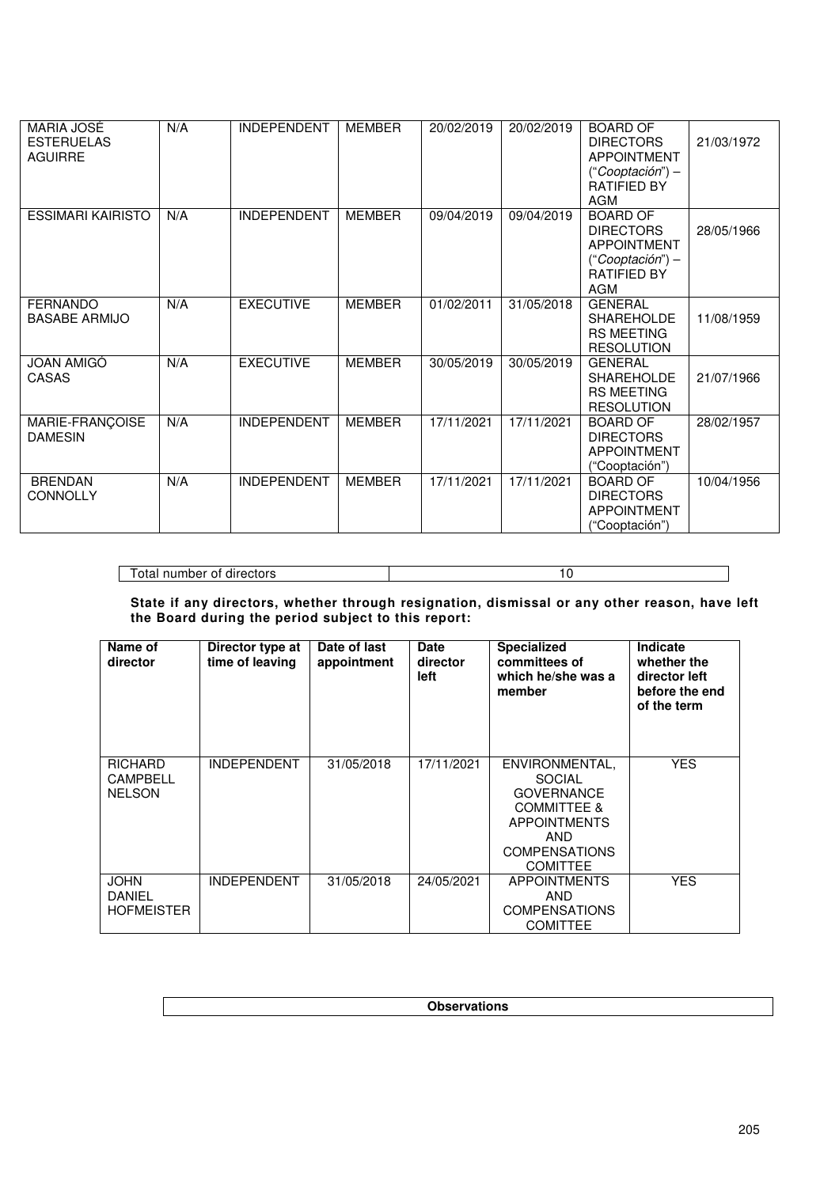| MARIA JOSÉ ESTERUELAS AGUIRRE | N/A | INDEPENDENT | MEMBER | 20/02/2019 | 20/02/2019 | BOARD OF DIRECTORS APPOINTMENT (“*Cooptación*”) – RATIFIED BY AGM | 21/03/1972 |
|---|---|---|---|---|---|---|---|
| ESSIMARI KAIRISTO | N/A | INDEPENDENT | MEMBER | 09/04/2019 | 09/04/2019 | BOARD OF DIRECTORS APPOINTMENT (“*Cooptación*”) – RATIFIED BY AGM | 28/05/1966 |
| FERNANDO BASABE ARMIJO | N/A | EXECUTIVE | MEMBER | 01/02/2011 | 31/05/2018 | GENERAL SHAREHOLDERS MEETING RESOLUTION | 11/08/1959 |
| JOAN AMIGÓ CASAS | N/A | EXECUTIVE | MEMBER | 30/05/2019 | 30/05/2019 | GENERAL SHAREHOLDERS MEETING RESOLUTION | 21/07/1966 |
| MARIE-FRANÇOISE DAMESIN | N/A | INDEPENDENT | MEMBER | 17/11/2021 | 17/11/2021 | BOARD OF DIRECTORS APPOINTMENT (“Cooptación”) | 28/02/1957 |
| BRENDAN CONNOLLY | N/A | INDEPENDENT | MEMBER | 17/11/2021 | 17/11/2021 | BOARD OF DIRECTORS APPOINTMENT (“Cooptación”) | 10/04/1956 |

| Total number of directors | 10 |
|---|---|

**State if any directors, whether through resignation, dismissal or any other reason, have left the Board during the period subject to this report:**

| Name of director | Director type at time of leaving | Date of last appointment | Date director left | Specialized committees of which he/she was a member | Indicate whether the director left before the end of the term |
|---|---|---|---|---|---|
| RICHARD CAMPBELL NELSON | INDEPENDENT | 31/05/2018 | 17/11/2021 | ENVIRONMENTAL, SOCIAL GOVERNANCE COMMITTEE & APPOINTMENTS AND COMPENSATIONS COMITTEE | YES |
| JOHN DANIEL HOFMEISTER | INDEPENDENT | 31/05/2018 | 24/05/2021 | APPOINTMENTS AND COMPENSATIONS COMITTEE | YES |

| Observations |
|---|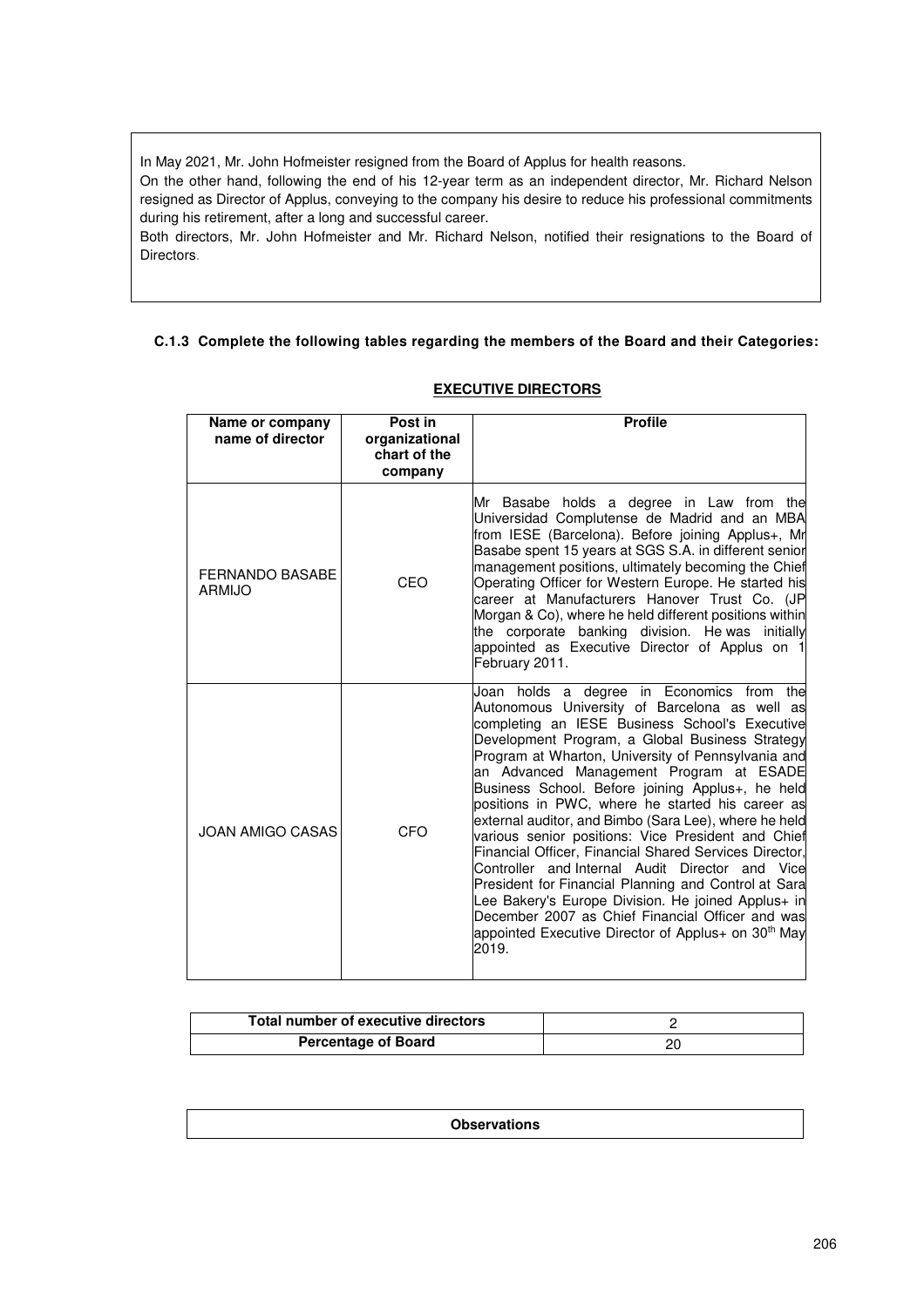In May 2021, Mr. John Hofmeister resigned from the Board of Applus for health reasons.

On the other hand, following the end of his 12-year term as an independent director, Mr. Richard Nelson resigned as Director of Applus, conveying to the company his desire to reduce his professional commitments during his retirement, after a long and successful career.

Both directors, Mr. John Hofmeister and Mr. Richard Nelson, notified their resignations to the Board of Directors.

#### C.1.3 Complete the following tables regarding the members of the Board and their Categories:

**EXECUTIVE DIRECTORS**

| Name or company name of director | Post in organizational chart of the company | Profile |
|---|---|---|
| FERNANDO BASABE ARMIJO | CEO | Mr Basabe holds a degree in Law from the Universidad Complutense de Madrid and an MBA from IESE (Barcelona). Before joining Applus+, Mr Basabe spent 15 years at SGS S.A. in different senior management positions, ultimately becoming the Chief Operating Officer for Western Europe. He started his career at Manufacturers Hanover Trust Co. (JP Morgan & Co), where he held different positions within the corporate banking division. He was initially appointed as Executive Director of Applus on 1 February 2011. |
| JOAN AMIGO CASAS | CFO | Joan holds a degree in Economics from the Autonomous University of Barcelona as well as completing an IESE Business School's Executive Development Program, a Global Business Strategy Program at Wharton, University of Pennsylvania and an Advanced Management Program at ESADE Business School. Before joining Applus+, he held positions in PWC, where he started his career as external auditor, and Bimbo (Sara Lee), where he held various senior positions: Vice President and Chief Financial Officer, Financial Shared Services Director, Controller and Internal Audit Director and Vice President for Financial Planning and Control at Sara Lee Bakery's Europe Division. He joined Applus+ in December 2007 as Chief Financial Officer and was appointed Executive Director of Applus+ on 30th May 2019. |

| Total number of executive directors | 2 |
|---|---|
| Percentage of Board | 20 |

| Observations |
|---|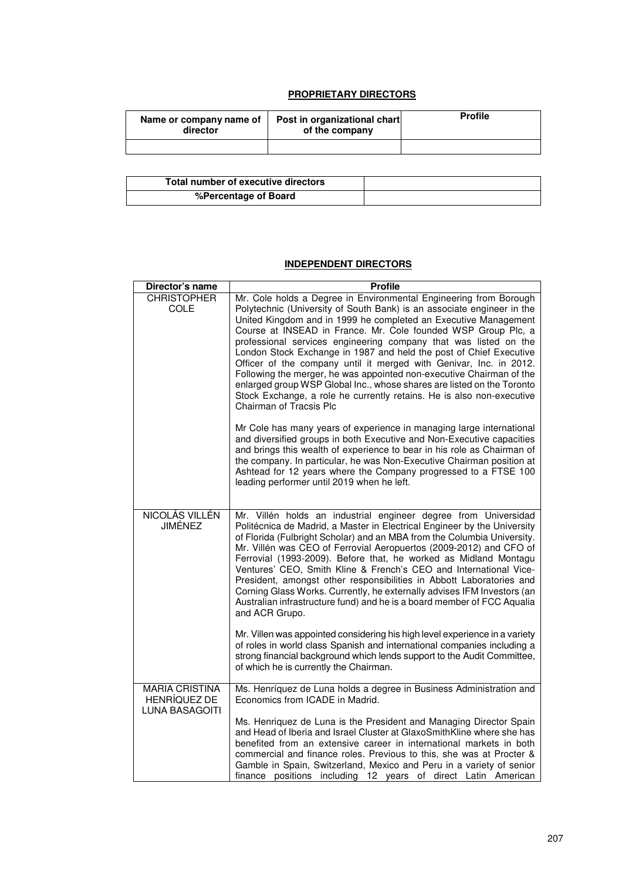**PROPRIETARY DIRECTORS**

| Name or company name of director | Post in organizational chart of the company | Profile |
|---|---|---|
| | | |

| Total number of executive directors | |
|---|---|
| %Percentage of Board | |

**INDEPENDENT DIRECTORS**

| Director's name | Profile |
|---|---|
| CHRISTOPHER COLE | Mr. Cole holds a Degree in Environmental Engineering from Borough Polytechnic (University of South Bank) is an associate engineer in the United Kingdom and in 1999 he completed an Executive Management Course at INSEAD in France. Mr. Cole founded WSP Group Plc, a professional services engineering company that was listed on the London Stock Exchange in 1987 and held the post of Chief Executive Officer of the company until it merged with Genivar, Inc. in 2012. Following the merger, he was appointed non-executive Chairman of the enlarged group WSP Global Inc., whose shares are listed on the Toronto Stock Exchange, a role he currently retains. He is also non-executive Chairman of Tracsis Plc<br><br>Mr Cole has many years of experience in managing large international and diversified groups in both Executive and Non-Executive capacities and brings this wealth of experience to bear in his role as Chairman of the company. In particular, he was Non-Executive Chairman position at Ashtead for 12 years where the Company progressed to a FTSE 100 leading performer until 2019 when he left. |
| NICOLÁS VILLÉN JIMÉNEZ | Mr. Villén holds an industrial engineer degree from Universidad Politécnica de Madrid, a Master in Electrical Engineer by the University of Florida (Fulbright Scholar) and an MBA from the Columbia University. Mr. Villén was CEO of Ferrovial Aeropuertos (2009-2012) and CFO of Ferrovial (1993-2009). Before that, he worked as Midland Montagu Ventures' CEO, Smith Kline & French's CEO and International Vice-President, amongst other responsibilities in Abbott Laboratories and Corning Glass Works. Currently, he externally advises IFM Investors (an Australian infrastructure fund) and he is a board member of FCC Aqualia and ACR Grupo.<br><br>Mr. Villen was appointed considering his high level experience in a variety of roles in world class Spanish and international companies including a strong financial background which lends support to the Audit Committee, of which he is currently the Chairman. |
| MARIA CRISTINA HENRÍQUEZ DE LUNA BASAGOITI | Ms. Henríquez de Luna holds a degree in Business Administration and Economics from ICADE in Madrid.<br><br>Ms. Henriquez de Luna is the President and Managing Director Spain and Head of Iberia and Israel Cluster at GlaxoSmithKline where she has benefited from an extensive career in international markets in both commercial and finance roles. Previous to this, she was at Procter & Gamble in Spain, Switzerland, Mexico and Peru in a variety of senior finance positions including 12 years of direct Latin American |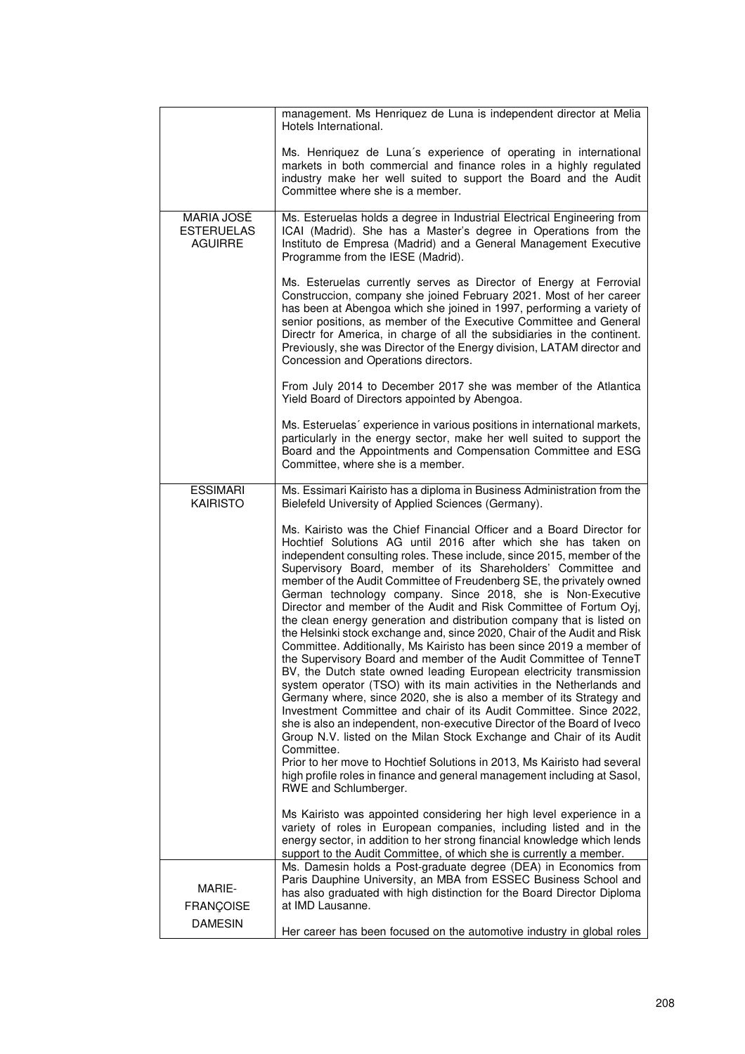| | |
|---|---|
| | management. Ms Henriquez de Luna is independent director at Melia Hotels International.<br><br>Ms. Henriquez de Luna´s experience of operating in international markets in both commercial and finance roles in a highly regulated industry make her well suited to support the Board and the Audit Committee where she is a member. |
| MARIA JOSÉ ESTERUELAS AGUIRRE | Ms. Esteruelas holds a degree in Industrial Electrical Engineering from ICAI (Madrid). She has a Master's degree in Operations from the Instituto de Empresa (Madrid) and a General Management Executive Programme from the IESE (Madrid).<br><br>Ms. Esteruelas currently serves as Director of Energy at Ferrovial Construccion, company she joined February 2021. Most of her career has been at Abengoa which she joined in 1997, performing a variety of senior positions, as member of the Executive Committee and General Directr for America, in charge of all the subsidiaries in the continent. Previously, she was Director of the Energy division, LATAM director and Concession and Operations directors.<br><br>From July 2014 to December 2017 she was member of the Atlantica Yield Board of Directors appointed by Abengoa.<br><br>Ms. Esteruelas´ experience in various positions in international markets, particularly in the energy sector, make her well suited to support the Board and the Appointments and Compensation Committee and ESG Committee, where she is a member. |
| ESSIMARI KAIRISTO | Ms. Essimari Kairisto has a diploma in Business Administration from the Bielefeld University of Applied Sciences (Germany).<br><br>Ms. Kairisto was the Chief Financial Officer and a Board Director for Hochtief Solutions AG until 2016 after which she has taken on independent consulting roles. These include, since 2015, member of the Supervisory Board, member of its Shareholders' Committee and member of the Audit Committee of Freudenberg SE, the privately owned German technology company. Since 2018, she is Non-Executive Director and member of the Audit and Risk Committee of Fortum Oyj, the clean energy generation and distribution company that is listed on the Helsinki stock exchange and, since 2020, Chair of the Audit and Risk Committee. Additionally, Ms Kairisto has been since 2019 a member of the Supervisory Board and member of the Audit Committee of TenneT BV, the Dutch state owned leading European electricity transmission system operator (TSO) with its main activities in the Netherlands and Germany where, since 2020, she is also a member of its Strategy and Investment Committee and chair of its Audit Committee. Since 2022, she is also an independent, non-executive Director of the Board of Iveco Group N.V. listed on the Milan Stock Exchange and Chair of its Audit Committee.<br>Prior to her move to Hochtief Solutions in 2013, Ms Kairisto had several high profile roles in finance and general management including at Sasol, RWE and Schlumberger.<br><br>Ms Kairisto was appointed considering her high level experience in a variety of roles in European companies, including listed and in the energy sector, in addition to her strong financial knowledge which lends support to the Audit Committee, of which she is currently a member. |
| MARIE-FRANÇOISE DAMESIN | Ms. Damesin holds a Post-graduate degree (DEA) in Economics from Paris Dauphine University, an MBA from ESSEC Business School and has also graduated with high distinction for the Board Director Diploma at IMD Lausanne.<br><br>Her career has been focused on the automotive industry in global roles |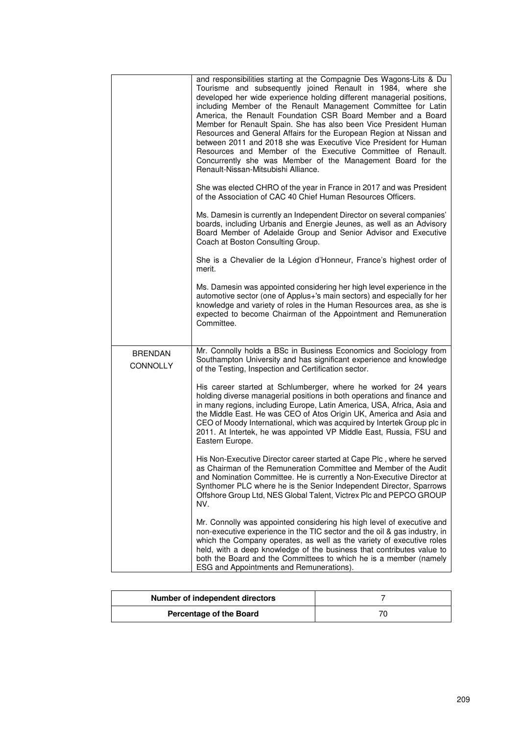| | |
|---|---|
| | and responsibilities starting at the Compagnie Des Wagons-Lits & Du Tourisme and subsequently joined Renault in 1984, where she developed her wide experience holding different managerial positions, including Member of the Renault Management Committee for Latin America, the Renault Foundation CSR Board Member and a Board Member for Renault Spain. She has also been Vice President Human Resources and General Affairs for the European Region at Nissan and between 2011 and 2018 she was Executive Vice President for Human Resources and Member of the Executive Committee of Renault. Concurrently she was Member of the Management Board for the Renault-Nissan-Mitsubishi Alliance.<br><br>She was elected CHRO of the year in France in 2017 and was President of the Association of CAC 40 Chief Human Resources Officers.<br><br>Ms. Damesin is currently an Independent Director on several companies' boards, including Urbanis and Energie Jeunes, as well as an Advisory Board Member of Adelaide Group and Senior Advisor and Executive Coach at Boston Consulting Group.<br><br>She is a Chevalier de la Légion d'Honneur, France's highest order of merit.<br><br>Ms. Damesin was appointed considering her high level experience in the automotive sector (one of Applus+'s main sectors) and especially for her knowledge and variety of roles in the Human Resources area, as she is expected to become Chairman of the Appointment and Remuneration Committee. |
| BRENDAN CONNOLLY | Mr. Connolly holds a BSc in Business Economics and Sociology from Southampton University and has significant experience and knowledge of the Testing, Inspection and Certification sector.<br><br>His career started at Schlumberger, where he worked for 24 years holding diverse managerial positions in both operations and finance and in many regions, including Europe, Latin America, USA, Africa, Asia and the Middle East. He was CEO of Atos Origin UK, America and Asia and CEO of Moody International, which was acquired by Intertek Group plc in 2011. At Intertek, he was appointed VP Middle East, Russia, FSU and Eastern Europe.<br><br>His Non-Executive Director career started at Cape Plc , where he served as Chairman of the Remuneration Committee and Member of the Audit and Nomination Committee. He is currently a Non-Executive Director at Synthomer PLC where he is the Senior Independent Director, Sparrows Offshore Group Ltd, NES Global Talent, Victrex Plc and PEPCO GROUP NV.<br><br>Mr. Connolly was appointed considering his high level of executive and non-executive experience in the TIC sector and the oil & gas industry, in which the Company operates, as well as the variety of executive roles held, with a deep knowledge of the business that contributes value to both the Board and the Committees to which he is a member (namely ESG and Appointments and Remunerations). |

| Number of independent directors | 7 |
|---|---|
| Percentage of the Board | 70 |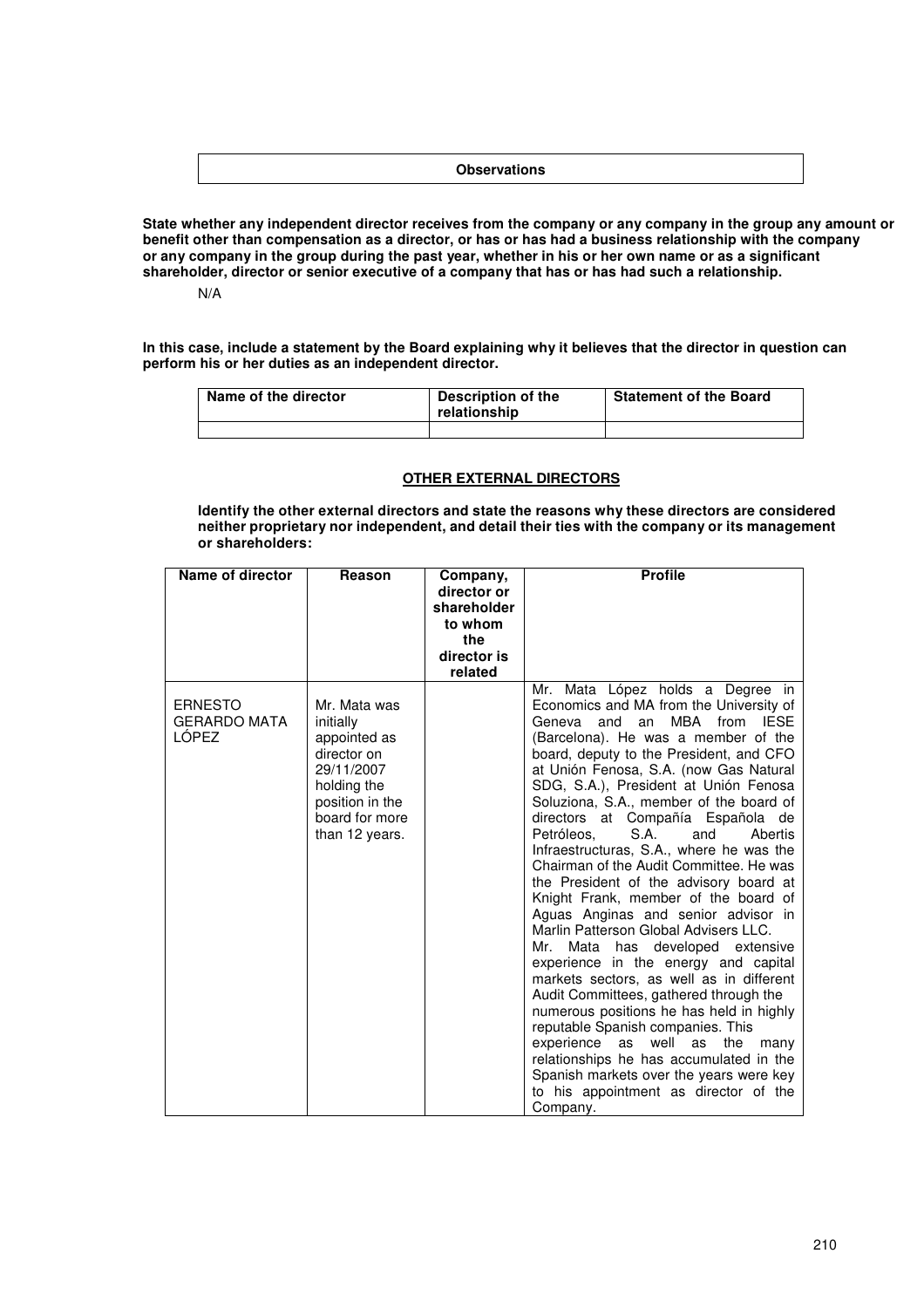| Observations |
|---|

**State whether any independent director receives from the company or any company in the group any amount or benefit other than compensation as a director, or has or has had a business relationship with the company or any company in the group during the past year, whether in his or her own name or as a significant shareholder, director or senior executive of a company that has or has had such a relationship.**

N/A

**In this case, include a statement by the Board explaining why it believes that the director in question can perform his or her duties as an independent director.**

| Name of the director | Description of the relationship | Statement of the Board |
|---|---|---|
| | | |

**OTHER EXTERNAL DIRECTORS**

**Identify the other external directors and state the reasons why these directors are considered neither proprietary nor independent, and detail their ties with the company or its management or shareholders:**

| Name of director | Reason | Company, director or shareholder to whom the director is related | Profile |
|---|---|---|---|
| ERNESTO GERARDO MATA LÓPEZ | Mr. Mata was initially appointed as director on 29/11/2007 holding the position in the board for more than 12 years. | | Mr. Mata López holds a Degree in Economics and MA from the University of Geneva and an MBA from IESE (Barcelona). He was a member of the board, deputy to the President, and CFO at Unión Fenosa, S.A. (now Gas Natural SDG, S.A.), President at Unión Fenosa Soluziona, S.A., member of the board of directors at Compañía Española de Petróleos, S.A. and Abertis Infraestructuras, S.A., where he was the Chairman of the Audit Committee. He was the President of the advisory board at Knight Frank, member of the board of Aguas Anginas and senior advisor in Marlin Patterson Global Advisers LLC. Mr. Mata has developed extensive experience in the energy and capital markets sectors, as well as in different Audit Committees, gathered through the numerous positions he has held in highly reputable Spanish companies. This experience as well as the many relationships he has accumulated in the Spanish markets over the years were key to his appointment as director of the Company. |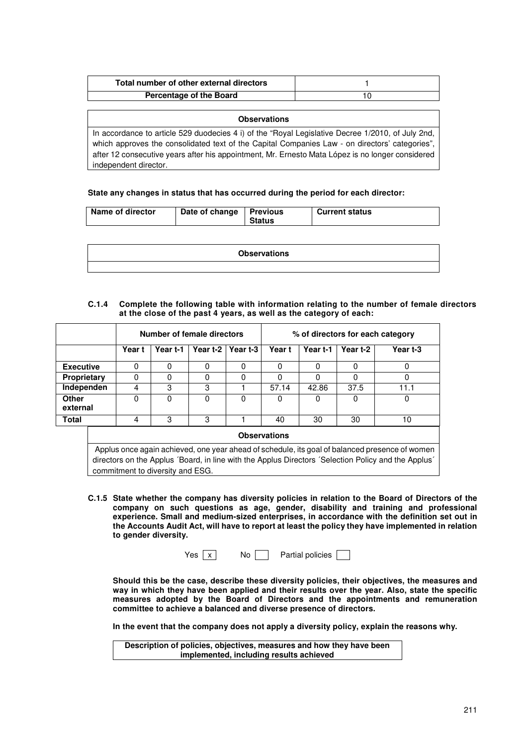| Total number of other external directors | 1 |
| --- | --- |
| Percentage of the Board | 10 |

| Observations |
| --- |
| In accordance to article 529 duodecies 4 i) of the "Royal Legislative Decree 1/2010, of July 2nd, which approves the consolidated text of the Capital Companies Law - on directors' categories", after 12 consecutive years after his appointment, Mr. Ernesto Mata López is no longer considered independent director. |

**State any changes in status that has occurred during the period for each director:**

| Name of director | Date of change | Previous Status | Current status |
| --- | --- | --- | --- |

| Observations |
| --- |
| |

**C.1.4 Complete the following table with information relating to the number of female directors at the close of the past 4 years, as well as the category of each:**

| | Number of female directors | | | | % of directors for each category | | | |
| --- | --- | --- | --- | --- | --- | --- | --- | --- |
| | Year t | Year t-1 | Year t-2 | Year t-3 | Year t | Year t-1 | Year t-2 | Year t-3 |
| **Executive** | 0 | 0 | 0 | 0 | 0 | 0 | 0 | 0 |
| **Proprietary** | 0 | 0 | 0 | 0 | 0 | 0 | 0 | 0 |
| **Independen** | 4 | 3 | 3 | 1 | 57.14 | 42.86 | 37.5 | 11.1 |
| **Other external** | 0 | 0 | 0 | 0 | 0 | 0 | 0 | 0 |
| **Total** | 4 | 3 | 3 | 1 | 40 | 30 | 30 | 10 |

| Observations |
| --- |
| Applus once again achieved, one year ahead of schedule, its goal of balanced presence of women directors on the Applus ´Board, in line with the Applus Directors ´Selection Policy and the Applus´ commitment to diversity and ESG. |

**C.1.5 State whether the company has diversity policies in relation to the Board of Directors of the company on such questions as age, gender, disability and training and professional experience. Small and medium-sized enterprises, in accordance with the definition set out in the Accounts Audit Act, will have to report at least the policy they have implemented in relation to gender diversity.**

Yes [x] No [ ] Partial policies [ ]

**Should this be the case, describe these diversity policies, their objectives, the measures and way in which they have been applied and their results over the year. Also, state the specific measures adopted by the Board of Directors and the appointments and remuneration committee to achieve a balanced and diverse presence of directors.**

**In the event that the company does not apply a diversity policy, explain the reasons why.**

| Description of policies, objectives, measures and how they have been implemented, including results achieved |
| --- |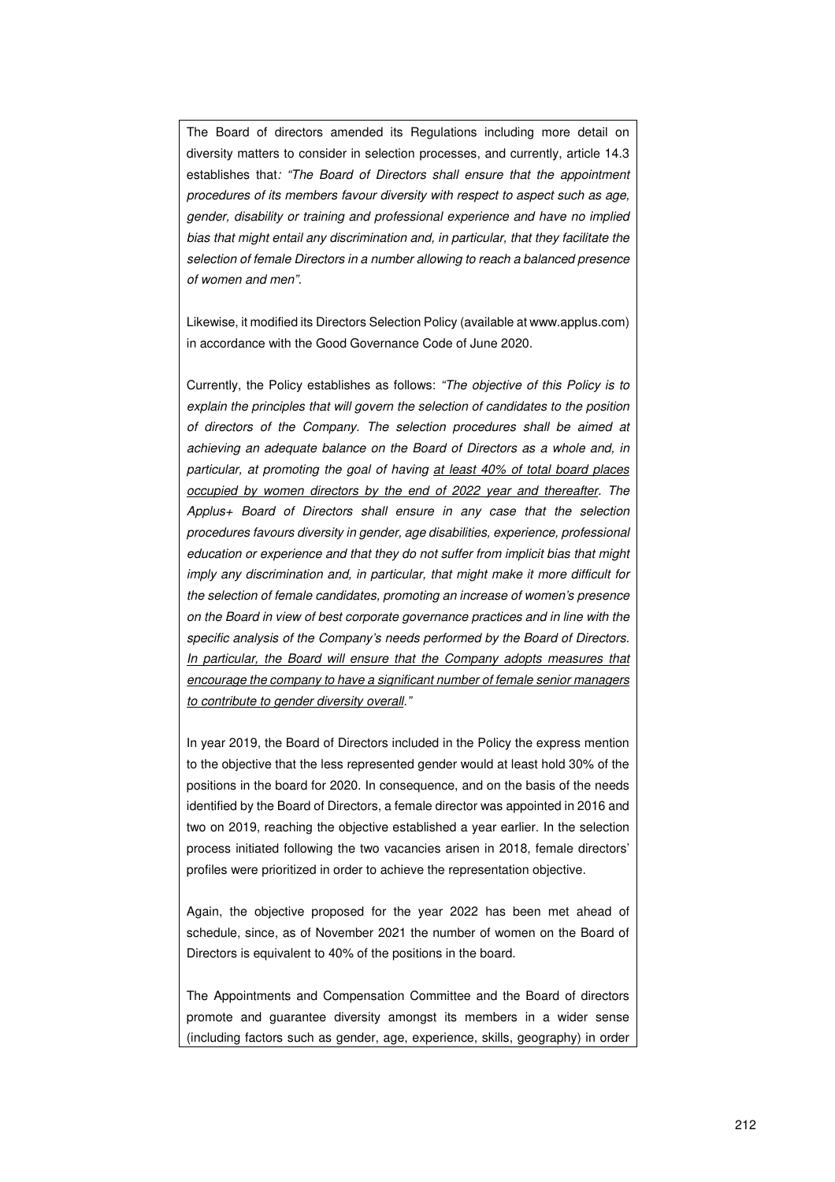The Board of directors amended its Regulations including more detail on diversity matters to consider in selection processes, and currently, article 14.3 establishes that*: "The Board of Directors shall ensure that the appointment procedures of its members favour diversity with respect to aspect such as age, gender, disability or training and professional experience and have no implied bias that might entail any discrimination and, in particular, that they facilitate the selection of female Directors in a number allowing to reach a balanced presence of women and men"*.

Likewise, it modified its Directors Selection Policy (available at www.applus.com) in accordance with the Good Governance Code of June 2020.

Currently, the Policy establishes as follows: *"The objective of this Policy is to explain the principles that will govern the selection of candidates to the position of directors of the Company. The selection procedures shall be aimed at achieving an adequate balance on the Board of Directors as a whole and, in particular, at promoting the goal of having <u>at least 40% of total board places occupied by women directors by the end of 2022 year and thereafter</u>. The Applus+ Board of Directors shall ensure in any case that the selection procedures favours diversity in gender, age disabilities, experience, professional education or experience and that they do not suffer from implicit bias that might imply any discrimination and, in particular, that might make it more difficult for the selection of female candidates, promoting an increase of women's presence on the Board in view of best corporate governance practices and in line with the specific analysis of the Company's needs performed by the Board of Directors. <u>In particular, the Board will ensure that the Company adopts measures that encourage the company to have a significant number of female senior managers to contribute to gender diversity overall</u>."*

In year 2019, the Board of Directors included in the Policy the express mention to the objective that the less represented gender would at least hold 30% of the positions in the board for 2020. In consequence, and on the basis of the needs identified by the Board of Directors, a female director was appointed in 2016 and two on 2019, reaching the objective established a year earlier. In the selection process initiated following the two vacancies arisen in 2018, female directors' profiles were prioritized in order to achieve the representation objective.

Again, the objective proposed for the year 2022 has been met ahead of schedule, since, as of November 2021 the number of women on the Board of Directors is equivalent to 40% of the positions in the board.

The Appointments and Compensation Committee and the Board of directors promote and guarantee diversity amongst its members in a wider sense (including factors such as gender, age, experience, skills, geography) in order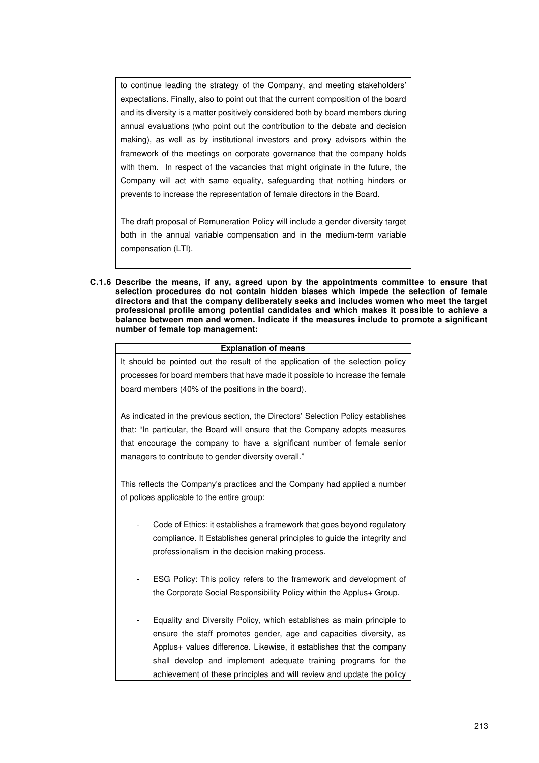to continue leading the strategy of the Company, and meeting stakeholders' expectations. Finally, also to point out that the current composition of the board and its diversity is a matter positively considered both by board members during annual evaluations (who point out the contribution to the debate and decision making), as well as by institutional investors and proxy advisors within the framework of the meetings on corporate governance that the company holds with them. In respect of the vacancies that might originate in the future, the Company will act with same equality, safeguarding that nothing hinders or prevents to increase the representation of female directors in the Board.

The draft proposal of Remuneration Policy will include a gender diversity target both in the annual variable compensation and in the medium-term variable compensation (LTI).

**C.1.6 Describe the means, if any, agreed upon by the appointments committee to ensure that selection procedures do not contain hidden biases which impede the selection of female directors and that the company deliberately seeks and includes women who meet the target professional profile among potential candidates and which makes it possible to achieve a balance between men and women. Indicate if the measures include to promote a significant number of female top management:**

**Explanation of means**

It should be pointed out the result of the application of the selection policy processes for board members that have made it possible to increase the female board members (40% of the positions in the board).

As indicated in the previous section, the Directors' Selection Policy establishes that: "In particular, the Board will ensure that the Company adopts measures that encourage the company to have a significant number of female senior managers to contribute to gender diversity overall."

This reflects the Company's practices and the Company had applied a number of polices applicable to the entire group:

- Code of Ethics: it establishes a framework that goes beyond regulatory compliance. It Establishes general principles to guide the integrity and professionalism in the decision making process.

- ESG Policy: This policy refers to the framework and development of the Corporate Social Responsibility Policy within the Applus+ Group.

- Equality and Diversity Policy, which establishes as main principle to ensure the staff promotes gender, age and capacities diversity, as Applus+ values difference. Likewise, it establishes that the company shall develop and implement adequate training programs for the achievement of these principles and will review and update the policy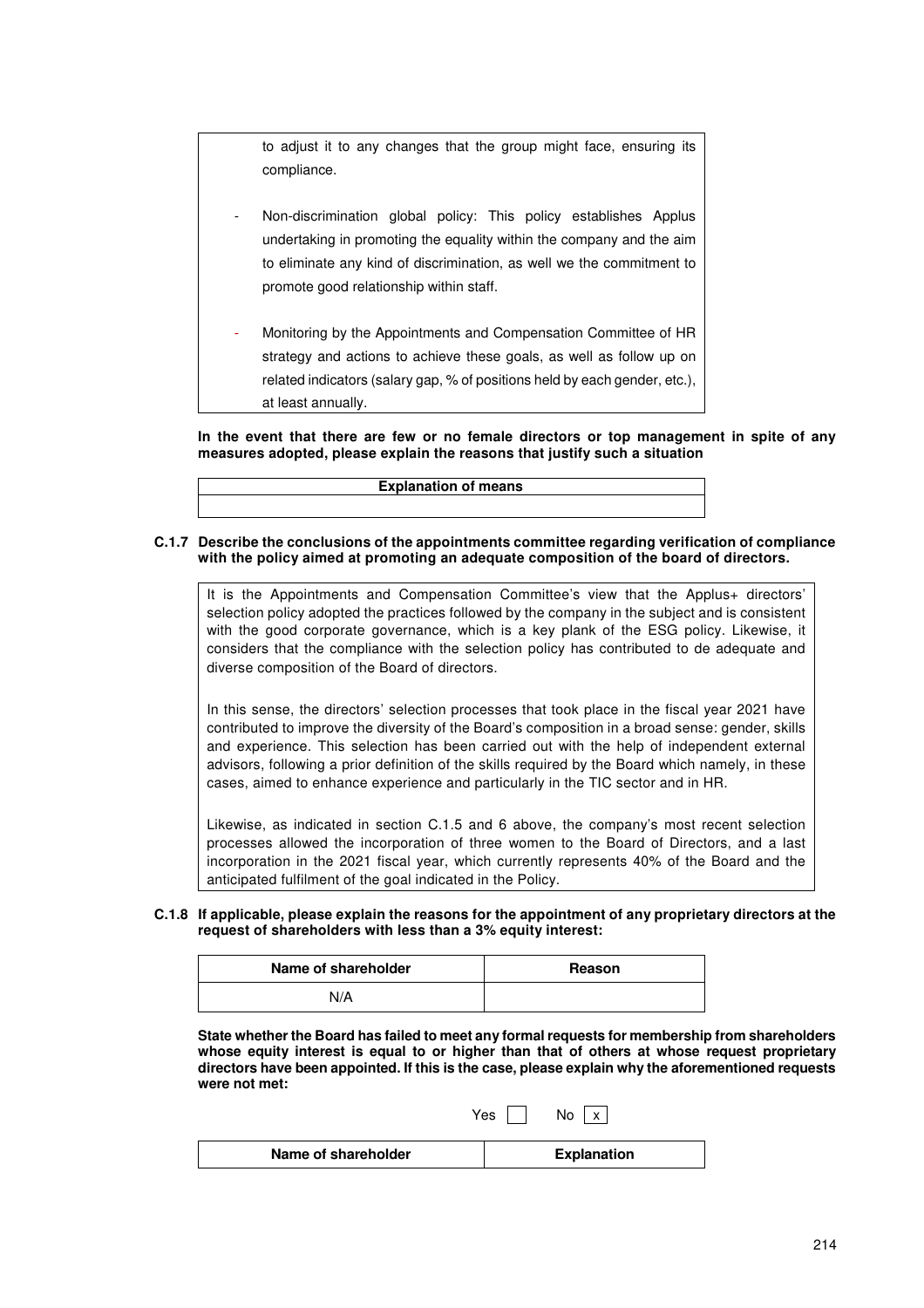to adjust it to any changes that the group might face, ensuring its compliance.

- Non-discrimination global policy: This policy establishes Applus undertaking in promoting the equality within the company and the aim to eliminate any kind of discrimination, as well we the commitment to promote good relationship within staff.

- Monitoring by the Appointments and Compensation Committee of HR strategy and actions to achieve these goals, as well as follow up on related indicators (salary gap, % of positions held by each gender, etc.), at least annually.

**In the event that there are few or no female directors or top management in spite of any measures adopted, please explain the reasons that justify such a situation**

| Explanation of means |
| --- |
| |

**C.1.7 Describe the conclusions of the appointments committee regarding verification of compliance with the policy aimed at promoting an adequate composition of the board of directors.**

It is the Appointments and Compensation Committee's view that the Applus+ directors' selection policy adopted the practices followed by the company in the subject and is consistent with the good corporate governance, which is a key plank of the ESG policy. Likewise, it considers that the compliance with the selection policy has contributed to de adequate and diverse composition of the Board of directors.

In this sense, the directors' selection processes that took place in the fiscal year 2021 have contributed to improve the diversity of the Board's composition in a broad sense: gender, skills and experience. This selection has been carried out with the help of independent external advisors, following a prior definition of the skills required by the Board which namely, in these cases, aimed to enhance experience and particularly in the TIC sector and in HR.

Likewise, as indicated in section C.1.5 and 6 above, the company's most recent selection processes allowed the incorporation of three women to the Board of Directors, and a last incorporation in the 2021 fiscal year, which currently represents 40% of the Board and the anticipated fulfilment of the goal indicated in the Policy.

**C.1.8 If applicable, please explain the reasons for the appointment of any proprietary directors at the request of shareholders with less than a 3% equity interest:**

| Name of shareholder | Reason |
| --- | --- |
| N/A | |

**State whether the Board has failed to meet any formal requests for membership from shareholders whose equity interest is equal to or higher than that of others at whose request proprietary directors have been appointed. If this is the case, please explain why the aforementioned requests were not met:**

Yes [ ] No [x]

| Name of shareholder | Explanation |
| --- | --- |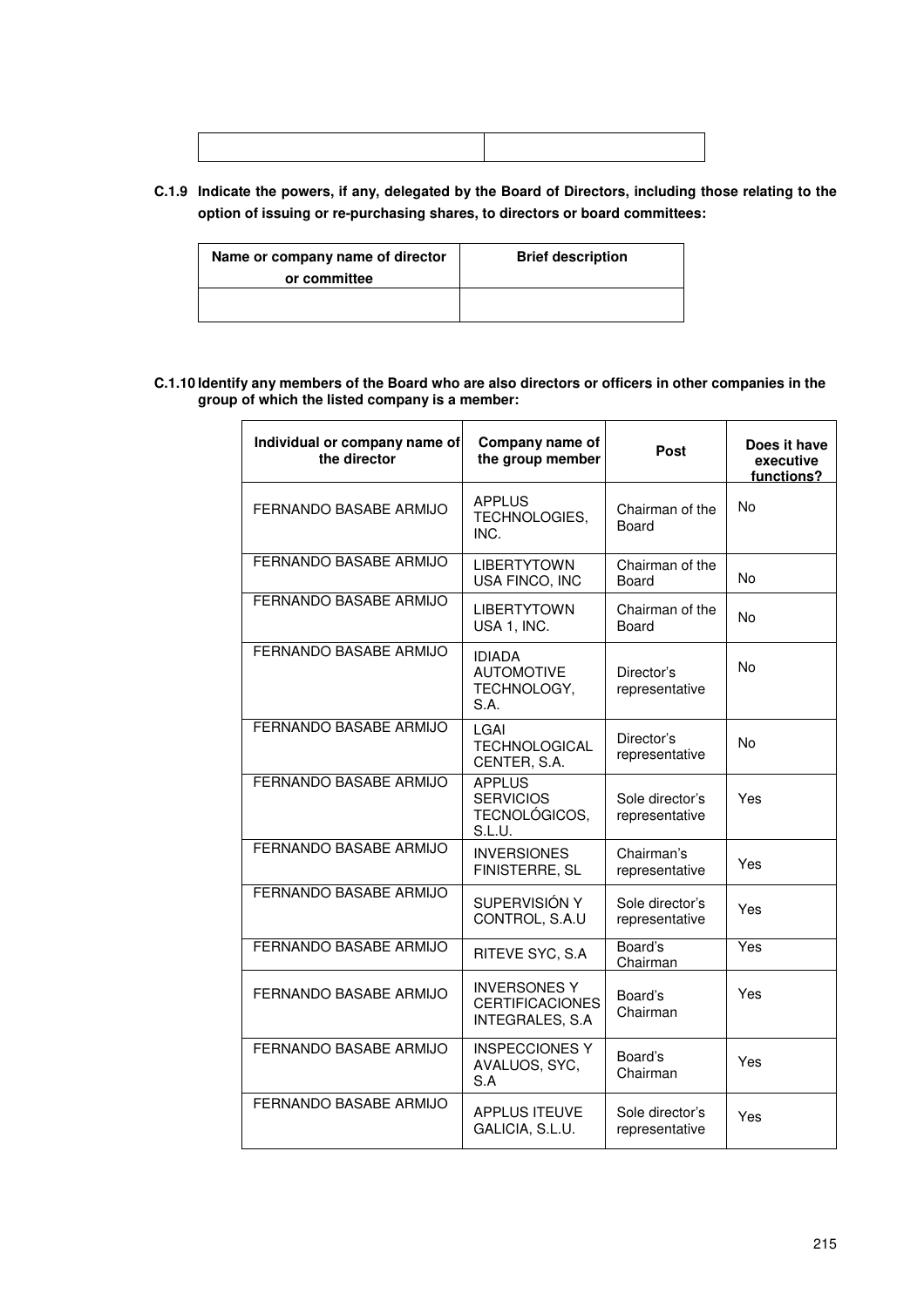| | |
|---|---|
| | |

**C.1.9 Indicate the powers, if any, delegated by the Board of Directors, including those relating to the option of issuing or re-purchasing shares, to directors or board committees:**

| Name or company name of director or committee | Brief description |
|---|---|
| | |

**C.1.10 Identify any members of the Board who are also directors or officers in other companies in the group of which the listed company is a member:**

| Individual or company name of the director | Company name of the group member | Post | Does it have executive functions? |
|---|---|---|---|
| FERNANDO BASABE ARMIJO | APPLUS TECHNOLOGIES, INC. | Chairman of the Board | No |
| FERNANDO BASABE ARMIJO | LIBERTYTOWN USA FINCO, INC | Chairman of the Board | No |
| FERNANDO BASABE ARMIJO | LIBERTYTOWN USA 1, INC. | Chairman of the Board | No |
| FERNANDO BASABE ARMIJO | IDIADA AUTOMOTIVE TECHNOLOGY, S.A. | Director's representative | No |
| FERNANDO BASABE ARMIJO | LGAI TECHNOLOGICAL CENTER, S.A. | Director's representative | No |
| FERNANDO BASABE ARMIJO | APPLUS SERVICIOS TECNOLÓGICOS, S.L.U. | Sole director's representative | Yes |
| FERNANDO BASABE ARMIJO | INVERSIONES FINISTERRE, SL | Chairman's representative | Yes |
| FERNANDO BASABE ARMIJO | SUPERVISIÓN Y CONTROL, S.A.U | Sole director's representative | Yes |
| FERNANDO BASABE ARMIJO | RITEVE SYC, S.A | Board's Chairman | Yes |
| FERNANDO BASABE ARMIJO | INVERSONES Y CERTIFICACIONES INTEGRALES, S.A | Board's Chairman | Yes |
| FERNANDO BASABE ARMIJO | INSPECCIONES Y AVALUOS, SYC, S.A | Board's Chairman | Yes |
| FERNANDO BASABE ARMIJO | APPLUS ITEUVE GALICIA, S.L.U. | Sole director's representative | Yes |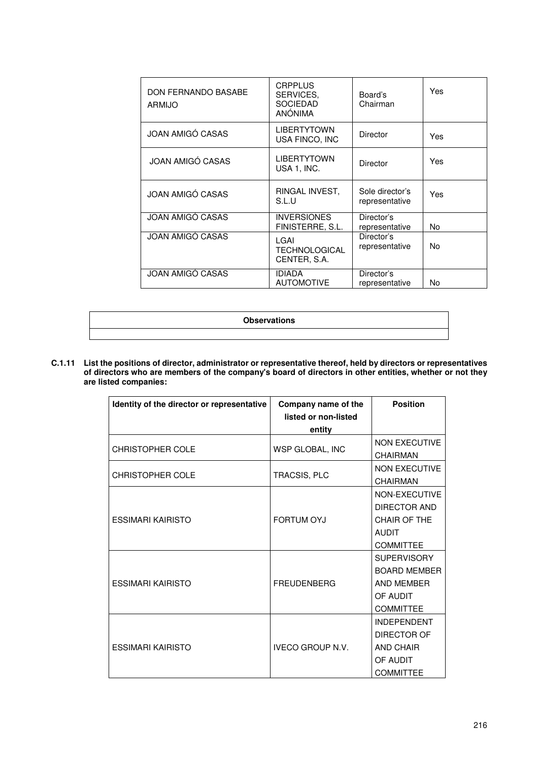| | | | |
|---|---|---|---|
| DON FERNANDO BASABE ARMIJO | CRPPLUS SERVICES, SOCIEDAD ANÓNIMA | Board's Chairman | Yes |
| JOAN AMIGÓ CASAS | LIBERTYTOWN USA FINCO, INC | Director | Yes |
| JOAN AMIGÓ CASAS | LIBERTYTOWN USA 1, INC. | Director | Yes |
| JOAN AMIGÓ CASAS | RINGAL INVEST, S.L.U | Sole director's representative | Yes |
| JOAN AMIGÓ CASAS | INVERSIONES FINISTERRE, S.L. | Director's representative | No |
| JOAN AMIGÓ CASAS | LGAI TECHNOLOGICAL CENTER, S.A. | Director's representative | No |
| JOAN AMIGÓ CASAS | IDIADA AUTOMOTIVE | Director's representative | No |

| **Observations** |
|---|
| |

**C.1.11 List the positions of director, administrator or representative thereof, held by directors or representatives of directors who are members of the company's board of directors in other entities, whether or not they are listed companies:**

| Identity of the director or representative | Company name of the listed or non-listed entity | Position |
|---|---|---|
| CHRISTOPHER COLE | WSP GLOBAL, INC | NON EXECUTIVE CHAIRMAN |
| CHRISTOPHER COLE | TRACSIS, PLC | NON EXECUTIVE CHAIRMAN |
| ESSIMARI KAIRISTO | FORTUM OYJ | NON-EXECUTIVE DIRECTOR AND CHAIR OF THE AUDIT COMMITTEE |
| ESSIMARI KAIRISTO | FREUDENBERG | SUPERVISORY BOARD MEMBER AND MEMBER OF AUDIT COMMITTEE |
| ESSIMARI KAIRISTO | IVECO GROUP N.V. | INDEPENDENT DIRECTOR OF AND CHAIR OF AUDIT COMMITTEE |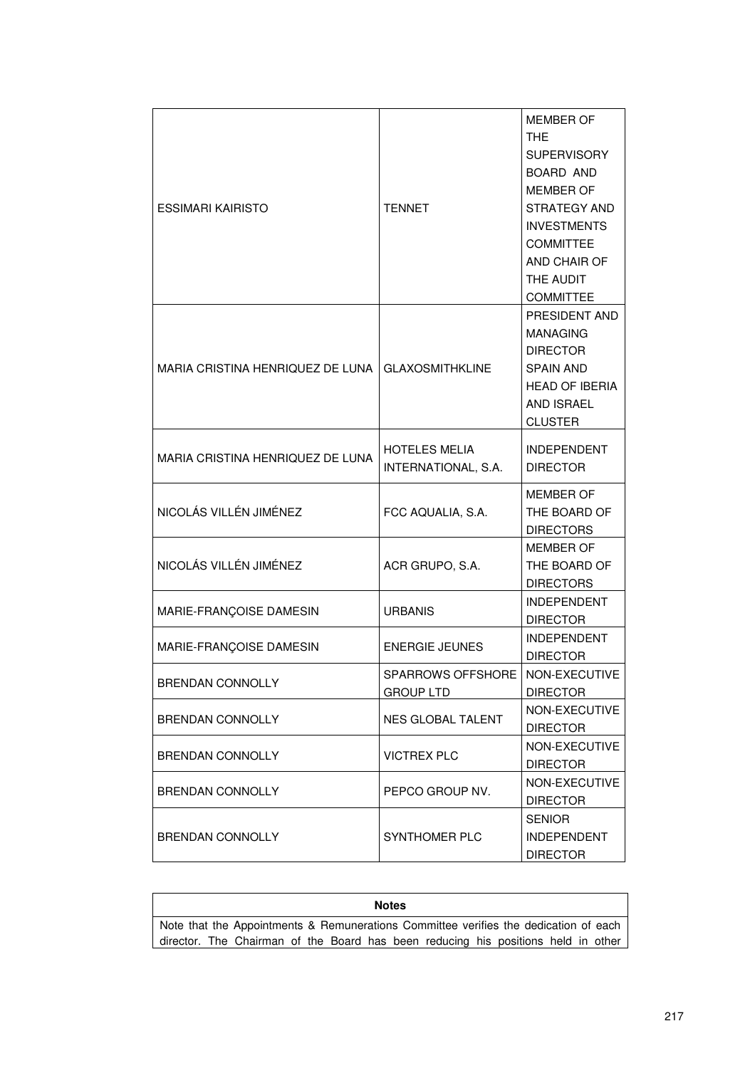| | | |
|---|---|---|
| ESSIMARI KAIRISTO | TENNET | MEMBER OF THE SUPERVISORY BOARD AND MEMBER OF STRATEGY AND INVESTMENTS COMMITTEE AND CHAIR OF THE AUDIT COMMITTEE |
| MARIA CRISTINA HENRIQUEZ DE LUNA | GLAXOSMITHKLINE | PRESIDENT AND MANAGING DIRECTOR SPAIN AND HEAD OF IBERIA AND ISRAEL CLUSTER |
| MARIA CRISTINA HENRIQUEZ DE LUNA | HOTELES MELIA INTERNATIONAL, S.A. | INDEPENDENT DIRECTOR |
| NICOLÁS VILLÉN JIMÉNEZ | FCC AQUALIA, S.A. | MEMBER OF THE BOARD OF DIRECTORS |
| NICOLÁS VILLÉN JIMÉNEZ | ACR GRUPO, S.A. | MEMBER OF THE BOARD OF DIRECTORS |
| MARIE-FRANÇOISE DAMESIN | URBANIS | INDEPENDENT DIRECTOR |
| MARIE-FRANÇOISE DAMESIN | ENERGIE JEUNES | INDEPENDENT DIRECTOR |
| BRENDAN CONNOLLY | SPARROWS OFFSHORE GROUP LTD | NON-EXECUTIVE DIRECTOR |
| BRENDAN CONNOLLY | NES GLOBAL TALENT | NON-EXECUTIVE DIRECTOR |
| BRENDAN CONNOLLY | VICTREX PLC | NON-EXECUTIVE DIRECTOR |
| BRENDAN CONNOLLY | PEPCO GROUP NV. | NON-EXECUTIVE DIRECTOR |
| BRENDAN CONNOLLY | SYNTHOMER PLC | SENIOR INDEPENDENT DIRECTOR |

| **Notes** |
|---|
| Note that the Appointments & Remunerations Committee verifies the dedication of each director. The Chairman of the Board has been reducing his positions held in other |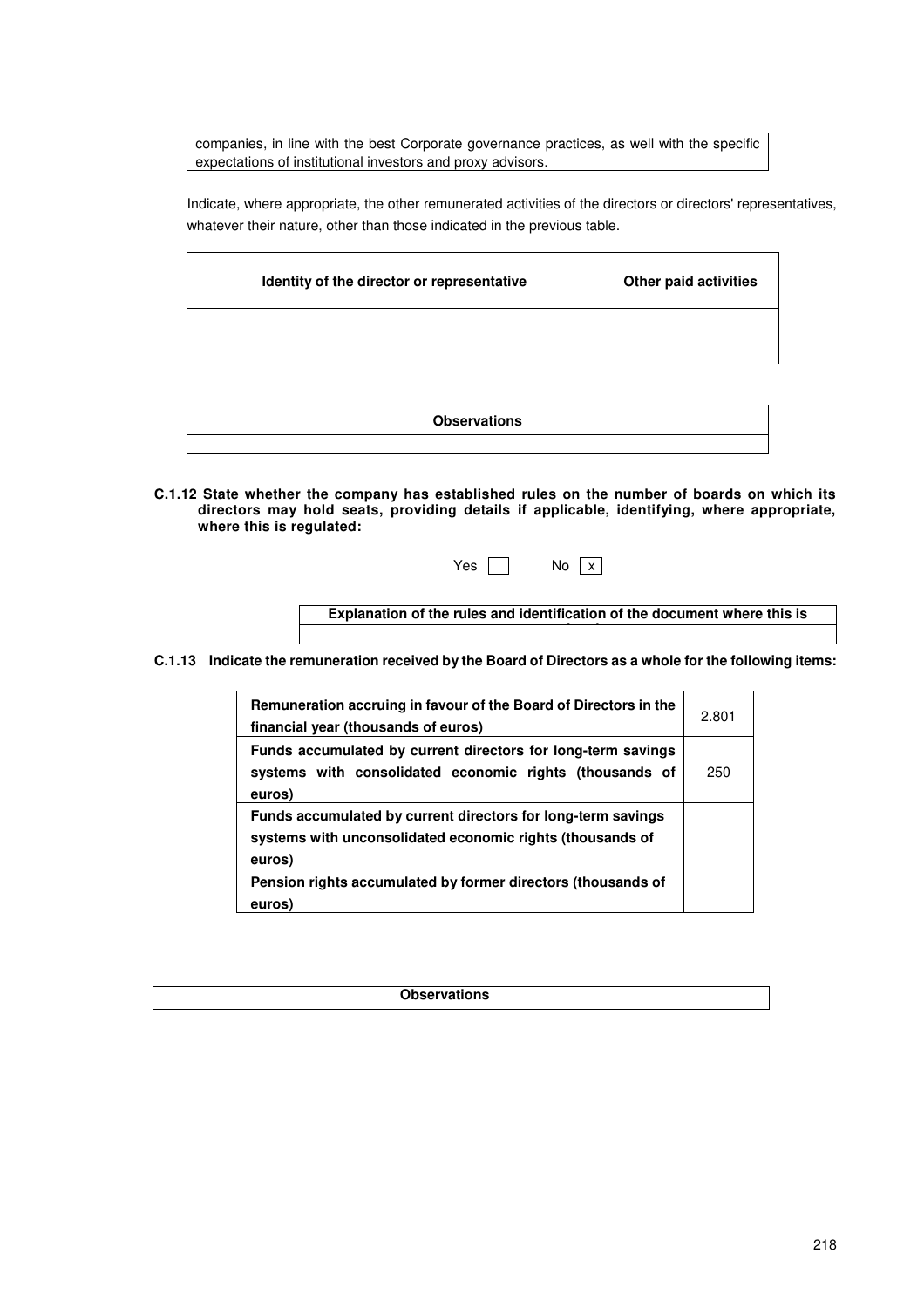| companies, in line with the best Corporate governance practices, as well with the specific expectations of institutional investors and proxy advisors. |
|---|

Indicate, where appropriate, the other remunerated activities of the directors or directors' representatives, whatever their nature, other than those indicated in the previous table.

| Identity of the director or representative | Other paid activities |
|---|---|
| | |

| Observations |
|---|
| |

**C.1.12 State whether the company has established rules on the number of boards on which its directors may hold seats, providing details if applicable, identifying, where appropriate, where this is regulated:**

Yes [ ] No [x]

| Explanation of the rules and identification of the document where this is regulated |
|---|
| |

**C.1.13 Indicate the remuneration received by the Board of Directors as a whole for the following items:**

| | |
|---|---|
| **Remuneration accruing in favour of the Board of Directors in the financial year (thousands of euros)** | 2.801 |
| **Funds accumulated by current directors for long-term savings systems with consolidated economic rights (thousands of euros)** | 250 |
| **Funds accumulated by current directors for long-term savings systems with unconsolidated economic rights (thousands of euros)** | |
| **Pension rights accumulated by former directors (thousands of euros)** | |

| Observations |
|---|
| |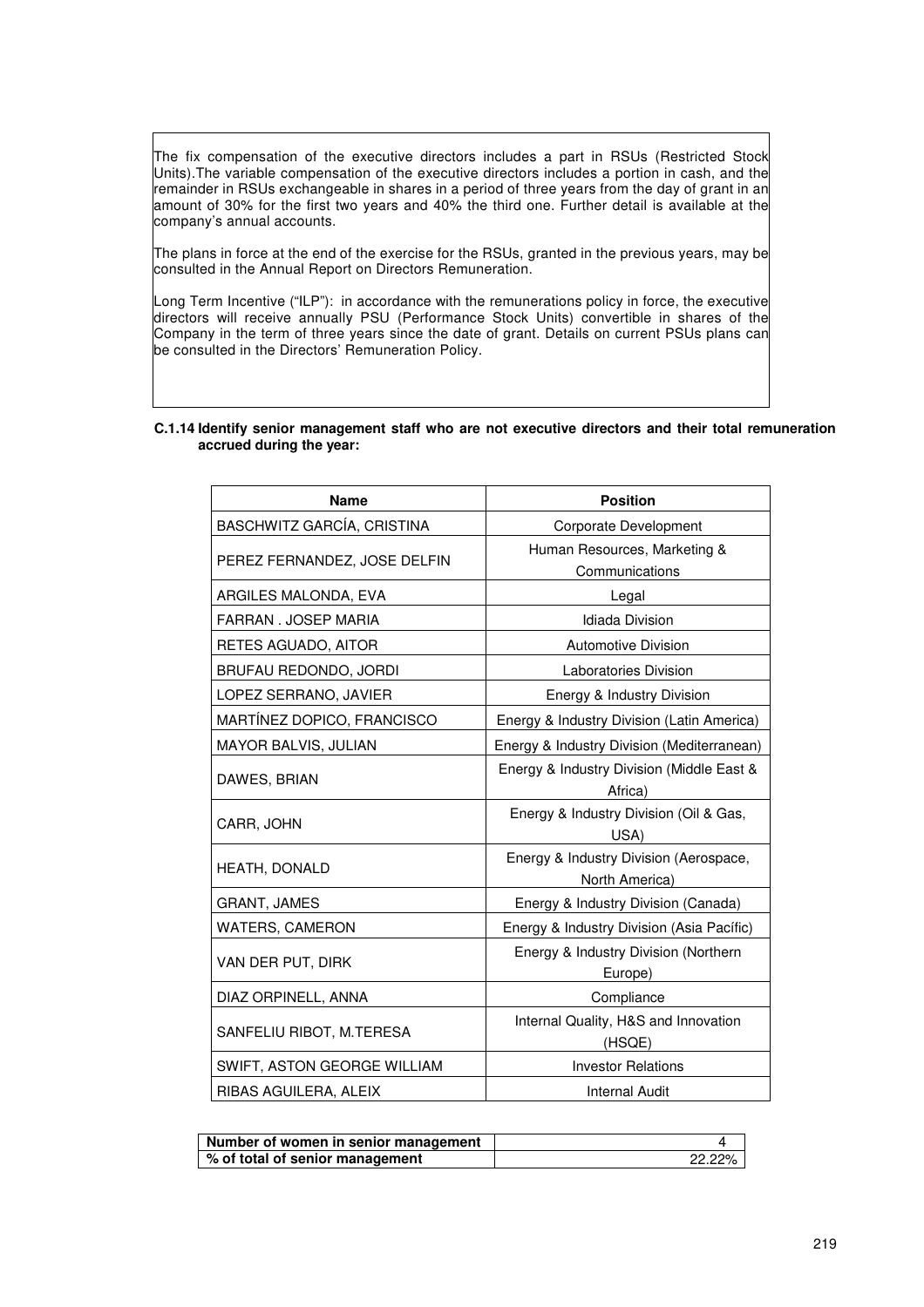The fix compensation of the executive directors includes a part in RSUs (Restricted Stock Units).The variable compensation of the executive directors includes a portion in cash, and the remainder in RSUs exchangeable in shares in a period of three years from the day of grant in an amount of 30% for the first two years and 40% the third one. Further detail is available at the company's annual accounts.

The plans in force at the end of the exercise for the RSUs, granted in the previous years, may be consulted in the Annual Report on Directors Remuneration.

Long Term Incentive ("ILP"): in accordance with the remunerations policy in force, the executive directors will receive annually PSU (Performance Stock Units) convertible in shares of the Company in the term of three years since the date of grant. Details on current PSUs plans can be consulted in the Directors' Remuneration Policy.

**C.1.14 Identify senior management staff who are not executive directors and their total remuneration accrued during the year:**

| Name | Position |
|---|---|
| BASCHWITZ GARCÍA, CRISTINA | Corporate Development |
| PEREZ FERNANDEZ, JOSE DELFIN | Human Resources, Marketing & Communications |
| ARGILES MALONDA, EVA | Legal |
| FARRAN . JOSEP MARIA | Idiada Division |
| RETES AGUADO, AITOR | Automotive Division |
| BRUFAU REDONDO, JORDI | Laboratories Division |
| LOPEZ SERRANO, JAVIER | Energy & Industry Division |
| MARTÍNEZ DOPICO, FRANCISCO | Energy & Industry Division (Latin America) |
| MAYOR BALVIS, JULIAN | Energy & Industry Division (Mediterranean) |
| DAWES, BRIAN | Energy & Industry Division (Middle East & Africa) |
| CARR, JOHN | Energy & Industry Division (Oil & Gas, USA) |
| HEATH, DONALD | Energy & Industry Division (Aerospace, North America) |
| GRANT, JAMES | Energy & Industry Division (Canada) |
| WATERS, CAMERON | Energy & Industry Division (Asia Pacífic) |
| VAN DER PUT, DIRK | Energy & Industry Division (Northern Europe) |
| DIAZ ORPINELL, ANNA | Compliance |
| SANFELIU RIBOT, M.TERESA | Internal Quality, H&S and Innovation (HSQE) |
| SWIFT, ASTON GEORGE WILLIAM | Investor Relations |
| RIBAS AGUILERA, ALEIX | Internal Audit |

| | |
|---|---|
| **Number of women in senior management** | 4 |
| **% of total of senior management** | 22.22% |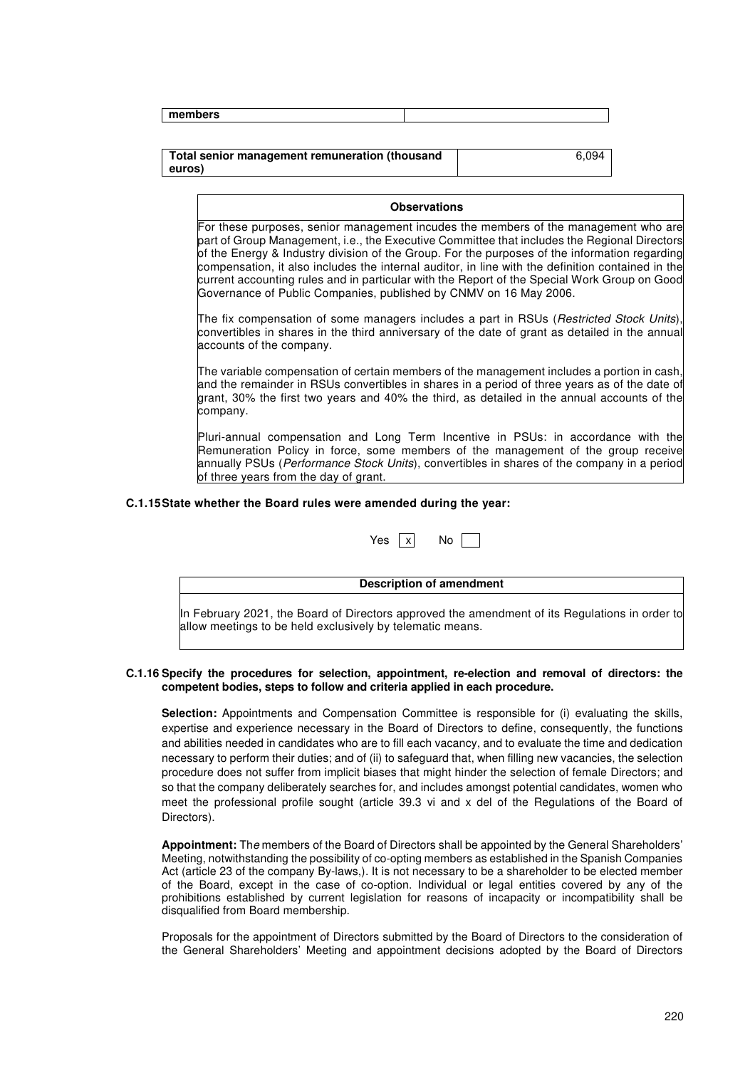| members | |
|---|---|

| Total senior management remuneration (thousand euros) | 6,094 |
|---|---|

| Observations |
|---|
| For these purposes, senior management incudes the members of the management who are part of Group Management, i.e., the Executive Committee that includes the Regional Directors of the Energy & Industry division of the Group. For the purposes of the information regarding compensation, it also includes the internal auditor, in line with the definition contained in the current accounting rules and in particular with the Report of the Special Work Group on Good Governance of Public Companies, published by CNMV on 16 May 2006.<br><br>The fix compensation of some managers includes a part in RSUs (*Restricted Stock Units*), convertibles in shares in the third anniversary of the date of grant as detailed in the annual accounts of the company.<br><br>The variable compensation of certain members of the management includes a portion in cash, and the remainder in RSUs convertibles in shares in a period of three years as of the date of grant, 30% the first two years and 40% the third, as detailed in the annual accounts of the company.<br><br>Pluri-annual compensation and Long Term Incentive in PSUs: in accordance with the Remuneration Policy in force, some members of the management of the group receive annually PSUs (*Performance Stock Units*), convertibles in shares of the company in a period of three years from the day of grant. |

**C.1.15 State whether the Board rules were amended during the year:**

Yes [x] No [ ]

| Description of amendment |
|---|
| In February 2021, the Board of Directors approved the amendment of its Regulations in order to allow meetings to be held exclusively by telematic means. |

**C.1.16 Specify the procedures for selection, appointment, re-election and removal of directors: the competent bodies, steps to follow and criteria applied in each procedure.**

**Selection:** Appointments and Compensation Committee is responsible for (i) evaluating the skills, expertise and experience necessary in the Board of Directors to define, consequently, the functions and abilities needed in candidates who are to fill each vacancy, and to evaluate the time and dedication necessary to perform their duties; and of (ii) to safeguard that, when filling new vacancies, the selection procedure does not suffer from implicit biases that might hinder the selection of female Directors; and so that the company deliberately searches for, and includes amongst potential candidates, women who meet the professional profile sought (article 39.3 vi and x del of the Regulations of the Board of Directors).

**Appointment:** The members of the Board of Directors shall be appointed by the General Shareholders' Meeting, notwithstanding the possibility of co-opting members as established in the Spanish Companies Act (article 23 of the company By-laws,). It is not necessary to be a shareholder to be elected member of the Board, except in the case of co-option. Individual or legal entities covered by any of the prohibitions established by current legislation for reasons of incapacity or incompatibility shall be disqualified from Board membership.

Proposals for the appointment of Directors submitted by the Board of Directors to the consideration of the General Shareholders' Meeting and appointment decisions adopted by the Board of Directors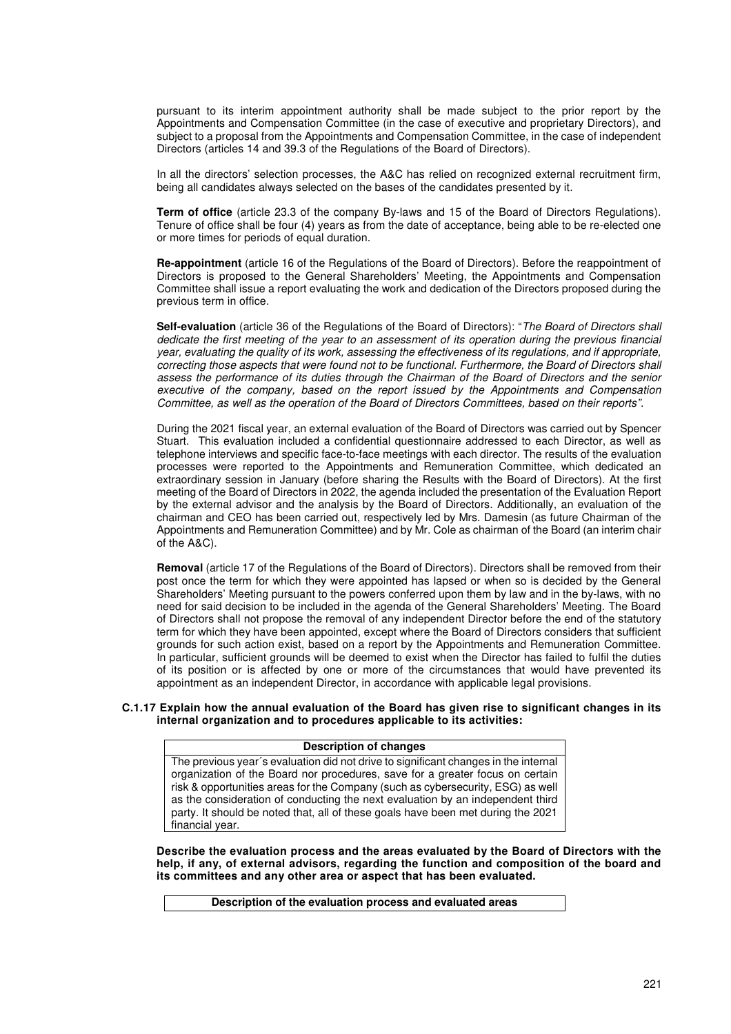pursuant to its interim appointment authority shall be made subject to the prior report by the Appointments and Compensation Committee (in the case of executive and proprietary Directors), and subject to a proposal from the Appointments and Compensation Committee, in the case of independent Directors (articles 14 and 39.3 of the Regulations of the Board of Directors).

In all the directors' selection processes, the A&C has relied on recognized external recruitment firm, being all candidates always selected on the bases of the candidates presented by it.

**Term of office** (article 23.3 of the company By-laws and 15 of the Board of Directors Regulations). Tenure of office shall be four (4) years as from the date of acceptance, being able to be re-elected one or more times for periods of equal duration.

**Re-appointment** (article 16 of the Regulations of the Board of Directors). Before the reappointment of Directors is proposed to the General Shareholders' Meeting, the Appointments and Compensation Committee shall issue a report evaluating the work and dedication of the Directors proposed during the previous term in office.

**Self-evaluation** (article 36 of the Regulations of the Board of Directors): "*The Board of Directors shall dedicate the first meeting of the year to an assessment of its operation during the previous financial year, evaluating the quality of its work, assessing the effectiveness of its regulations, and if appropriate, correcting those aspects that were found not to be functional. Furthermore, the Board of Directors shall assess the performance of its duties through the Chairman of the Board of Directors and the senior executive of the company, based on the report issued by the Appointments and Compensation Committee, as well as the operation of the Board of Directors Committees, based on their reports*".

During the 2021 fiscal year, an external evaluation of the Board of Directors was carried out by Spencer Stuart. This evaluation included a confidential questionnaire addressed to each Director, as well as telephone interviews and specific face-to-face meetings with each director. The results of the evaluation processes were reported to the Appointments and Remuneration Committee, which dedicated an extraordinary session in January (before sharing the Results with the Board of Directors). At the first meeting of the Board of Directors in 2022, the agenda included the presentation of the Evaluation Report by the external advisor and the analysis by the Board of Directors. Additionally, an evaluation of the chairman and CEO has been carried out, respectively led by Mrs. Damesin (as future Chairman of the Appointments and Remuneration Committee) and by Mr. Cole as chairman of the Board (an interim chair of the A&C).

**Removal** (article 17 of the Regulations of the Board of Directors). Directors shall be removed from their post once the term for which they were appointed has lapsed or when so is decided by the General Shareholders' Meeting pursuant to the powers conferred upon them by law and in the by-laws, with no need for said decision to be included in the agenda of the General Shareholders' Meeting. The Board of Directors shall not propose the removal of any independent Director before the end of the statutory term for which they have been appointed, except where the Board of Directors considers that sufficient grounds for such action exist, based on a report by the Appointments and Remuneration Committee. In particular, sufficient grounds will be deemed to exist when the Director has failed to fulfil the duties of its position or is affected by one or more of the circumstances that would have prevented its appointment as an independent Director, in accordance with applicable legal provisions.

**C.1.17 Explain how the annual evaluation of the Board has given rise to significant changes in its internal organization and to procedures applicable to its activities:**

| Description of changes |
|---|
| The previous year´s evaluation did not drive to significant changes in the internal organization of the Board nor procedures, save for a greater focus on certain risk & opportunities areas for the Company (such as cybersecurity, ESG) as well as the consideration of conducting the next evaluation by an independent third party. It should be noted that, all of these goals have been met during the 2021 financial year. |

**Describe the evaluation process and the areas evaluated by the Board of Directors with the help, if any, of external advisors, regarding the function and composition of the board and its committees and any other area or aspect that has been evaluated.**

| Description of the evaluation process and evaluated areas |
|---|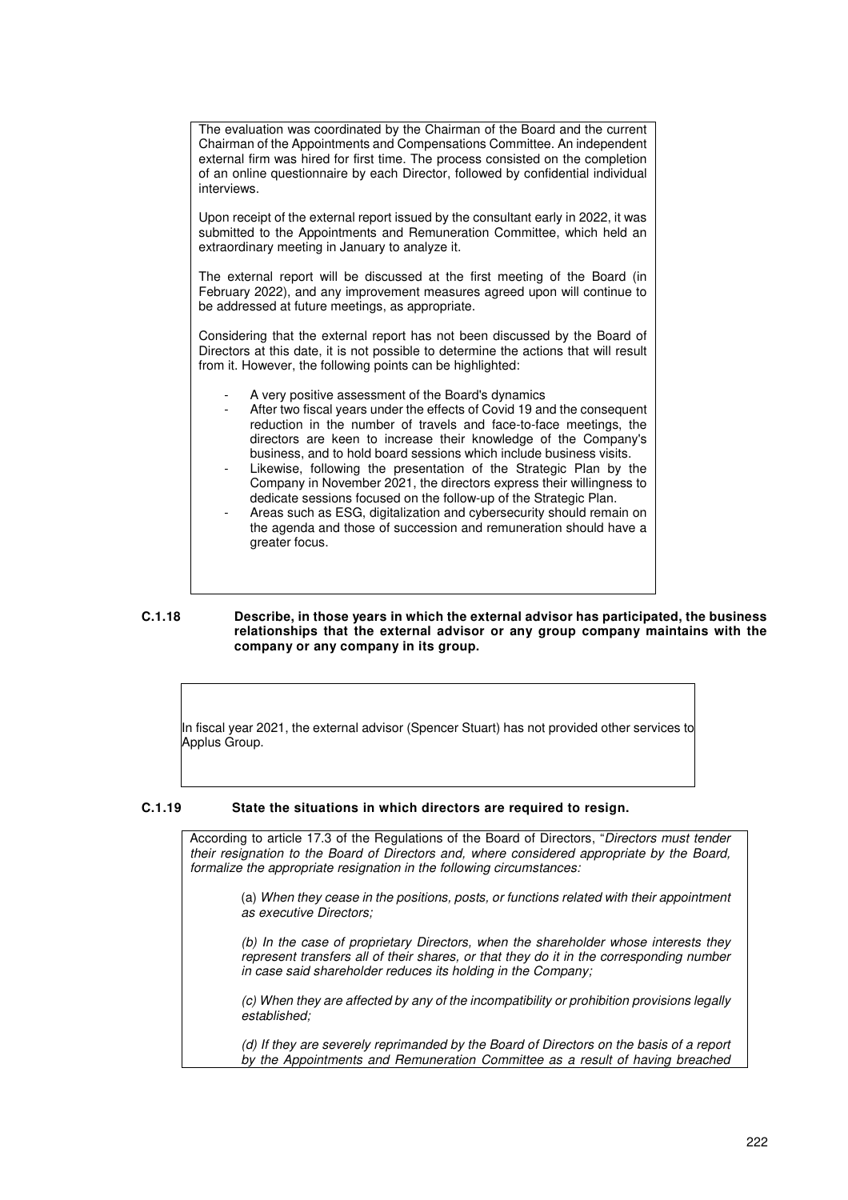The evaluation was coordinated by the Chairman of the Board and the current Chairman of the Appointments and Compensations Committee. An independent external firm was hired for first time. The process consisted on the completion of an online questionnaire by each Director, followed by confidential individual interviews.

Upon receipt of the external report issued by the consultant early in 2022, it was submitted to the Appointments and Remuneration Committee, which held an extraordinary meeting in January to analyze it.

The external report will be discussed at the first meeting of the Board (in February 2022), and any improvement measures agreed upon will continue to be addressed at future meetings, as appropriate.

Considering that the external report has not been discussed by the Board of Directors at this date, it is not possible to determine the actions that will result from it. However, the following points can be highlighted:

- A very positive assessment of the Board's dynamics
- After two fiscal years under the effects of Covid 19 and the consequent reduction in the number of travels and face-to-face meetings, the directors are keen to increase their knowledge of the Company's business, and to hold board sessions which include business visits.
- Likewise, following the presentation of the Strategic Plan by the Company in November 2021, the directors express their willingness to dedicate sessions focused on the follow-up of the Strategic Plan.
- Areas such as ESG, digitalization and cybersecurity should remain on the agenda and those of succession and remuneration should have a greater focus.

**C.1.18 Describe, in those years in which the external advisor has participated, the business relationships that the external advisor or any group company maintains with the company or any company in its group.**

In fiscal year 2021, the external advisor (Spencer Stuart) has not provided other services to Applus Group.

**C.1.19 State the situations in which directors are required to resign.**

According to article 17.3 of the Regulations of the Board of Directors, "*Directors must tender their resignation to the Board of Directors and, where considered appropriate by the Board, formalize the appropriate resignation in the following circumstances:*

(a) *When they cease in the positions, posts, or functions related with their appointment as executive Directors;*

*(b) In the case of proprietary Directors, when the shareholder whose interests they represent transfers all of their shares, or that they do it in the corresponding number in case said shareholder reduces its holding in the Company;*

*(c) When they are affected by any of the incompatibility or prohibition provisions legally established;*

*(d) If they are severely reprimanded by the Board of Directors on the basis of a report by the Appointments and Remuneration Committee as a result of having breached*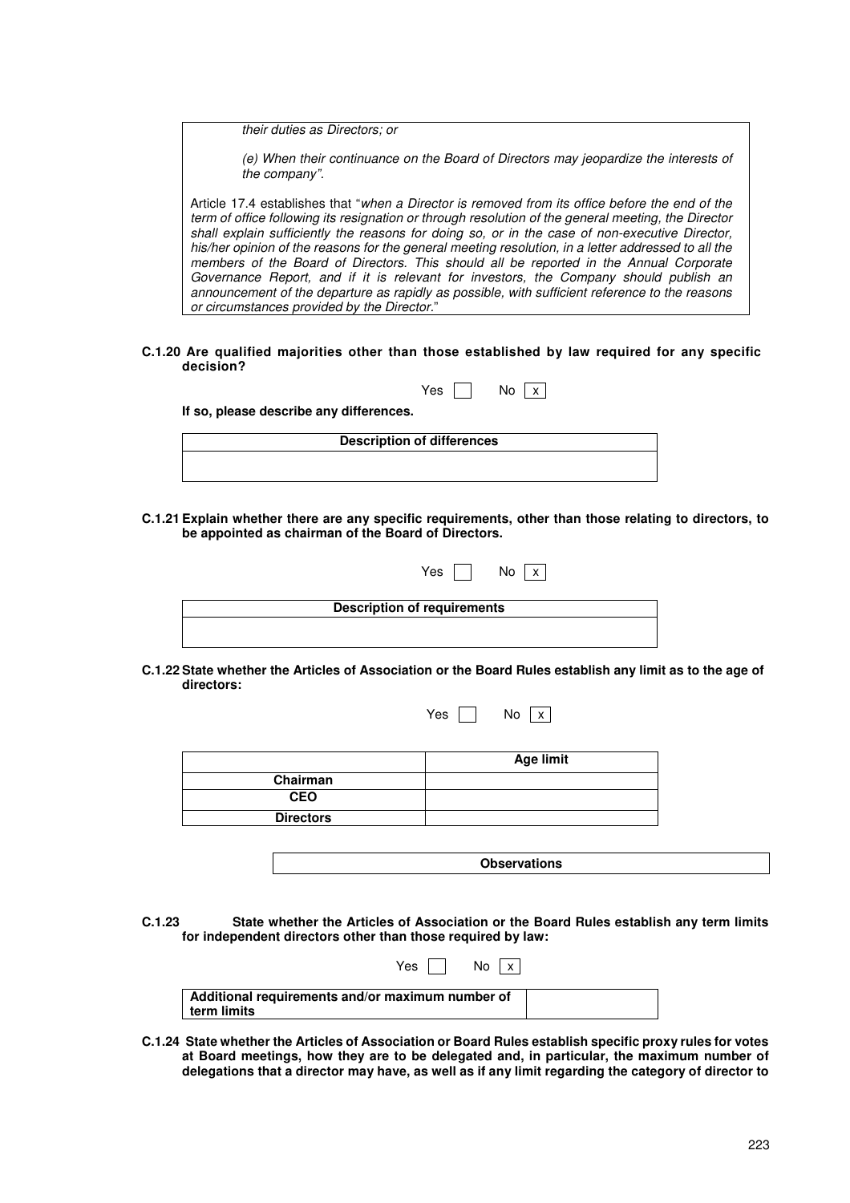> *their duties as Directors; or*
>
> *(e) When their continuance on the Board of Directors may jeopardize the interests of the company".*
>
> Article 17.4 establishes that "*when a Director is removed from its office before the end of the term of office following its resignation or through resolution of the general meeting, the Director shall explain sufficiently the reasons for doing so, or in the case of non-executive Director, his/her opinion of the reasons for the general meeting resolution, in a letter addressed to all the members of the Board of Directors. This should all be reported in the Annual Corporate Governance Report, and if it is relevant for investors, the Company should publish an announcement of the departure as rapidly as possible, with sufficient reference to the reasons or circumstances provided by the Director.*"

**C.1.20 Are qualified majorities other than those established by law required for any specific decision?**

Yes [ ] No [x]

**If so, please describe any differences.**

| Description of differences |
|---|
| |

**C.1.21 Explain whether there are any specific requirements, other than those relating to directors, to be appointed as chairman of the Board of Directors.**

Yes [ ] No [x]

| Description of requirements |
|---|
| |

**C.1.22 State whether the Articles of Association or the Board Rules establish any limit as to the age of directors:**

Yes [ ] No [x]

| | Age limit |
|---|---|
| **Chairman** | |
| **CEO** | |
| **Directors** | |

| Observations |
|---|

**C.1.23 State whether the Articles of Association or the Board Rules establish any term limits for independent directors other than those required by law:**

Yes [ ] No [x]

| Additional requirements and/or maximum number of term limits | |
|---|---|

**C.1.24 State whether the Articles of Association or Board Rules establish specific proxy rules for votes at Board meetings, how they are to be delegated and, in particular, the maximum number of delegations that a director may have, as well as if any limit regarding the category of director to**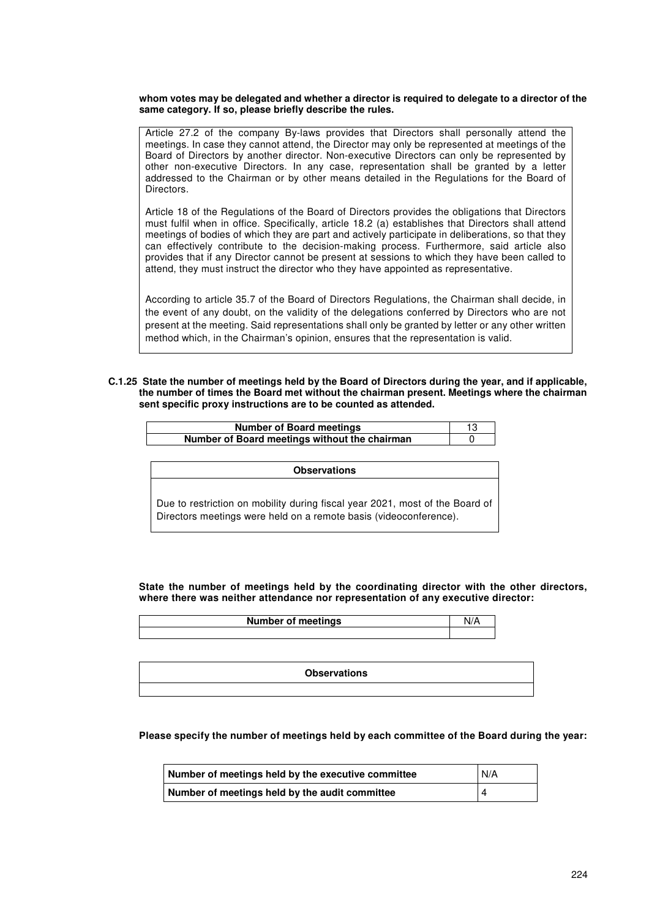**whom votes may be delegated and whether a director is required to delegate to a director of the same category. If so, please briefly describe the rules.**

Article 27.2 of the company By-laws provides that Directors shall personally attend the meetings. In case they cannot attend, the Director may only be represented at meetings of the Board of Directors by another director. Non-executive Directors can only be represented by other non-executive Directors. In any case, representation shall be granted by a letter addressed to the Chairman or by other means detailed in the Regulations for the Board of Directors.

Article 18 of the Regulations of the Board of Directors provides the obligations that Directors must fulfil when in office. Specifically, article 18.2 (a) establishes that Directors shall attend meetings of bodies of which they are part and actively participate in deliberations, so that they can effectively contribute to the decision-making process. Furthermore, said article also provides that if any Director cannot be present at sessions to which they have been called to attend, they must instruct the director who they have appointed as representative.

According to article 35.7 of the Board of Directors Regulations, the Chairman shall decide, in the event of any doubt, on the validity of the delegations conferred by Directors who are not present at the meeting. Said representations shall only be granted by letter or any other written method which, in the Chairman's opinion, ensures that the representation is valid.

**C.1.25 State the number of meetings held by the Board of Directors during the year, and if applicable, the number of times the Board met without the chairman present. Meetings where the chairman sent specific proxy instructions are to be counted as attended.**

| Number of Board meetings | 13 |
|---|---|
| Number of Board meetings without the chairman | 0 |

| Observations |
|---|
| Due to restriction on mobility during fiscal year 2021, most of the Board of Directors meetings were held on a remote basis (videoconference). |

**State the number of meetings held by the coordinating director with the other directors, where there was neither attendance nor representation of any executive director:**

| Number of meetings | N/A |
|---|---|
| | |

| Observations |
|---|
| |

**Please specify the number of meetings held by each committee of the Board during the year:**

| Number of meetings held by the executive committee | N/A |
|---|---|
| Number of meetings held by the audit committee | 4 |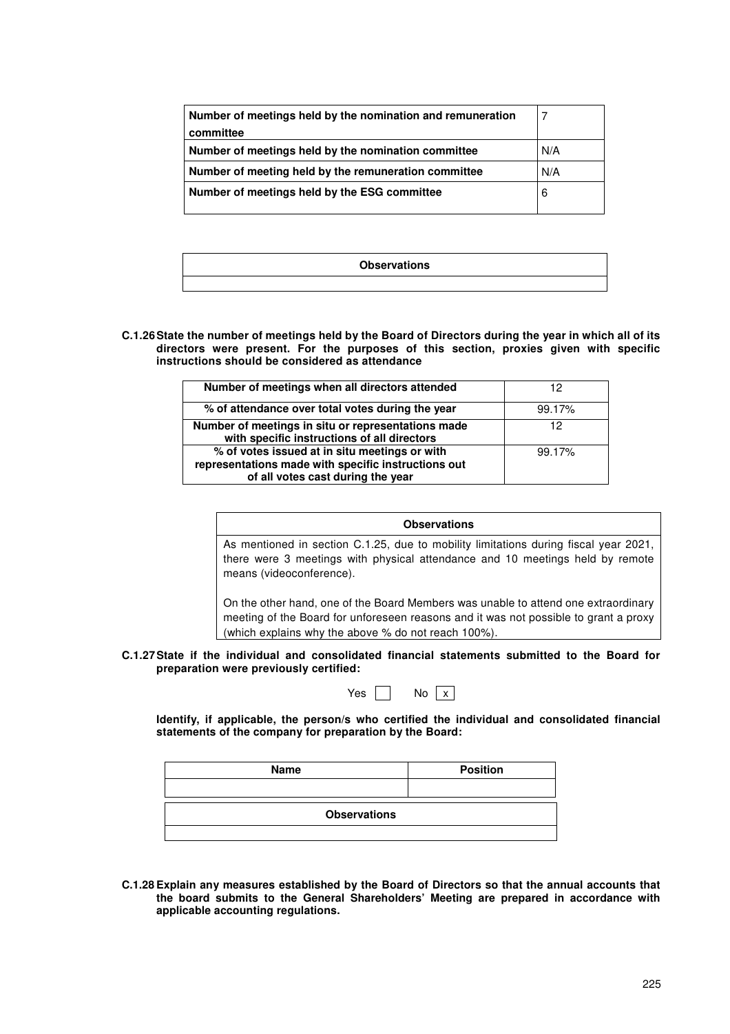| Number of meetings held by the nomination and remuneration committee | 7 |
|---|---|
| Number of meetings held by the nomination committee | N/A |
| Number of meeting held by the remuneration committee | N/A |
| Number of meetings held by the ESG committee | 6 |

| Observations |
|---|
| |

**C.1.26 State the number of meetings held by the Board of Directors during the year in which all of its directors were present. For the purposes of this section, proxies given with specific instructions should be considered as attendance**

| Number of meetings when all directors attended | 12 |
|---|---|
| % of attendance over total votes during the year | 99.17% |
| Number of meetings in situ or representations made with specific instructions of all directors | 12 |
| % of votes issued at in situ meetings or with representations made with specific instructions out of all votes cast during the year | 99.17% |

| Observations |
|---|
| As mentioned in section C.1.25, due to mobility limitations during fiscal year 2021, there were 3 meetings with physical attendance and 10 meetings held by remote means (videoconference).<br><br>On the other hand, one of the Board Members was unable to attend one extraordinary meeting of the Board for unforeseen reasons and it was not possible to grant a proxy (which explains why the above % do not reach 100%). |

**C.1.27 State if the individual and consolidated financial statements submitted to the Board for preparation were previously certified:**

Yes [ ] No [x]

**Identify, if applicable, the person/s who certified the individual and consolidated financial statements of the company for preparation by the Board:**

| Name | Position |
|---|---|
| | |

| Observations |
|---|
| |

**C.1.28 Explain any measures established by the Board of Directors so that the annual accounts that the board submits to the General Shareholders' Meeting are prepared in accordance with applicable accounting regulations.**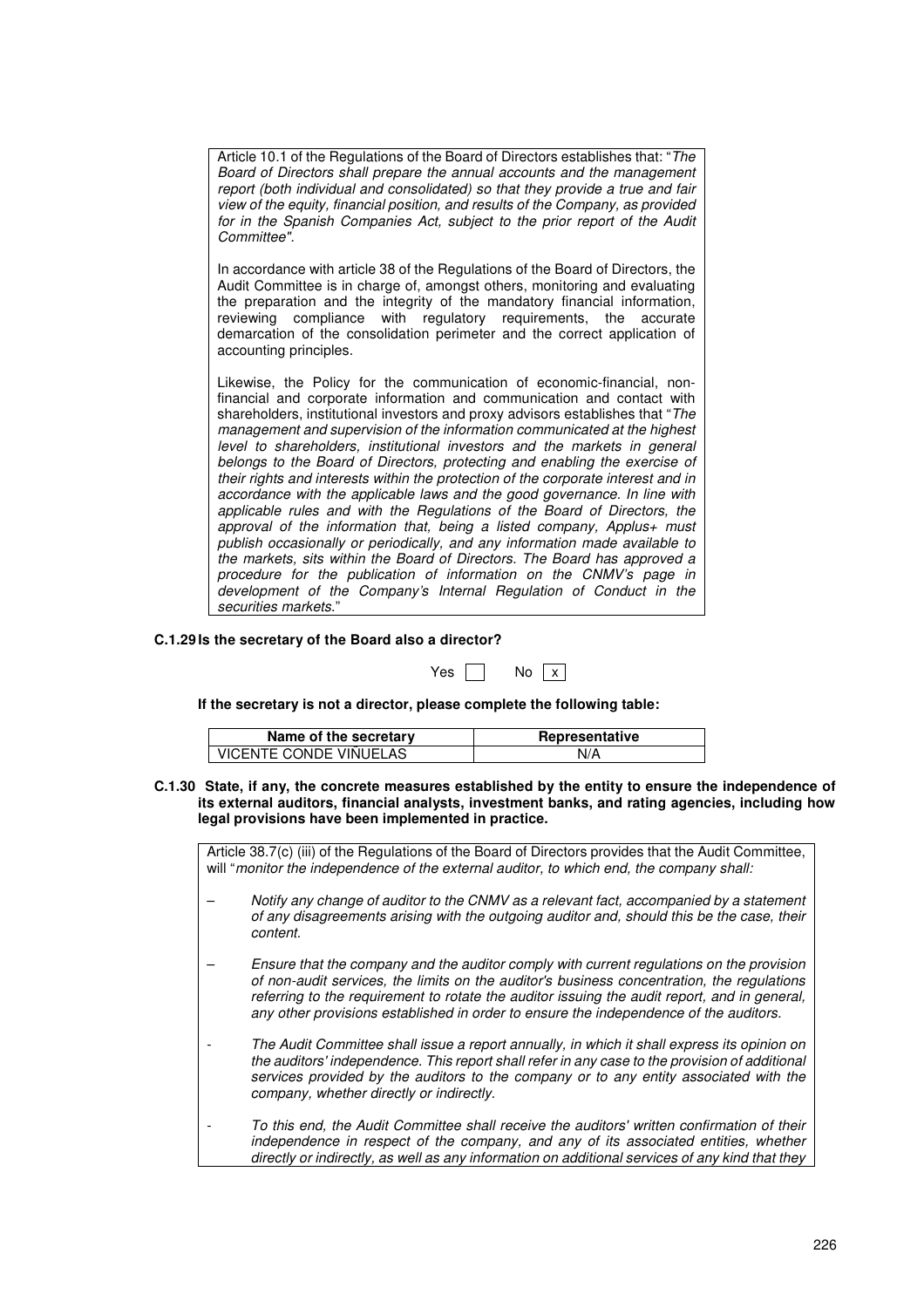Article 10.1 of the Regulations of the Board of Directors establishes that: "*The Board of Directors shall prepare the annual accounts and the management report (both individual and consolidated) so that they provide a true and fair view of the equity, financial position, and results of the Company, as provided for in the Spanish Companies Act, subject to the prior report of the Audit Committee*".

In accordance with article 38 of the Regulations of the Board of Directors, the Audit Committee is in charge of, amongst others, monitoring and evaluating the preparation and the integrity of the mandatory financial information, reviewing compliance with regulatory requirements, the accurate demarcation of the consolidation perimeter and the correct application of accounting principles.

Likewise, the Policy for the communication of economic-financial, non-financial and corporate information and communication and contact with shareholders, institutional investors and proxy advisors establishes that "*The management and supervision of the information communicated at the highest level to shareholders, institutional investors and the markets in general belongs to the Board of Directors, protecting and enabling the exercise of their rights and interests within the protection of the corporate interest and in accordance with the applicable laws and the good governance. In line with applicable rules and with the Regulations of the Board of Directors, the approval of the information that, being a listed company, Applus+ must publish occasionally or periodically, and any information made available to the markets, sits within the Board of Directors. The Board has approved a procedure for the publication of information on the CNMV's page in development of the Company's Internal Regulation of Conduct in the securities markets.*"

**C.1.29 Is the secretary of the Board also a director?**

Yes [ ] No [x]

**If the secretary is not a director, please complete the following table:**

| Name of the secretary | Representative |
|---|---|
| VICENTE CONDE VIÑUELAS | N/A |

**C.1.30 State, if any, the concrete measures established by the entity to ensure the independence of its external auditors, financial analysts, investment banks, and rating agencies, including how legal provisions have been implemented in practice.**

Article 38.7(c) (iii) of the Regulations of the Board of Directors provides that the Audit Committee, will "*monitor the independence of the external auditor, to which end, the company shall:*

– *Notify any change of auditor to the CNMV as a relevant fact, accompanied by a statement of any disagreements arising with the outgoing auditor and, should this be the case, their content.*

– *Ensure that the company and the auditor comply with current regulations on the provision of non-audit services, the limits on the auditor's business concentration, the regulations referring to the requirement to rotate the auditor issuing the audit report, and in general, any other provisions established in order to ensure the independence of the auditors.*

- *The Audit Committee shall issue a report annually, in which it shall express its opinion on the auditors' independence. This report shall refer in any case to the provision of additional services provided by the auditors to the company or to any entity associated with the company, whether directly or indirectly.*

- *To this end, the Audit Committee shall receive the auditors' written confirmation of their independence in respect of the company, and any of its associated entities, whether directly or indirectly, as well as any information on additional services of any kind that they*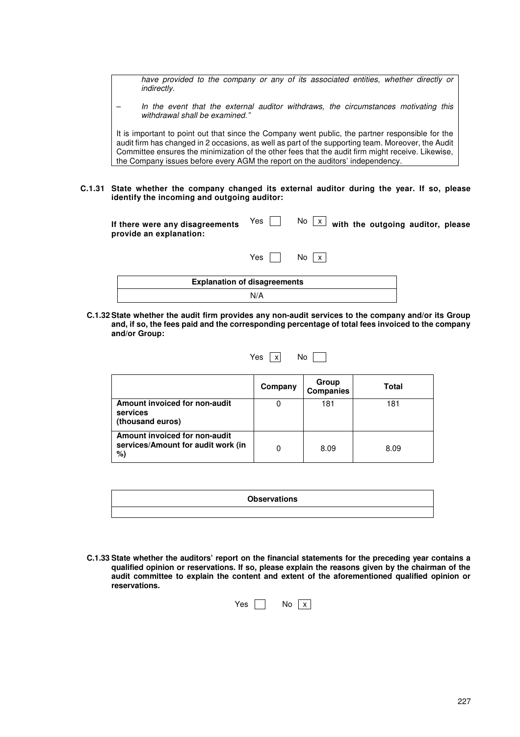> *have provided to the company or any of its associated entities, whether directly or indirectly.*
>
> – *In the event that the external auditor withdraws, the circumstances motivating this withdrawal shall be examined."*
>
> It is important to point out that since the Company went public, the partner responsible for the audit firm has changed in 2 occasions, as well as part of the supporting team. Moreover, the Audit Committee ensures the minimization of the other fees that the audit firm might receive. Likewise, the Company issues before every AGM the report on the auditors' independency.

**C.1.31 State whether the company changed its external auditor during the year. If so, please identify the incoming and outgoing auditor:**

Yes [ ] No [x]

**If there were any disagreements with the outgoing auditor, please provide an explanation:**

Yes [ ] No [x]

| Explanation of disagreements |
| --- |
| N/A |

**C.1.32 State whether the audit firm provides any non-audit services to the company and/or its Group and, if so, the fees paid and the corresponding percentage of total fees invoiced to the company and/or Group:**

Yes [x] No [ ]

| | Company | Group Companies | Total |
| --- | --- | --- | --- |
| **Amount invoiced for non-audit services (thousand euros)** | 0 | 181 | 181 |
| **Amount invoiced for non-audit services/Amount for audit work (in %)** | 0 | 8.09 | 8.09 |

| Observations |
| --- |
| |

**C.1.33 State whether the auditors' report on the financial statements for the preceding year contains a qualified opinion or reservations. If so, please explain the reasons given by the chairman of the audit committee to explain the content and extent of the aforementioned qualified opinion or reservations.**

Yes [ ] No [x]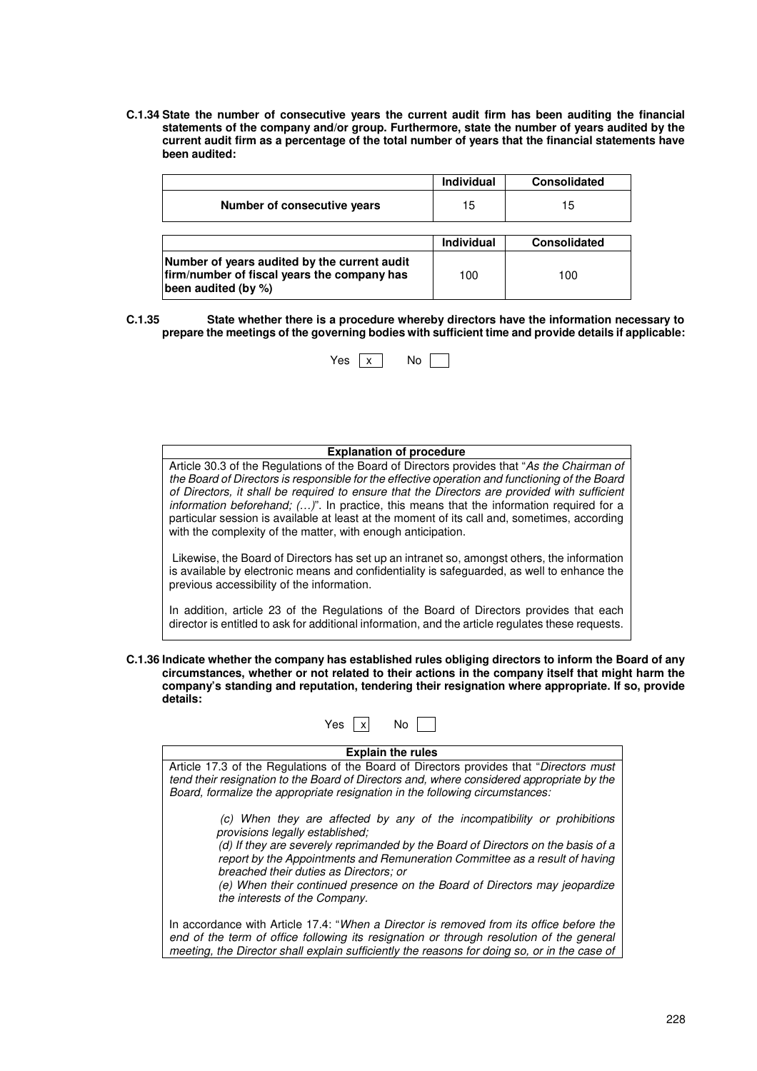**C.1.34 State the number of consecutive years the current audit firm has been auditing the financial statements of the company and/or group. Furthermore, state the number of years audited by the current audit firm as a percentage of the total number of years that the financial statements have been audited:**

| | Individual | Consolidated |
|---|---|---|
| **Number of consecutive years** | 15 | 15 |

| | Individual | Consolidated |
|---|---|---|
| **Number of years audited by the current audit firm/number of fiscal years the company has been audited (by %)** | 100 | 100 |

**C.1.35 State whether there is a procedure whereby directors have the information necessary to prepare the meetings of the governing bodies with sufficient time and provide details if applicable:**

Yes [x] No [ ]

| Explanation of procedure |
|---|
| Article 30.3 of the Regulations of the Board of Directors provides that "*As the Chairman of the Board of Directors is responsible for the effective operation and functioning of the Board of Directors, it shall be required to ensure that the Directors are provided with sufficient information beforehand; (…)*". In practice, this means that the information required for a particular session is available at least at the moment of its call and, sometimes, according with the complexity of the matter, with enough anticipation.<br><br>Likewise, the Board of Directors has set up an intranet so, amongst others, the information is available by electronic means and confidentiality is safeguarded, as well to enhance the previous accessibility of the information.<br><br>In addition, article 23 of the Regulations of the Board of Directors provides that each director is entitled to ask for additional information, and the article regulates these requests. |

**C.1.36 Indicate whether the company has established rules obliging directors to inform the Board of any circumstances, whether or not related to their actions in the company itself that might harm the company's standing and reputation, tendering their resignation where appropriate. If so, provide details:**

Yes [x] No [ ]

| Explain the rules |
|---|
| Article 17.3 of the Regulations of the Board of Directors provides that "*Directors must tend their resignation to the Board of Directors and, where considered appropriate by the Board, formalize the appropriate resignation in the following circumstances:*<br><br>*(c) When they are affected by any of the incompatibility or prohibitions provisions legally established;*<br>*(d) If they are severely reprimanded by the Board of Directors on the basis of a report by the Appointments and Remuneration Committee as a result of having breached their duties as Directors; or*<br>*(e) When their continued presence on the Board of Directors may jeopardize the interests of the Company.*<br><br>In accordance with Article 17.4: "*When a Director is removed from its office before the end of the term of office following its resignation or through resolution of the general meeting, the Director shall explain sufficiently the reasons for doing so, or in the case of* |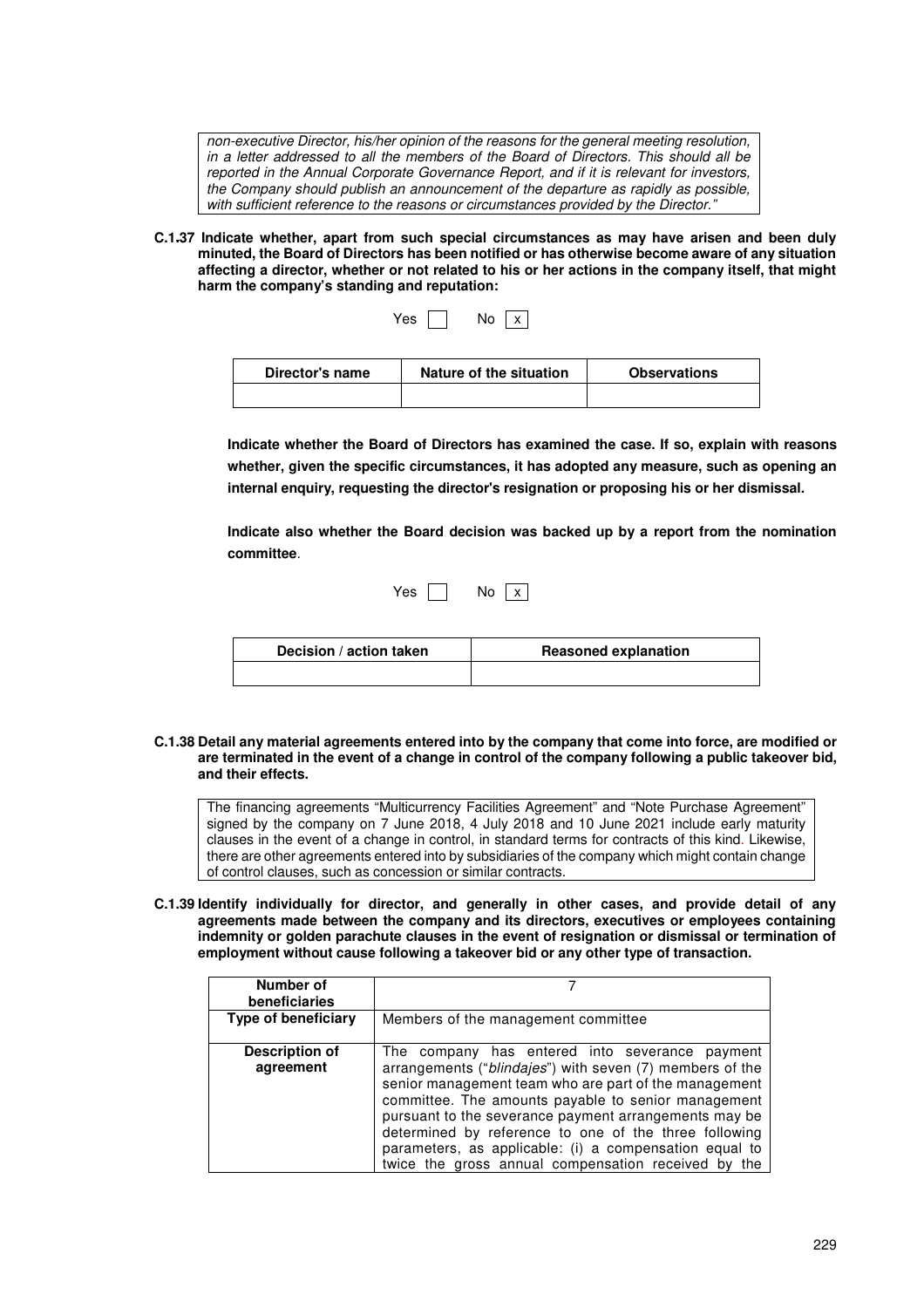> *non-executive Director, his/her opinion of the reasons for the general meeting resolution, in a letter addressed to all the members of the Board of Directors. This should all be reported in the Annual Corporate Governance Report, and if it is relevant for investors, the Company should publish an announcement of the departure as rapidly as possible, with sufficient reference to the reasons or circumstances provided by the Director."*

**C.1.37 Indicate whether, apart from such special circumstances as may have arisen and been duly minuted, the Board of Directors has been notified or has otherwise become aware of any situation affecting a director, whether or not related to his or her actions in the company itself, that might harm the company's standing and reputation:**

Yes [ ] No [x]

| Director's name | Nature of the situation | Observations |
|---|---|---|
| | | |

**Indicate whether the Board of Directors has examined the case. If so, explain with reasons whether, given the specific circumstances, it has adopted any measure, such as opening an internal enquiry, requesting the director's resignation or proposing his or her dismissal.**

**Indicate also whether the Board decision was backed up by a report from the nomination committee**.

Yes [ ] No [x]

| Decision / action taken | Reasoned explanation |
|---|---|
| | |

**C.1.38 Detail any material agreements entered into by the company that come into force, are modified or are terminated in the event of a change in control of the company following a public takeover bid, and their effects.**

> The financing agreements "Multicurrency Facilities Agreement" and "Note Purchase Agreement" signed by the company on 7 June 2018, 4 July 2018 and 10 June 2021 include early maturity clauses in the event of a change in control, in standard terms for contracts of this kind. Likewise, there are other agreements entered into by subsidiaries of the company which might contain change of control clauses, such as concession or similar contracts.

**C.1.39 Identify individually for director, and generally in other cases, and provide detail of any agreements made between the company and its directors, executives or employees containing indemnity or golden parachute clauses in the event of resignation or dismissal or termination of employment without cause following a takeover bid or any other type of transaction.**

| **Number of beneficiaries** | 7 |
|---|---|
| **Type of beneficiary** | Members of the management committee |
| **Description of agreement** | The company has entered into severance payment arrangements ("*blindajes*") with seven (7) members of the senior management team who are part of the management committee. The amounts payable to senior management pursuant to the severance payment arrangements may be determined by reference to one of the three following parameters, as applicable: (i) a compensation equal to twice the gross annual compensation received by the |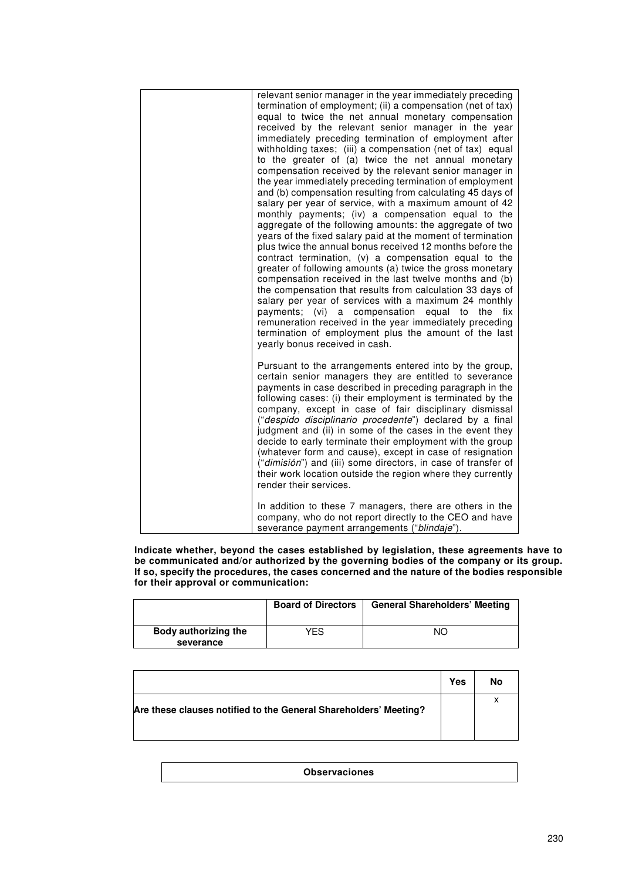| | relevant senior manager in the year immediately preceding termination of employment; (ii) a compensation (net of tax) equal to twice the net annual monetary compensation received by the relevant senior manager in the year immediately preceding termination of employment after withholding taxes; (iii) a compensation (net of tax) equal to the greater of (a) twice the net annual monetary compensation received by the relevant senior manager in the year immediately preceding termination of employment and (b) compensation resulting from calculating 45 days of salary per year of service, with a maximum amount of 42 monthly payments; (iv) a compensation equal to the aggregate of the following amounts: the aggregate of two years of the fixed salary paid at the moment of termination plus twice the annual bonus received 12 months before the contract termination, (v) a compensation equal to the greater of following amounts (a) twice the gross monetary compensation received in the last twelve months and (b) the compensation that results from calculation 33 days of salary per year of services with a maximum 24 monthly payments; (vi) a compensation equal to the fix remuneration received in the year immediately preceding termination of employment plus the amount of the last yearly bonus received in cash.<br><br>Pursuant to the arrangements entered into by the group, certain senior managers they are entitled to severance payments in case described in preceding paragraph in the following cases: (i) their employment is terminated by the company, except in case of fair disciplinary dismissal ("*despido disciplinario procedente*") declared by a final judgment and (ii) in some of the cases in the event they decide to early terminate their employment with the group (whatever form and cause), except in case of resignation ("*dimisión*") and (iii) some directors, in case of transfer of their work location outside the region where they currently render their services.<br><br>In addition to these 7 managers, there are others in the company, who do not report directly to the CEO and have severance payment arrangements ("*blindaje*"). |
|---|---|

**Indicate whether, beyond the cases established by legislation, these agreements have to be communicated and/or authorized by the governing bodies of the company or its group. If so, specify the procedures, the cases concerned and the nature of the bodies responsible for their approval or communication:**

| | Board of Directors | General Shareholders' Meeting |
|---|---|---|
| **Body authorizing the severance** | YES | NO |

| | Yes | No |
|---|---|---|
| **Are these clauses notified to the General Shareholders' Meeting?** | | x |

| **Observaciones** |
|---|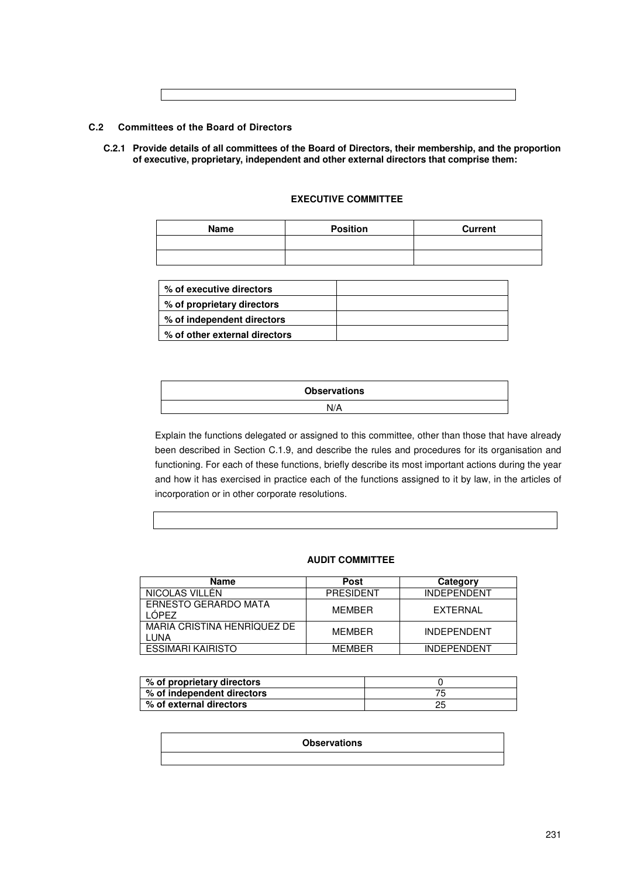|  |
|---|

## C.2 Committees of the Board of Directors

**C.2.1 Provide details of all committees of the Board of Directors, their membership, and the proportion of executive, proprietary, independent and other external directors that comprise them:**

**EXECUTIVE COMMITTEE**

| Name | Position | Current |
|---|---|---|
| | | |
| | | |

| | |
|---|---|
| **% of executive directors** | |
| **% of proprietary directors** | |
| **% of independent directors** | |
| **% of other external directors** | |

| Observations |
|---|
| N/A |

Explain the functions delegated or assigned to this committee, other than those that have already been described in Section C.1.9, and describe the rules and procedures for its organisation and functioning. For each of these functions, briefly describe its most important actions during the year and how it has exercised in practice each of the functions assigned to it by law, in the articles of incorporation or in other corporate resolutions.

|  |
|---|

**AUDIT COMMITTEE**

| Name | Post | Category |
|---|---|---|
| NICOLAS VILLÉN | PRESIDENT | INDEPENDENT |
| ERNESTO GERARDO MATA LÓPEZ | MEMBER | EXTERNAL |
| MARIA CRISTINA HENRÍQUEZ DE LUNA | MEMBER | INDEPENDENT |
| ESSIMARI KAIRISTO | MEMBER | INDEPENDENT |

| | |
|---|---|
| **% of proprietary directors** | 0 |
| **% of independent directors** | 75 |
| **% of external directors** | 25 |

| Observations |
|---|
| |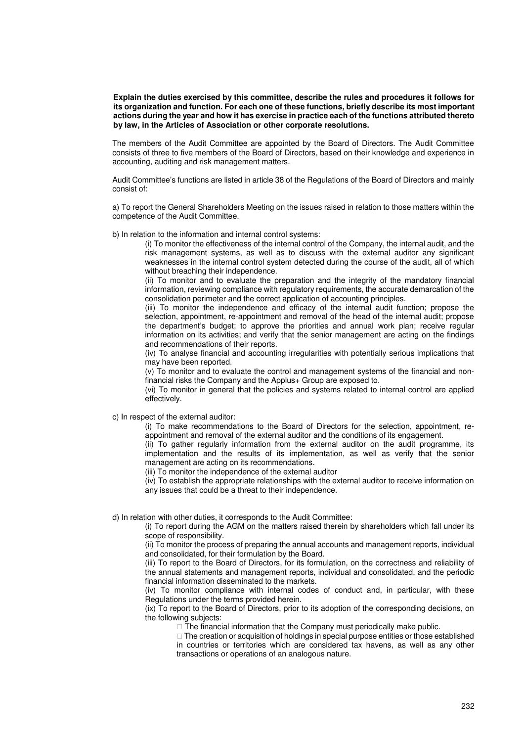**Explain the duties exercised by this committee, describe the rules and procedures it follows for its organization and function. For each one of these functions, briefly describe its most important actions during the year and how it has exercise in practice each of the functions attributed thereto by law, in the Articles of Association or other corporate resolutions.**

The members of the Audit Committee are appointed by the Board of Directors. The Audit Committee consists of three to five members of the Board of Directors, based on their knowledge and experience in accounting, auditing and risk management matters.

Audit Committee's functions are listed in article 38 of the Regulations of the Board of Directors and mainly consist of:

a) To report the General Shareholders Meeting on the issues raised in relation to those matters within the competence of the Audit Committee.

b) In relation to the information and internal control systems:

(i) To monitor the effectiveness of the internal control of the Company, the internal audit, and the risk management systems, as well as to discuss with the external auditor any significant weaknesses in the internal control system detected during the course of the audit, all of which without breaching their independence.

(ii) To monitor and to evaluate the preparation and the integrity of the mandatory financial information, reviewing compliance with regulatory requirements, the accurate demarcation of the consolidation perimeter and the correct application of accounting principles.

(iii) To monitor the independence and efficacy of the internal audit function; propose the selection, appointment, re-appointment and removal of the head of the internal audit; propose the department's budget; to approve the priorities and annual work plan; receive regular information on its activities; and verify that the senior management are acting on the findings and recommendations of their reports.

(iv) To analyse financial and accounting irregularities with potentially serious implications that may have been reported.

(v) To monitor and to evaluate the control and management systems of the financial and non-financial risks the Company and the Applus+ Group are exposed to.

(vi) To monitor in general that the policies and systems related to internal control are applied effectively.

c) In respect of the external auditor:

(i) To make recommendations to the Board of Directors for the selection, appointment, re-appointment and removal of the external auditor and the conditions of its engagement.

(ii) To gather regularly information from the external auditor on the audit programme, its implementation and the results of its implementation, as well as verify that the senior management are acting on its recommendations.

(iii) To monitor the independence of the external auditor

(iv) To establish the appropriate relationships with the external auditor to receive information on any issues that could be a threat to their independence.

d) In relation with other duties, it corresponds to the Audit Committee:

(i) To report during the AGM on the matters raised therein by shareholders which fall under its scope of responsibility.

(ii) To monitor the process of preparing the annual accounts and management reports, individual and consolidated, for their formulation by the Board.

(iii) To report to the Board of Directors, for its formulation, on the correctness and reliability of the annual statements and management reports, individual and consolidated, and the periodic financial information disseminated to the markets.

(iv) To monitor compliance with internal codes of conduct and, in particular, with these Regulations under the terms provided herein.

(ix) To report to the Board of Directors, prior to its adoption of the corresponding decisions, on the following subjects:

- The financial information that the Company must periodically make public.
- The creation or acquisition of holdings in special purpose entities or those established in countries or territories which are considered tax havens, as well as any other transactions or operations of an analogous nature.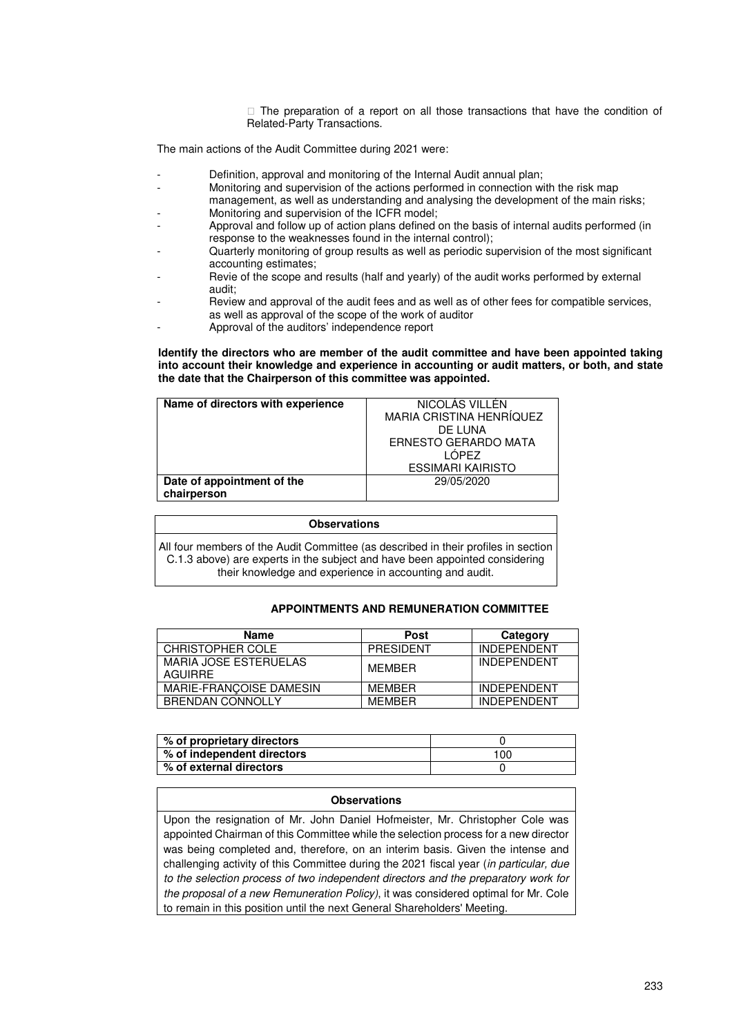- The preparation of a report on all those transactions that have the condition of Related-Party Transactions.

The main actions of the Audit Committee during 2021 were:

- Definition, approval and monitoring of the Internal Audit annual plan;
- Monitoring and supervision of the actions performed in connection with the risk map management, as well as understanding and analysing the development of the main risks;
- Monitoring and supervision of the ICFR model;
- Approval and follow up of action plans defined on the basis of internal audits performed (in response to the weaknesses found in the internal control);
- Quarterly monitoring of group results as well as periodic supervision of the most significant accounting estimates;
- Revie of the scope and results (half and yearly) of the audit works performed by external audit;
- Review and approval of the audit fees and as well as of other fees for compatible services, as well as approval of the scope of the work of auditor
- Approval of the auditors' independence report

**Identify the directors who are member of the audit committee and have been appointed taking into account their knowledge and experience in accounting or audit matters, or both, and state the date that the Chairperson of this committee was appointed.**

| | |
|---|---|
| **Name of directors with experience** | NICOLÁS VILLÉN<br>MARIA CRISTINA HENRÍQUEZ DE LUNA<br>ERNESTO GERARDO MATA LÓPEZ<br>ESSIMARI KAIRISTO |
| **Date of appointment of the chairperson** | 29/05/2020 |

| **Observations** |
|---|
| All four members of the Audit Committee (as described in their profiles in section C.1.3 above) are experts in the subject and have been appointed considering their knowledge and experience in accounting and audit. |

**APPOINTMENTS AND REMUNERATION COMMITTEE**

| Name | Post | Category |
|---|---|---|
| CHRISTOPHER COLE | PRESIDENT | INDEPENDENT |
| MARIA JOSE ESTERUELAS AGUIRRE | MEMBER | INDEPENDENT |
| MARIE-FRANÇOISE DAMESIN | MEMBER | INDEPENDENT |
| BRENDAN CONNOLLY | MEMBER | INDEPENDENT |

| | |
|---|---|
| **% of proprietary directors** | 0 |
| **% of independent directors** | 100 |
| **% of external directors** | 0 |

| **Observations** |
|---|
| Upon the resignation of Mr. John Daniel Hofmeister, Mr. Christopher Cole was appointed Chairman of this Committee while the selection process for a new director was being completed and, therefore, on an interim basis. Given the intense and challenging activity of this Committee during the 2021 fiscal year (*in particular, due to the selection process of two independent directors and the preparatory work for the proposal of a new Remuneration Policy)*, it was considered optimal for Mr. Cole to remain in this position until the next General Shareholders' Meeting. |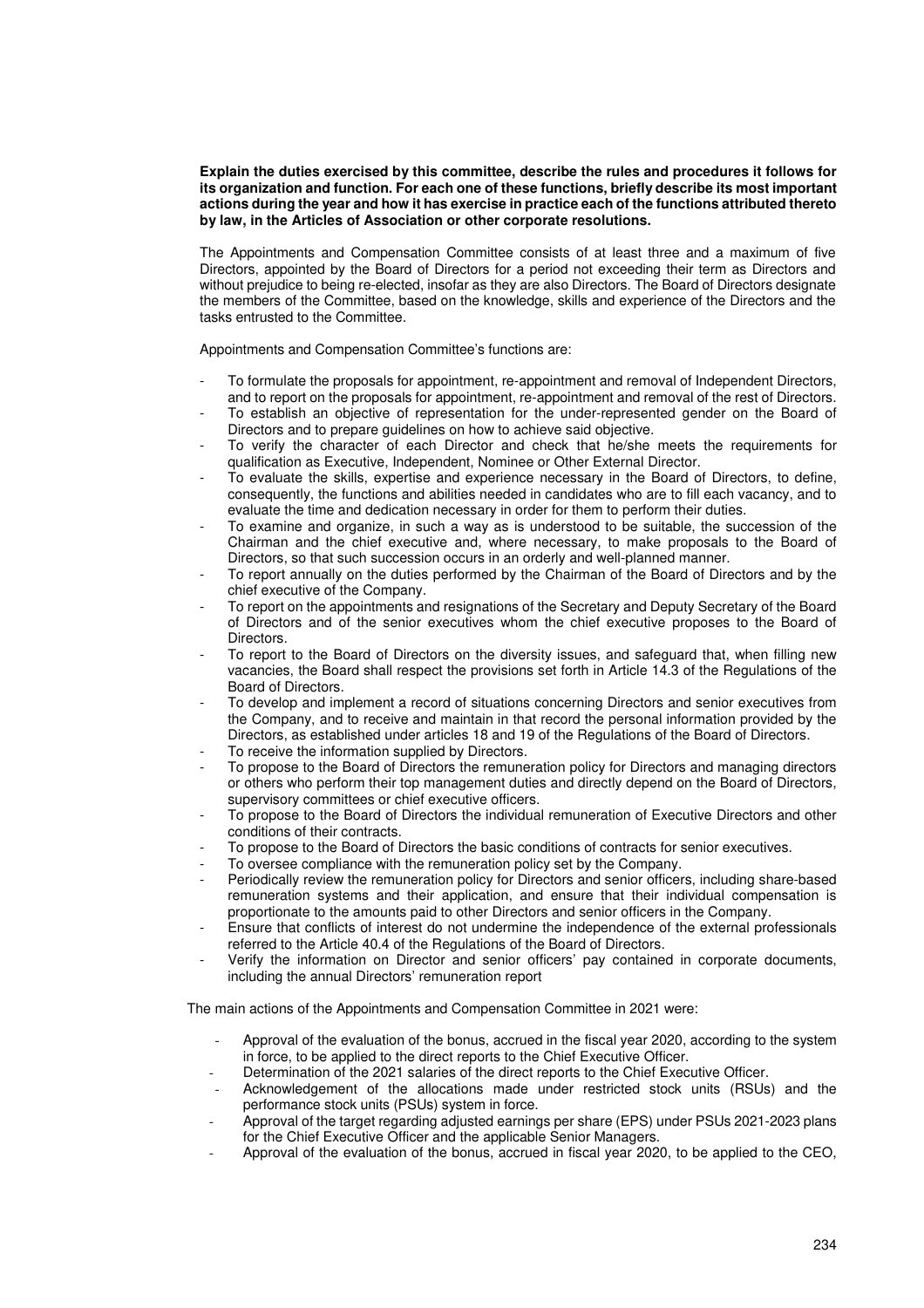**Explain the duties exercised by this committee, describe the rules and procedures it follows for its organization and function. For each one of these functions, briefly describe its most important actions during the year and how it has exercise in practice each of the functions attributed thereto by law, in the Articles of Association or other corporate resolutions.**

The Appointments and Compensation Committee consists of at least three and a maximum of five Directors, appointed by the Board of Directors for a period not exceeding their term as Directors and without prejudice to being re-elected, insofar as they are also Directors. The Board of Directors designate the members of the Committee, based on the knowledge, skills and experience of the Directors and the tasks entrusted to the Committee.

Appointments and Compensation Committee's functions are:

- To formulate the proposals for appointment, re-appointment and removal of Independent Directors, and to report on the proposals for appointment, re-appointment and removal of the rest of Directors.
- To establish an objective of representation for the under-represented gender on the Board of Directors and to prepare guidelines on how to achieve said objective.
- To verify the character of each Director and check that he/she meets the requirements for qualification as Executive, Independent, Nominee or Other External Director.
- To evaluate the skills, expertise and experience necessary in the Board of Directors, to define, consequently, the functions and abilities needed in candidates who are to fill each vacancy, and to evaluate the time and dedication necessary in order for them to perform their duties.
- To examine and organize, in such a way as is understood to be suitable, the succession of the Chairman and the chief executive and, where necessary, to make proposals to the Board of Directors, so that such succession occurs in an orderly and well-planned manner.
- To report annually on the duties performed by the Chairman of the Board of Directors and by the chief executive of the Company.
- To report on the appointments and resignations of the Secretary and Deputy Secretary of the Board of Directors and of the senior executives whom the chief executive proposes to the Board of Directors.
- To report to the Board of Directors on the diversity issues, and safeguard that, when filling new vacancies, the Board shall respect the provisions set forth in Article 14.3 of the Regulations of the Board of Directors.
- To develop and implement a record of situations concerning Directors and senior executives from the Company, and to receive and maintain in that record the personal information provided by the Directors, as established under articles 18 and 19 of the Regulations of the Board of Directors.
- To receive the information supplied by Directors.
- To propose to the Board of Directors the remuneration policy for Directors and managing directors or others who perform their top management duties and directly depend on the Board of Directors, supervisory committees or chief executive officers.
- To propose to the Board of Directors the individual remuneration of Executive Directors and other conditions of their contracts.
- To propose to the Board of Directors the basic conditions of contracts for senior executives.
- To oversee compliance with the remuneration policy set by the Company.
- Periodically review the remuneration policy for Directors and senior officers, including share-based remuneration systems and their application, and ensure that their individual compensation is proportionate to the amounts paid to other Directors and senior officers in the Company.
- Ensure that conflicts of interest do not undermine the independence of the external professionals referred to the Article 40.4 of the Regulations of the Board of Directors.
- Verify the information on Director and senior officers' pay contained in corporate documents, including the annual Directors' remuneration report

The main actions of the Appointments and Compensation Committee in 2021 were:

- Approval of the evaluation of the bonus, accrued in the fiscal year 2020, according to the system in force, to be applied to the direct reports to the Chief Executive Officer.
- Determination of the 2021 salaries of the direct reports to the Chief Executive Officer.
- Acknowledgement of the allocations made under restricted stock units (RSUs) and the performance stock units (PSUs) system in force.
- Approval of the target regarding adjusted earnings per share (EPS) under PSUs 2021-2023 plans for the Chief Executive Officer and the applicable Senior Managers.
- Approval of the evaluation of the bonus, accrued in fiscal year 2020, to be applied to the CEO,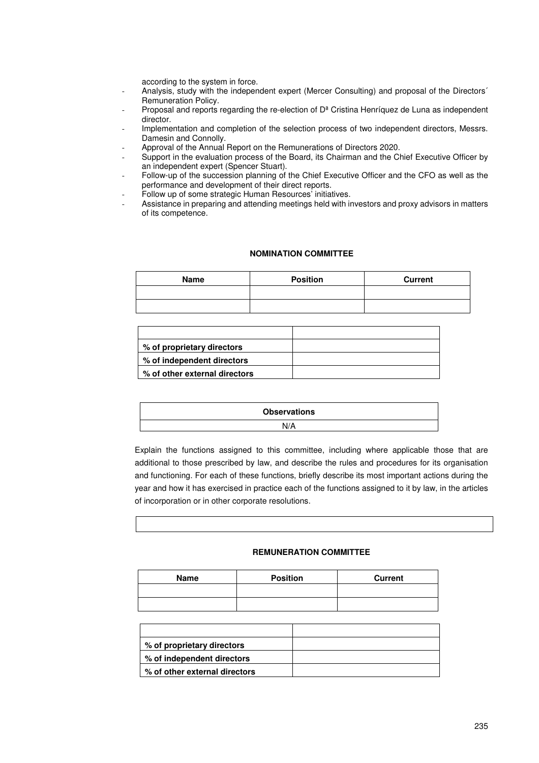according to the system in force.

- Analysis, study with the independent expert (Mercer Consulting) and proposal of the Directors´ Remuneration Policy.
- Proposal and reports regarding the re-election of Dª Cristina Henríquez de Luna as independent director.
- Implementation and completion of the selection process of two independent directors, Messrs. Damesin and Connolly.
- Approval of the Annual Report on the Remunerations of Directors 2020.
- Support in the evaluation process of the Board, its Chairman and the Chief Executive Officer by an independent expert (Spencer Stuart).
- Follow-up of the succession planning of the Chief Executive Officer and the CFO as well as the performance and development of their direct reports.
- Follow up of some strategic Human Resources' initiatives.
- Assistance in preparing and attending meetings held with investors and proxy advisors in matters of its competence.

**NOMINATION COMMITTEE**

| Name | Position | Current |
|---|---|---|
| | | |
| | | |

| | |
|---|---|
| % of proprietary directors | |
| % of independent directors | |
| % of other external directors | |

| Observations |
|---|
| N/A |

Explain the functions assigned to this committee, including where applicable those that are additional to those prescribed by law, and describe the rules and procedures for its organisation and functioning. For each of these functions, briefly describe its most important actions during the year and how it has exercised in practice each of the functions assigned to it by law, in the articles of incorporation or in other corporate resolutions.

| |
|---|
| |

**REMUNERATION COMMITTEE**

| Name | Position | Current |
|---|---|---|
| | | |
| | | |

| | |
|---|---|
| % of proprietary directors | |
| % of independent directors | |
| % of other external directors | |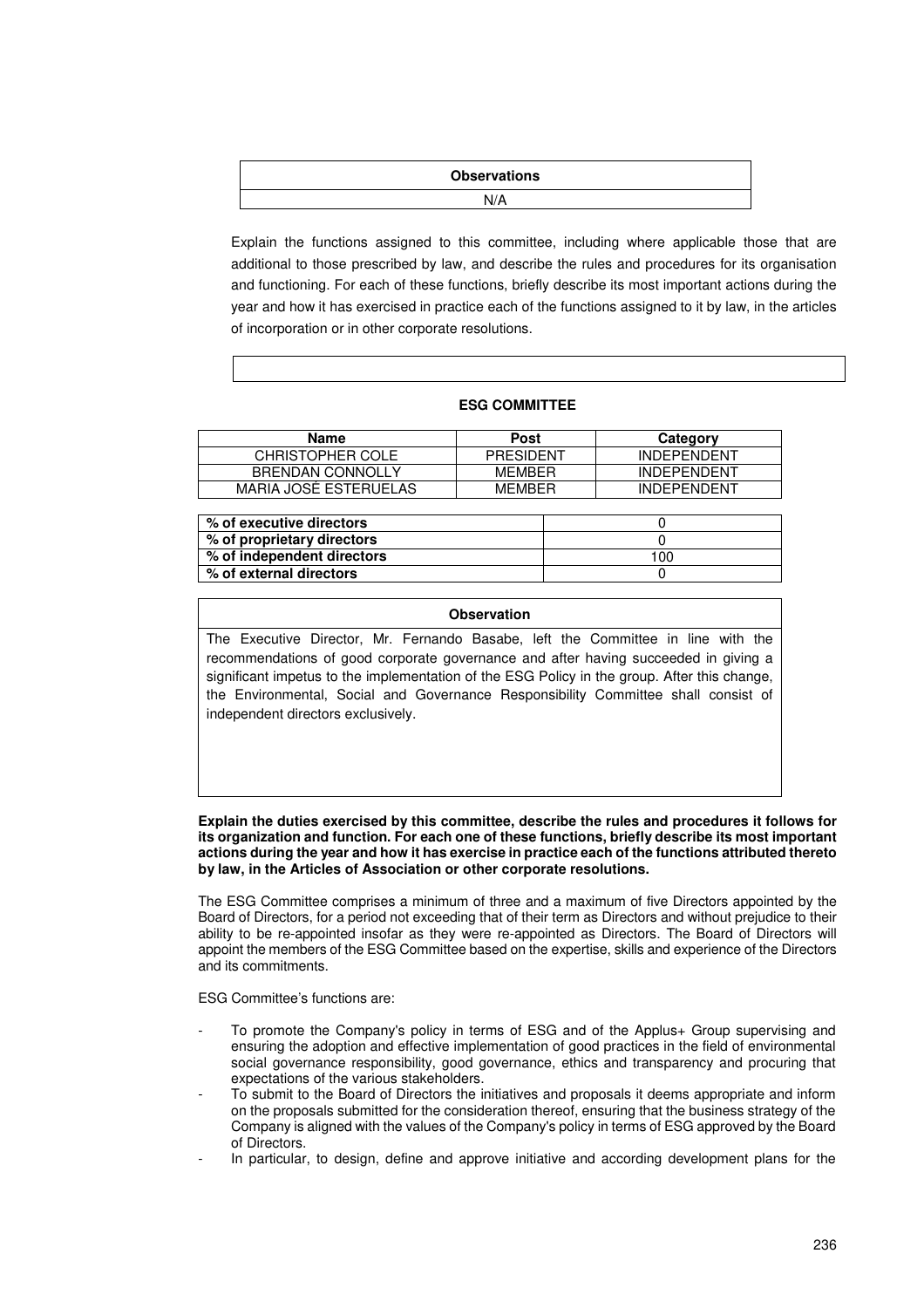| Observations |
|---|
| N/A |

Explain the functions assigned to this committee, including where applicable those that are additional to those prescribed by law, and describe the rules and procedures for its organisation and functioning. For each of these functions, briefly describe its most important actions during the year and how it has exercised in practice each of the functions assigned to it by law, in the articles of incorporation or in other corporate resolutions.

**ESG COMMITTEE**

| Name | Post | Category |
|---|---|---|
| CHRISTOPHER COLE | PRESIDENT | INDEPENDENT |
| BRENDAN CONNOLLY | MEMBER | INDEPENDENT |
| MARIA JOSÉ ESTERUELAS | MEMBER | INDEPENDENT |

| | |
|---|---|
| **% of executive directors** | 0 |
| **% of proprietary directors** | 0 |
| **% of independent directors** | 100 |
| **% of external directors** | 0 |

| Observation |
|---|
| The Executive Director, Mr. Fernando Basabe, left the Committee in line with the recommendations of good corporate governance and after having succeeded in giving a significant impetus to the implementation of the ESG Policy in the group. After this change, the Environmental, Social and Governance Responsibility Committee shall consist of independent directors exclusively. |

**Explain the duties exercised by this committee, describe the rules and procedures it follows for its organization and function. For each one of these functions, briefly describe its most important actions during the year and how it has exercise in practice each of the functions attributed thereto by law, in the Articles of Association or other corporate resolutions.**

The ESG Committee comprises a minimum of three and a maximum of five Directors appointed by the Board of Directors, for a period not exceeding that of their term as Directors and without prejudice to their ability to be re-appointed insofar as they were re-appointed as Directors. The Board of Directors will appoint the members of the ESG Committee based on the expertise, skills and experience of the Directors and its commitments.

ESG Committee's functions are:

- To promote the Company's policy in terms of ESG and of the Applus+ Group supervising and ensuring the adoption and effective implementation of good practices in the field of environmental social governance responsibility, good governance, ethics and transparency and procuring that expectations of the various stakeholders.
- To submit to the Board of Directors the initiatives and proposals it deems appropriate and inform on the proposals submitted for the consideration thereof, ensuring that the business strategy of the Company is aligned with the values of the Company's policy in terms of ESG approved by the Board of Directors.
- In particular, to design, define and approve initiative and according development plans for the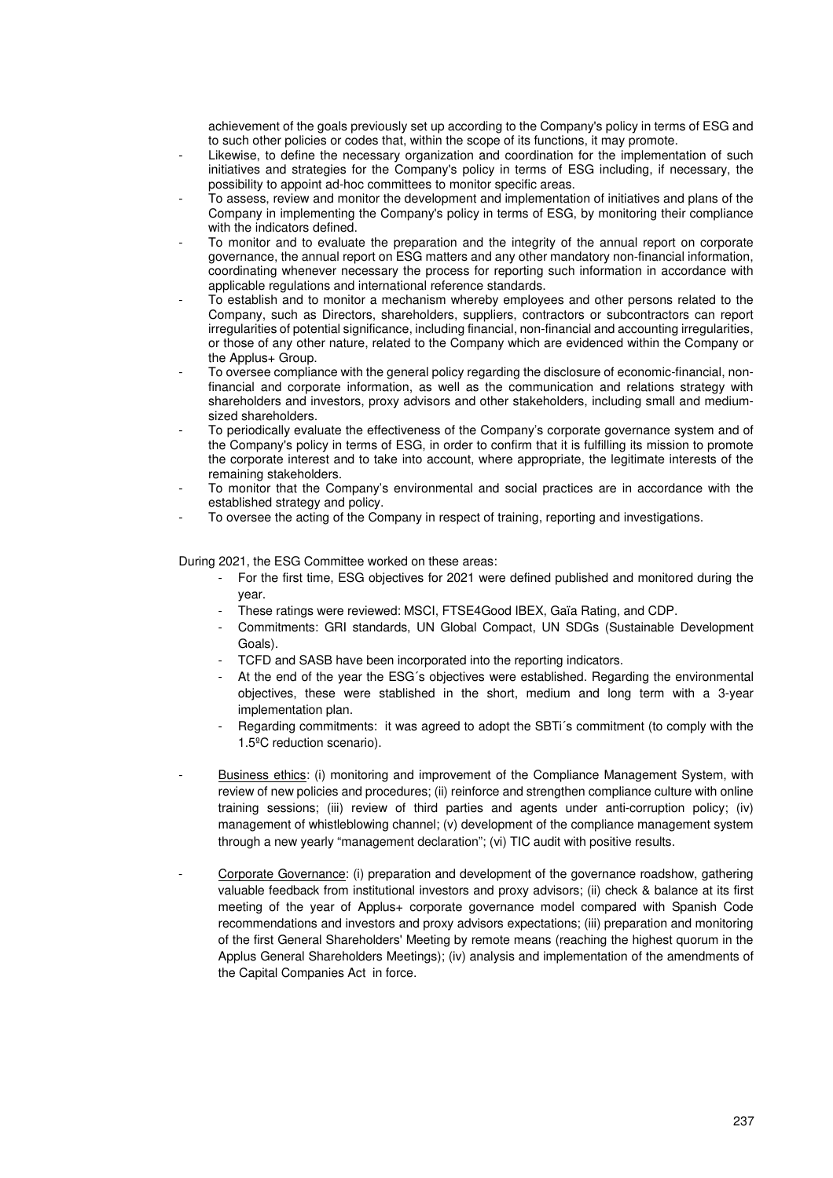achievement of the goals previously set up according to the Company's policy in terms of ESG and to such other policies or codes that, within the scope of its functions, it may promote.

- Likewise, to define the necessary organization and coordination for the implementation of such initiatives and strategies for the Company's policy in terms of ESG including, if necessary, the possibility to appoint ad-hoc committees to monitor specific areas.
- To assess, review and monitor the development and implementation of initiatives and plans of the Company in implementing the Company's policy in terms of ESG, by monitoring their compliance with the indicators defined.
- To monitor and to evaluate the preparation and the integrity of the annual report on corporate governance, the annual report on ESG matters and any other mandatory non-financial information, coordinating whenever necessary the process for reporting such information in accordance with applicable regulations and international reference standards.
- To establish and to monitor a mechanism whereby employees and other persons related to the Company, such as Directors, shareholders, suppliers, contractors or subcontractors can report irregularities of potential significance, including financial, non-financial and accounting irregularities, or those of any other nature, related to the Company which are evidenced within the Company or the Applus+ Group.
- To oversee compliance with the general policy regarding the disclosure of economic-financial, non-financial and corporate information, as well as the communication and relations strategy with shareholders and investors, proxy advisors and other stakeholders, including small and medium-sized shareholders.
- To periodically evaluate the effectiveness of the Company's corporate governance system and of the Company's policy in terms of ESG, in order to confirm that it is fulfilling its mission to promote the corporate interest and to take into account, where appropriate, the legitimate interests of the remaining stakeholders.
- To monitor that the Company's environmental and social practices are in accordance with the established strategy and policy.
- To oversee the acting of the Company in respect of training, reporting and investigations.

During 2021, the ESG Committee worked on these areas:

- For the first time, ESG objectives for 2021 were defined published and monitored during the year.
- These ratings were reviewed: MSCI, FTSE4Good IBEX, Gaïa Rating, and CDP.
- Commitments: GRI standards, UN Global Compact, UN SDGs (Sustainable Development Goals).
- TCFD and SASB have been incorporated into the reporting indicators.
- At the end of the year the ESG´s objectives were established. Regarding the environmental objectives, these were stablished in the short, medium and long term with a 3-year implementation plan.
- Regarding commitments: it was agreed to adopt the SBTi´s commitment (to comply with the 1.5ºC reduction scenario).

- Business ethics: (i) monitoring and improvement of the Compliance Management System, with review of new policies and procedures; (ii) reinforce and strengthen compliance culture with online training sessions; (iii) review of third parties and agents under anti-corruption policy; (iv) management of whistleblowing channel; (v) development of the compliance management system through a new yearly "management declaration"; (vi) TIC audit with positive results.

- Corporate Governance: (i) preparation and development of the governance roadshow, gathering valuable feedback from institutional investors and proxy advisors; (ii) check & balance at its first meeting of the year of Applus+ corporate governance model compared with Spanish Code recommendations and investors and proxy advisors expectations; (iii) preparation and monitoring of the first General Shareholders' Meeting by remote means (reaching the highest quorum in the Applus General Shareholders Meetings); (iv) analysis and implementation of the amendments of the Capital Companies Act in force.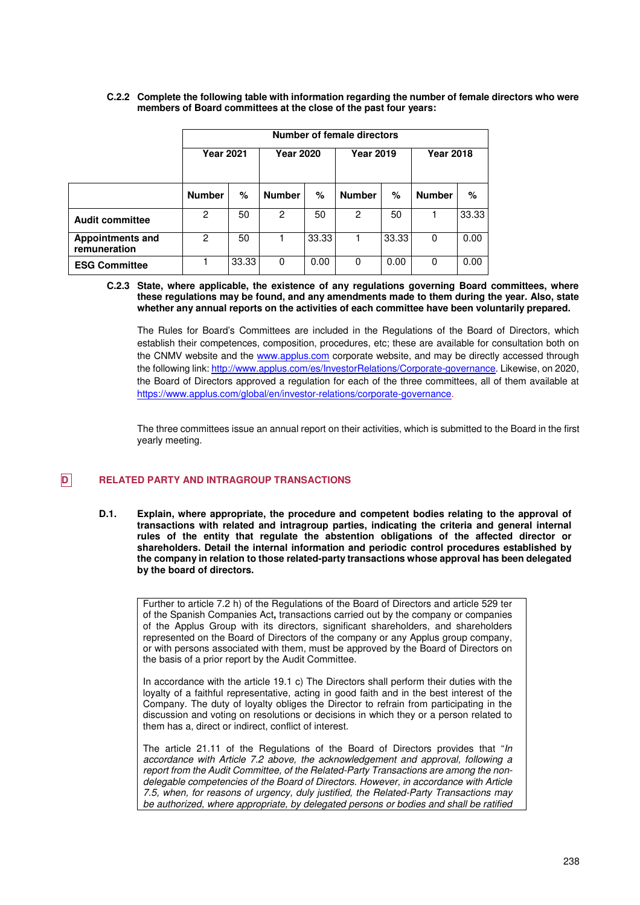**C.2.2 Complete the following table with information regarding the number of female directors who were members of Board committees at the close of the past four years:**

| | Number of female directors | | | | | | | |
|---|---|---|---|---|---|---|---|---|
| | Year 2021 | | Year 2020 | | Year 2019 | | Year 2018 | |
| | **Number** | **%** | **Number** | **%** | **Number** | **%** | **Number** | **%** |
| **Audit committee** | 2 | 50 | 2 | 50 | 2 | 50 | 1 | 33.33 |
| **Appointments and remuneration** | 2 | 50 | 1 | 33.33 | 1 | 33.33 | 0 | 0.00 |
| **ESG Committee** | 1 | 33.33 | 0 | 0.00 | 0 | 0.00 | 0 | 0.00 |

**C.2.3 State, where applicable, the existence of any regulations governing Board committees, where these regulations may be found, and any amendments made to them during the year. Also, state whether any annual reports on the activities of each committee have been voluntarily prepared.**

The Rules for Board's Committees are included in the Regulations of the Board of Directors, which establish their competences, composition, procedures, etc; these are available for consultation both on the CNMV website and the www.applus.com corporate website, and may be directly accessed through the following link: http://www.applus.com/es/InvestorRelations/Corporate-governance. Likewise, on 2020, the Board of Directors approved a regulation for each of the three committees, all of them available at https://www.applus.com/global/en/investor-relations/corporate-governance.

The three committees issue an annual report on their activities, which is submitted to the Board in the first yearly meeting.

## D RELATED PARTY AND INTRAGROUP TRANSACTIONS

**D.1. Explain, where appropriate, the procedure and competent bodies relating to the approval of transactions with related and intragroup parties, indicating the criteria and general internal rules of the entity that regulate the abstention obligations of the affected director or shareholders. Detail the internal information and periodic control procedures established by the company in relation to those related-party transactions whose approval has been delegated by the board of directors.**

Further to article 7.2 h) of the Regulations of the Board of Directors and article 529 ter of the Spanish Companies Act**,** transactions carried out by the company or companies of the Applus Group with its directors, significant shareholders, and shareholders represented on the Board of Directors of the company or any Applus group company, or with persons associated with them, must be approved by the Board of Directors on the basis of a prior report by the Audit Committee.

In accordance with the article 19.1 c) The Directors shall perform their duties with the loyalty of a faithful representative, acting in good faith and in the best interest of the Company. The duty of loyalty obliges the Director to refrain from participating in the discussion and voting on resolutions or decisions in which they or a person related to them has a, direct or indirect, conflict of interest.

The article 21.11 of the Regulations of the Board of Directors provides that "*In accordance with Article 7.2 above, the acknowledgement and approval, following a report from the Audit Committee, of the Related-Party Transactions are among the non-delegable competencies of the Board of Directors. However, in accordance with Article 7.5, when, for reasons of urgency, duly justified, the Related-Party Transactions may be authorized, where appropriate, by delegated persons or bodies and shall be ratified*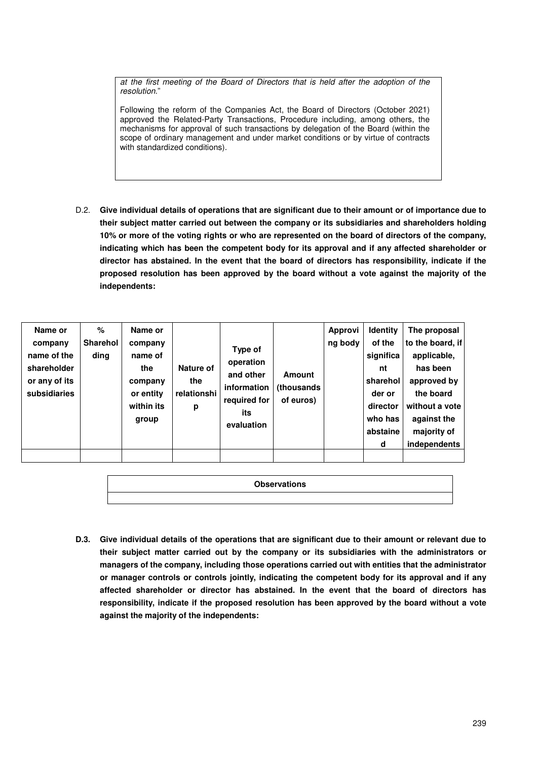*at the first meeting of the Board of Directors that is held after the adoption of the resolution.*"

Following the reform of the Companies Act, the Board of Directors (October 2021) approved the Related-Party Transactions, Procedure including, among others, the mechanisms for approval of such transactions by delegation of the Board (within the scope of ordinary management and under market conditions or by virtue of contracts with standardized conditions).

D.2. **Give individual details of operations that are significant due to their amount or of importance due to their subject matter carried out between the company or its subsidiaries and shareholders holding 10% or more of the voting rights or who are represented on the board of directors of the company, indicating which has been the competent body for its approval and if any affected shareholder or director has abstained. In the event that the board of directors has responsibility, indicate if the proposed resolution has been approved by the board without a vote against the majority of the independents:**

| Name or company name of the shareholder or any of its subsidiaries | % Shareholding | Name or company name of the company or entity within its group | Nature of the relationship | Type of operation and other information required for its evaluation | Amount (thousands of euros) | Approving body | Identity of the significant shareholder or director who has abstained | The proposal to the board, if applicable, has been approved by the board without a vote against the majority of independents |
|---|---|---|---|---|---|---|---|---|
| | | | | | | | | |

| Observations |
|---|
| |

**D.3. Give individual details of the operations that are significant due to their amount or relevant due to their subject matter carried out by the company or its subsidiaries with the administrators or managers of the company, including those operations carried out with entities that the administrator or manager controls or controls jointly, indicating the competent body for its approval and if any affected shareholder or director has abstained. In the event that the board of directors has responsibility, indicate if the proposed resolution has been approved by the board without a vote against the majority of the independents:**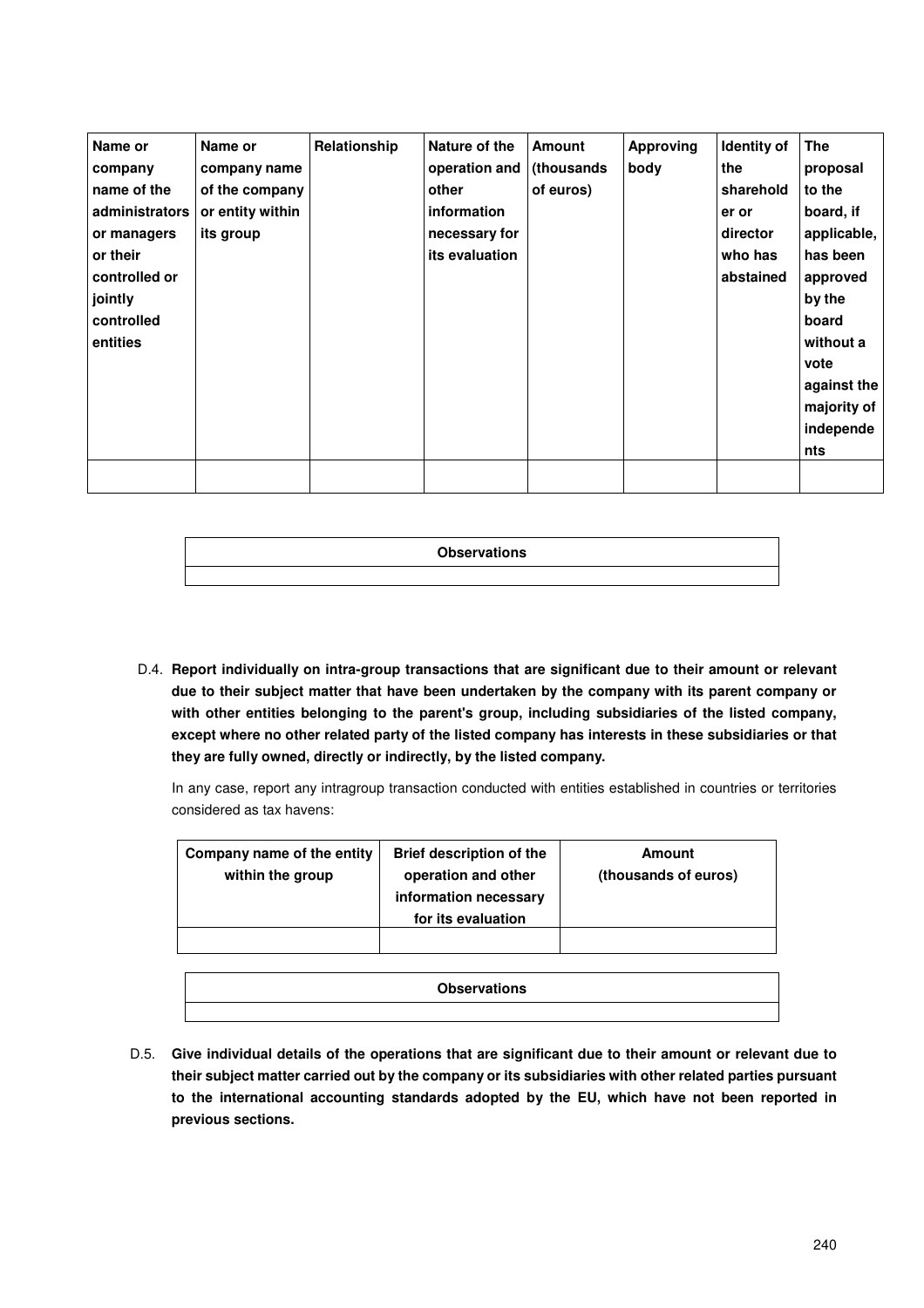| Name or company name of the administrators or managers or their controlled or jointly controlled entities | Name or company name of the company or entity within its group | Relationship | Nature of the operation and other information necessary for its evaluation | Amount (thousands of euros) | Approving body | Identity of the shareholder or director who has abstained | The proposal to the board, if applicable, has been approved by the board without a vote against the majority of independents |
|---|---|---|---|---|---|---|---|
| | | | | | | | |

| Observations |
|---|
| |

D.4. **Report individually on intra-group transactions that are significant due to their amount or relevant due to their subject matter that have been undertaken by the company with its parent company or with other entities belonging to the parent's group, including subsidiaries of the listed company, except where no other related party of the listed company has interests in these subsidiaries or that they are fully owned, directly or indirectly, by the listed company.**

In any case, report any intragroup transaction conducted with entities established in countries or territories considered as tax havens:

| Company name of the entity within the group | Brief description of the operation and other information necessary for its evaluation | Amount (thousands of euros) |
|---|---|---|
| | | |

| Observations |
|---|
| |

D.5. **Give individual details of the operations that are significant due to their amount or relevant due to their subject matter carried out by the company or its subsidiaries with other related parties pursuant to the international accounting standards adopted by the EU, which have not been reported in previous sections.**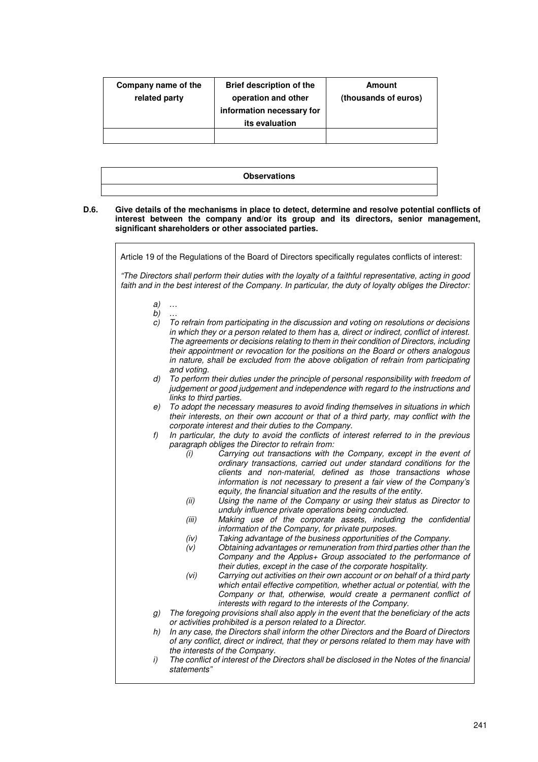| Company name of the related party | Brief description of the operation and other information necessary for its evaluation | Amount (thousands of euros) |
|---|---|---|
| | | |

| Observations |
|---|
| |

**D.6. Give details of the mechanisms in place to detect, determine and resolve potential conflicts of interest between the company and/or its group and its directors, senior management, significant shareholders or other associated parties.**

Article 19 of the Regulations of the Board of Directors specifically regulates conflicts of interest:

*"The Directors shall perform their duties with the loyalty of a faithful representative, acting in good faith and in the best interest of the Company. In particular, the duty of loyalty obliges the Director:*

*a) …*

*b) …*

*c) To refrain from participating in the discussion and voting on resolutions or decisions in which they or a person related to them has a, direct or indirect, conflict of interest. The agreements or decisions relating to them in their condition of Directors, including their appointment or revocation for the positions on the Board or others analogous in nature, shall be excluded from the above obligation of refrain from participating and voting.*

*d) To perform their duties under the principle of personal responsibility with freedom of judgement or good judgement and independence with regard to the instructions and links to third parties.*

*e) To adopt the necessary measures to avoid finding themselves in situations in which their interests, on their own account or that of a third party, may conflict with the corporate interest and their duties to the Company.*

*f) In particular, the duty to avoid the conflicts of interest referred to in the previous paragraph obliges the Director to refrain from:*

*(i) Carrying out transactions with the Company, except in the event of ordinary transactions, carried out under standard conditions for the clients and non-material, defined as those transactions whose information is not necessary to present a fair view of the Company's equity, the financial situation and the results of the entity.*

*(ii) Using the name of the Company or using their status as Director to unduly influence private operations being conducted.*

*(iii) Making use of the corporate assets, including the confidential information of the Company, for private purposes.*

*(iv) Taking advantage of the business opportunities of the Company.*

*(v) Obtaining advantages or remuneration from third parties other than the Company and the Applus+ Group associated to the performance of their duties, except in the case of the corporate hospitality.*

*(vi) Carrying out activities on their own account or on behalf of a third party which entail effective competition, whether actual or potential, with the Company or that, otherwise, would create a permanent conflict of interests with regard to the interests of the Company.*

*g) The foregoing provisions shall also apply in the event that the beneficiary of the acts or activities prohibited is a person related to a Director.*

*h) In any case, the Directors shall inform the other Directors and the Board of Directors of any conflict, direct or indirect, that they or persons related to them may have with the interests of the Company.*

*i) The conflict of interest of the Directors shall be disclosed in the Notes of the financial statements"*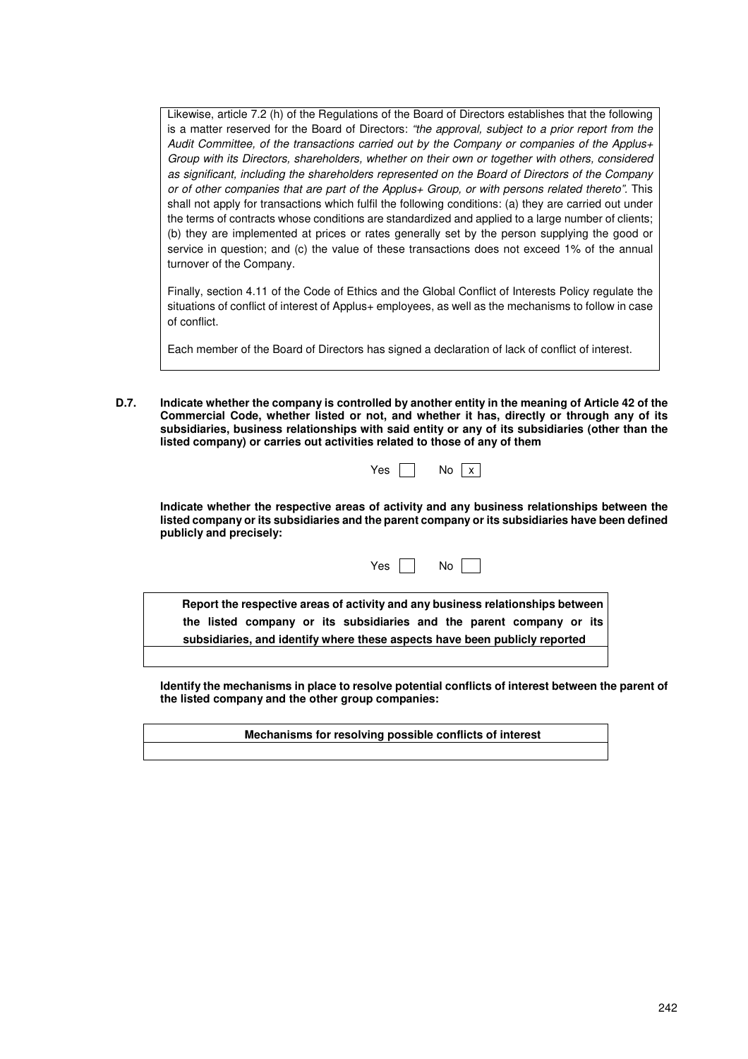Likewise, article 7.2 (h) of the Regulations of the Board of Directors establishes that the following is a matter reserved for the Board of Directors: *"the approval, subject to a prior report from the Audit Committee, of the transactions carried out by the Company or companies of the Applus+ Group with its Directors, shareholders, whether on their own or together with others, considered as significant, including the shareholders represented on the Board of Directors of the Company or of other companies that are part of the Applus+ Group, or with persons related thereto".* This shall not apply for transactions which fulfil the following conditions: (a) they are carried out under the terms of contracts whose conditions are standardized and applied to a large number of clients; (b) they are implemented at prices or rates generally set by the person supplying the good or service in question; and (c) the value of these transactions does not exceed 1% of the annual turnover of the Company.

Finally, section 4.11 of the Code of Ethics and the Global Conflict of Interests Policy regulate the situations of conflict of interest of Applus+ employees, as well as the mechanisms to follow in case of conflict.

Each member of the Board of Directors has signed a declaration of lack of conflict of interest.

**D.7. Indicate whether the company is controlled by another entity in the meaning of Article 42 of the Commercial Code, whether listed or not, and whether it has, directly or through any of its subsidiaries, business relationships with said entity or any of its subsidiaries (other than the listed company) or carries out activities related to those of any of them**

Yes [ ] No [x]

**Indicate whether the respective areas of activity and any business relationships between the listed company or its subsidiaries and the parent company or its subsidiaries have been defined publicly and precisely:**

Yes [ ] No [ ]

| Report the respective areas of activity and any business relationships between the listed company or its subsidiaries and the parent company or its subsidiaries, and identify where these aspects have been publicly reported |
|---|
| |

**Identify the mechanisms in place to resolve potential conflicts of interest between the parent of the listed company and the other group companies:**

| Mechanisms for resolving possible conflicts of interest |
|---|
| |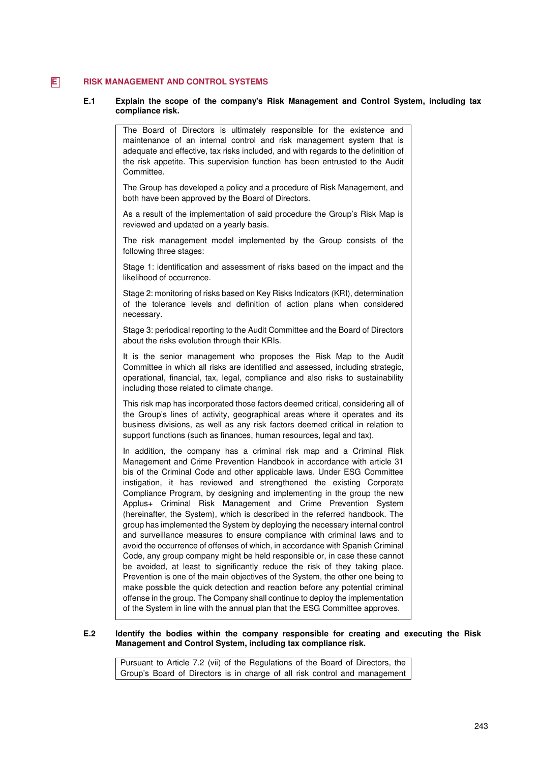## E RISK MANAGEMENT AND CONTROL SYSTEMS

### E.1 Explain the scope of the company's Risk Management and Control System, including tax compliance risk.

The Board of Directors is ultimately responsible for the existence and maintenance of an internal control and risk management system that is adequate and effective, tax risks included, and with regards to the definition of the risk appetite. This supervision function has been entrusted to the Audit Committee.

The Group has developed a policy and a procedure of Risk Management, and both have been approved by the Board of Directors.

As a result of the implementation of said procedure the Group's Risk Map is reviewed and updated on a yearly basis.

The risk management model implemented by the Group consists of the following three stages:

Stage 1: identification and assessment of risks based on the impact and the likelihood of occurrence.

Stage 2: monitoring of risks based on Key Risks Indicators (KRI), determination of the tolerance levels and definition of action plans when considered necessary.

Stage 3: periodical reporting to the Audit Committee and the Board of Directors about the risks evolution through their KRIs.

It is the senior management who proposes the Risk Map to the Audit Committee in which all risks are identified and assessed, including strategic, operational, financial, tax, legal, compliance and also risks to sustainability including those related to climate change.

This risk map has incorporated those factors deemed critical, considering all of the Group's lines of activity, geographical areas where it operates and its business divisions, as well as any risk factors deemed critical in relation to support functions (such as finances, human resources, legal and tax).

In addition, the company has a criminal risk map and a Criminal Risk Management and Crime Prevention Handbook in accordance with article 31 bis of the Criminal Code and other applicable laws. Under ESG Committee instigation, it has reviewed and strengthened the existing Corporate Compliance Program, by designing and implementing in the group the new Applus+ Criminal Risk Management and Crime Prevention System (hereinafter, the System), which is described in the referred handbook. The group has implemented the System by deploying the necessary internal control and surveillance measures to ensure compliance with criminal laws and to avoid the occurrence of offenses of which, in accordance with Spanish Criminal Code, any group company might be held responsible or, in case these cannot be avoided, at least to significantly reduce the risk of they taking place. Prevention is one of the main objectives of the System, the other one being to make possible the quick detection and reaction before any potential criminal offense in the group. The Company shall continue to deploy the implementation of the System in line with the annual plan that the ESG Committee approves.

### E.2 Identify the bodies within the company responsible for creating and executing the Risk Management and Control System, including tax compliance risk.

Pursuant to Article 7.2 (vii) of the Regulations of the Board of Directors, the Group's Board of Directors is in charge of all risk control and management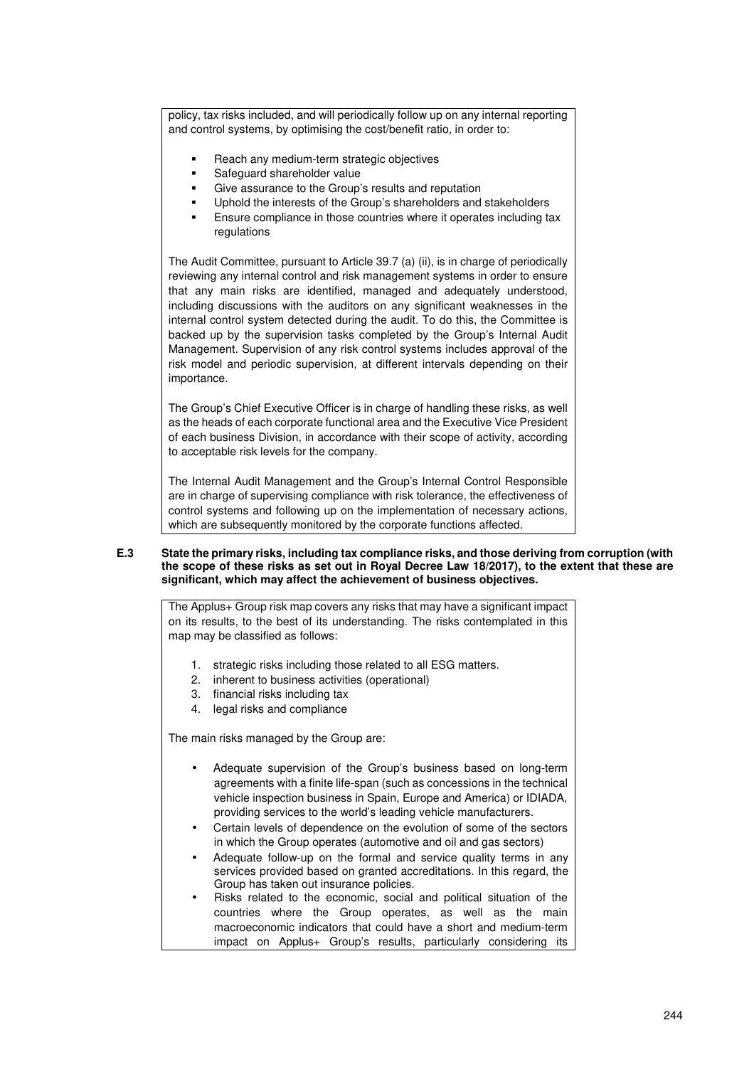policy, tax risks included, and will periodically follow up on any internal reporting and control systems, by optimising the cost/benefit ratio, in order to:

- Reach any medium-term strategic objectives
- Safeguard shareholder value
- Give assurance to the Group's results and reputation
- Uphold the interests of the Group's shareholders and stakeholders
- Ensure compliance in those countries where it operates including tax regulations

The Audit Committee, pursuant to Article 39.7 (a) (ii), is in charge of periodically reviewing any internal control and risk management systems in order to ensure that any main risks are identified, managed and adequately understood, including discussions with the auditors on any significant weaknesses in the internal control system detected during the audit. To do this, the Committee is backed up by the supervision tasks completed by the Group's Internal Audit Management. Supervision of any risk control systems includes approval of the risk model and periodic supervision, at different intervals depending on their importance.

The Group's Chief Executive Officer is in charge of handling these risks, as well as the heads of each corporate functional area and the Executive Vice President of each business Division, in accordance with their scope of activity, according to acceptable risk levels for the company.

The Internal Audit Management and the Group's Internal Control Responsible are in charge of supervising compliance with risk tolerance, the effectiveness of control systems and following up on the implementation of necessary actions, which are subsequently monitored by the corporate functions affected.

**E.3 State the primary risks, including tax compliance risks, and those deriving from corruption (with the scope of these risks as set out in Royal Decree Law 18/2017), to the extent that these are significant, which may affect the achievement of business objectives.**

The Applus+ Group risk map covers any risks that may have a significant impact on its results, to the best of its understanding. The risks contemplated in this map may be classified as follows:

1. strategic risks including those related to all ESG matters.
2. inherent to business activities (operational)
3. financial risks including tax
4. legal risks and compliance

The main risks managed by the Group are:

- Adequate supervision of the Group's business based on long-term agreements with a finite life-span (such as concessions in the technical vehicle inspection business in Spain, Europe and America) or IDIADA, providing services to the world's leading vehicle manufacturers.
- Certain levels of dependence on the evolution of some of the sectors in which the Group operates (automotive and oil and gas sectors)
- Adequate follow-up on the formal and service quality terms in any services provided based on granted accreditations. In this regard, the Group has taken out insurance policies.
- Risks related to the economic, social and political situation of the countries where the Group operates, as well as the main macroeconomic indicators that could have a short and medium-term impact on Applus+ Group's results, particularly considering its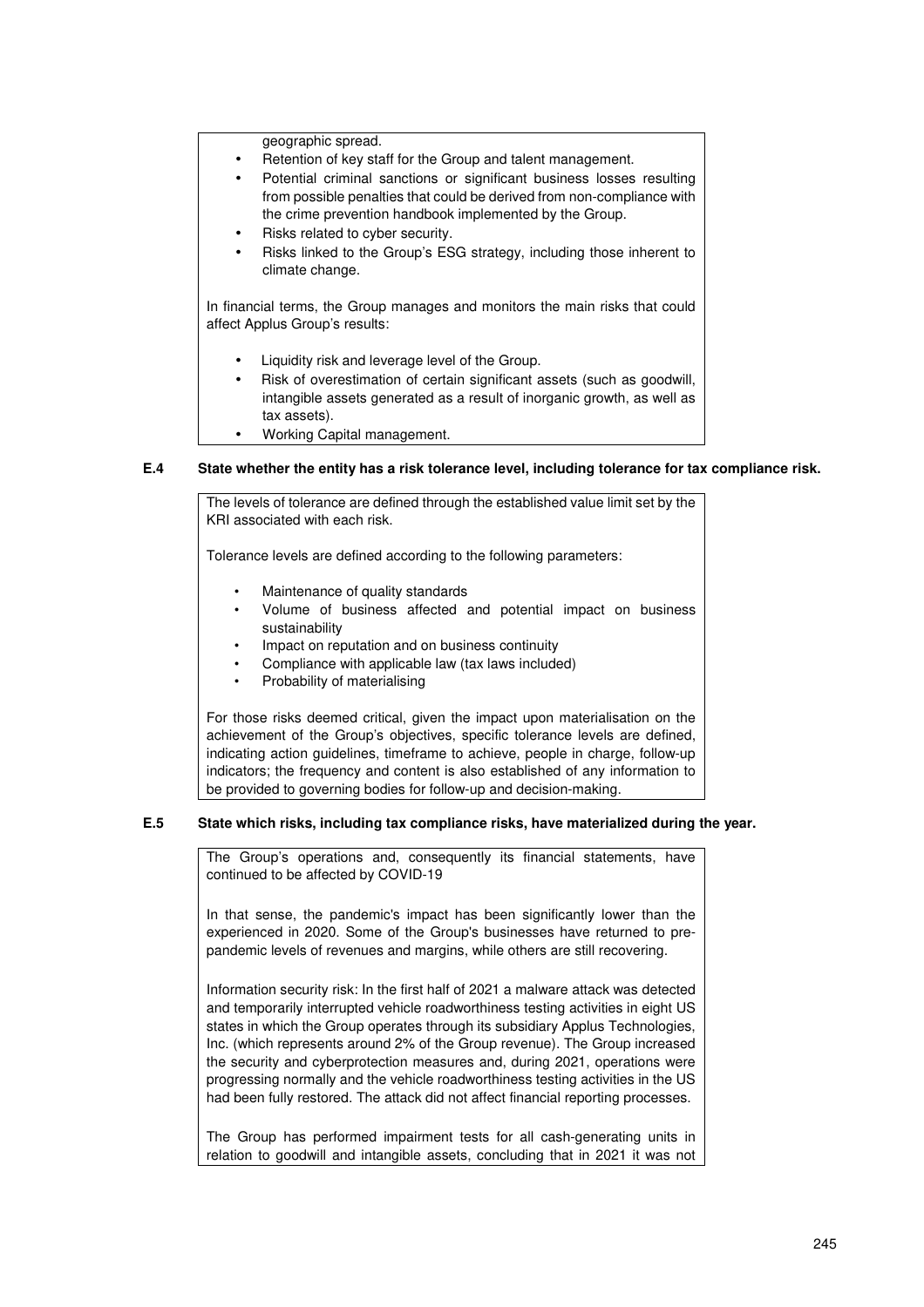geographic spread.

- Retention of key staff for the Group and talent management.
- Potential criminal sanctions or significant business losses resulting from possible penalties that could be derived from non-compliance with the crime prevention handbook implemented by the Group.
- Risks related to cyber security.
- Risks linked to the Group's ESG strategy, including those inherent to climate change.

In financial terms, the Group manages and monitors the main risks that could affect Applus Group's results:

- Liquidity risk and leverage level of the Group.
- Risk of overestimation of certain significant assets (such as goodwill, intangible assets generated as a result of inorganic growth, as well as tax assets).
- Working Capital management.

**E.4 State whether the entity has a risk tolerance level, including tolerance for tax compliance risk.**

The levels of tolerance are defined through the established value limit set by the KRI associated with each risk.

Tolerance levels are defined according to the following parameters:

- Maintenance of quality standards
- Volume of business affected and potential impact on business sustainability
- Impact on reputation and on business continuity
- Compliance with applicable law (tax laws included)
- Probability of materialising

For those risks deemed critical, given the impact upon materialisation on the achievement of the Group's objectives, specific tolerance levels are defined, indicating action guidelines, timeframe to achieve, people in charge, follow-up indicators; the frequency and content is also established of any information to be provided to governing bodies for follow-up and decision-making.

**E.5 State which risks, including tax compliance risks, have materialized during the year.**

The Group's operations and, consequently its financial statements, have continued to be affected by COVID-19

In that sense, the pandemic's impact has been significantly lower than the experienced in 2020. Some of the Group's businesses have returned to pre-pandemic levels of revenues and margins, while others are still recovering.

Information security risk: In the first half of 2021 a malware attack was detected and temporarily interrupted vehicle roadworthiness testing activities in eight US states in which the Group operates through its subsidiary Applus Technologies, Inc. (which represents around 2% of the Group revenue). The Group increased the security and cyberprotection measures and, during 2021, operations were progressing normally and the vehicle roadworthiness testing activities in the US had been fully restored. The attack did not affect financial reporting processes.

The Group has performed impairment tests for all cash-generating units in relation to goodwill and intangible assets, concluding that in 2021 it was not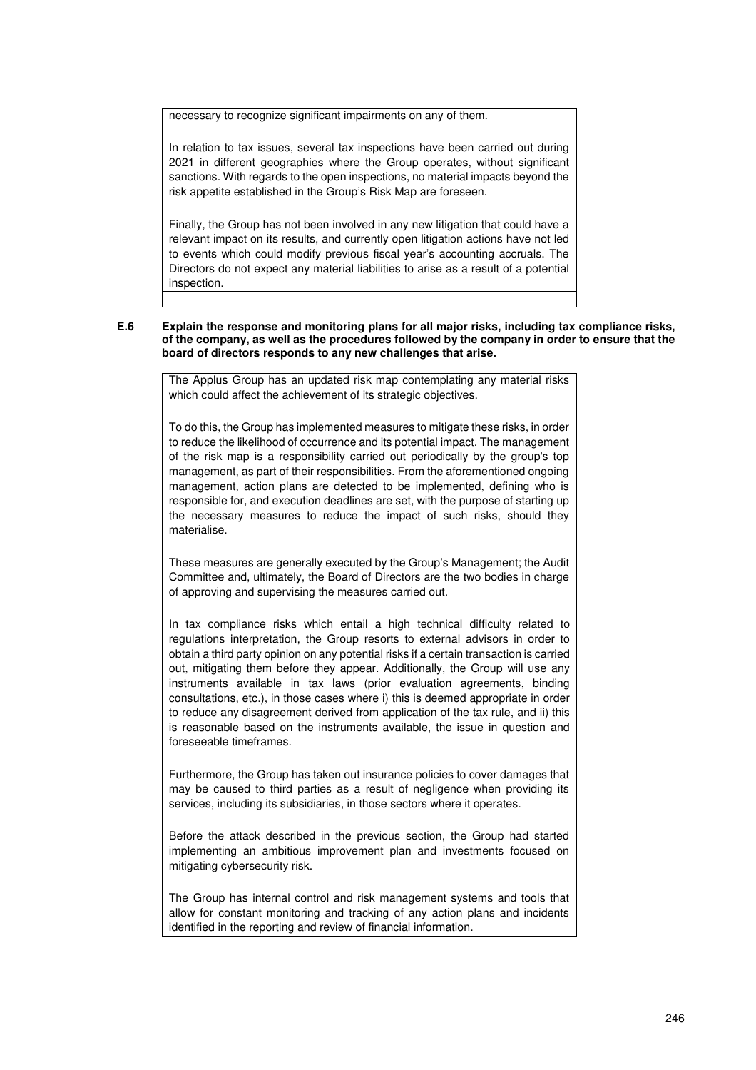necessary to recognize significant impairments on any of them.

In relation to tax issues, several tax inspections have been carried out during 2021 in different geographies where the Group operates, without significant sanctions. With regards to the open inspections, no material impacts beyond the risk appetite established in the Group's Risk Map are foreseen.

Finally, the Group has not been involved in any new litigation that could have a relevant impact on its results, and currently open litigation actions have not led to events which could modify previous fiscal year's accounting accruals. The Directors do not expect any material liabilities to arise as a result of a potential inspection.

**E.6 Explain the response and monitoring plans for all major risks, including tax compliance risks, of the company, as well as the procedures followed by the company in order to ensure that the board of directors responds to any new challenges that arise.**

The Applus Group has an updated risk map contemplating any material risks which could affect the achievement of its strategic objectives.

To do this, the Group has implemented measures to mitigate these risks, in order to reduce the likelihood of occurrence and its potential impact. The management of the risk map is a responsibility carried out periodically by the group's top management, as part of their responsibilities. From the aforementioned ongoing management, action plans are detected to be implemented, defining who is responsible for, and execution deadlines are set, with the purpose of starting up the necessary measures to reduce the impact of such risks, should they materialise.

These measures are generally executed by the Group's Management; the Audit Committee and, ultimately, the Board of Directors are the two bodies in charge of approving and supervising the measures carried out.

In tax compliance risks which entail a high technical difficulty related to regulations interpretation, the Group resorts to external advisors in order to obtain a third party opinion on any potential risks if a certain transaction is carried out, mitigating them before they appear. Additionally, the Group will use any instruments available in tax laws (prior evaluation agreements, binding consultations, etc.), in those cases where i) this is deemed appropriate in order to reduce any disagreement derived from application of the tax rule, and ii) this is reasonable based on the instruments available, the issue in question and foreseeable timeframes.

Furthermore, the Group has taken out insurance policies to cover damages that may be caused to third parties as a result of negligence when providing its services, including its subsidiaries, in those sectors where it operates.

Before the attack described in the previous section, the Group had started implementing an ambitious improvement plan and investments focused on mitigating cybersecurity risk.

The Group has internal control and risk management systems and tools that allow for constant monitoring and tracking of any action plans and incidents identified in the reporting and review of financial information.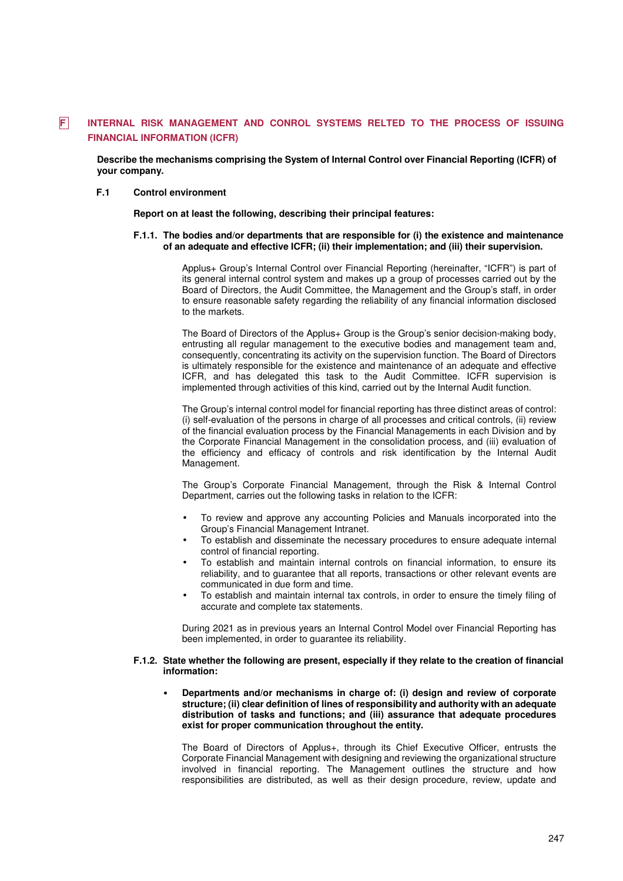## F INTERNAL RISK MANAGEMENT AND CONROL SYSTEMS RELTED TO THE PROCESS OF ISSUING FINANCIAL INFORMATION (ICFR)

**Describe the mechanisms comprising the System of Internal Control over Financial Reporting (ICFR) of your company.**

### F.1 Control environment

**Report on at least the following, describing their principal features:**

**F.1.1. The bodies and/or departments that are responsible for (i) the existence and maintenance of an adequate and effective ICFR; (ii) their implementation; and (iii) their supervision.**

Applus+ Group's Internal Control over Financial Reporting (hereinafter, "ICFR") is part of its general internal control system and makes up a group of processes carried out by the Board of Directors, the Audit Committee, the Management and the Group's staff, in order to ensure reasonable safety regarding the reliability of any financial information disclosed to the markets.

The Board of Directors of the Applus+ Group is the Group's senior decision-making body, entrusting all regular management to the executive bodies and management team and, consequently, concentrating its activity on the supervision function. The Board of Directors is ultimately responsible for the existence and maintenance of an adequate and effective ICFR, and has delegated this task to the Audit Committee. ICFR supervision is implemented through activities of this kind, carried out by the Internal Audit function.

The Group's internal control model for financial reporting has three distinct areas of control: (i) self-evaluation of the persons in charge of all processes and critical controls, (ii) review of the financial evaluation process by the Financial Managements in each Division and by the Corporate Financial Management in the consolidation process, and (iii) evaluation of the efficiency and efficacy of controls and risk identification by the Internal Audit Management.

The Group's Corporate Financial Management, through the Risk & Internal Control Department, carries out the following tasks in relation to the ICFR:

- To review and approve any accounting Policies and Manuals incorporated into the Group's Financial Management Intranet.
- To establish and disseminate the necessary procedures to ensure adequate internal control of financial reporting.
- To establish and maintain internal controls on financial information, to ensure its reliability, and to guarantee that all reports, transactions or other relevant events are communicated in due form and time.
- To establish and maintain internal tax controls, in order to ensure the timely filing of accurate and complete tax statements.

During 2021 as in previous years an Internal Control Model over Financial Reporting has been implemented, in order to guarantee its reliability.

**F.1.2. State whether the following are present, especially if they relate to the creation of financial information:**

- **Departments and/or mechanisms in charge of: (i) design and review of corporate structure; (ii) clear definition of lines of responsibility and authority with an adequate distribution of tasks and functions; and (iii) assurance that adequate procedures exist for proper communication throughout the entity.**

The Board of Directors of Applus+, through its Chief Executive Officer, entrusts the Corporate Financial Management with designing and reviewing the organizational structure involved in financial reporting. The Management outlines the structure and how responsibilities are distributed, as well as their design procedure, review, update and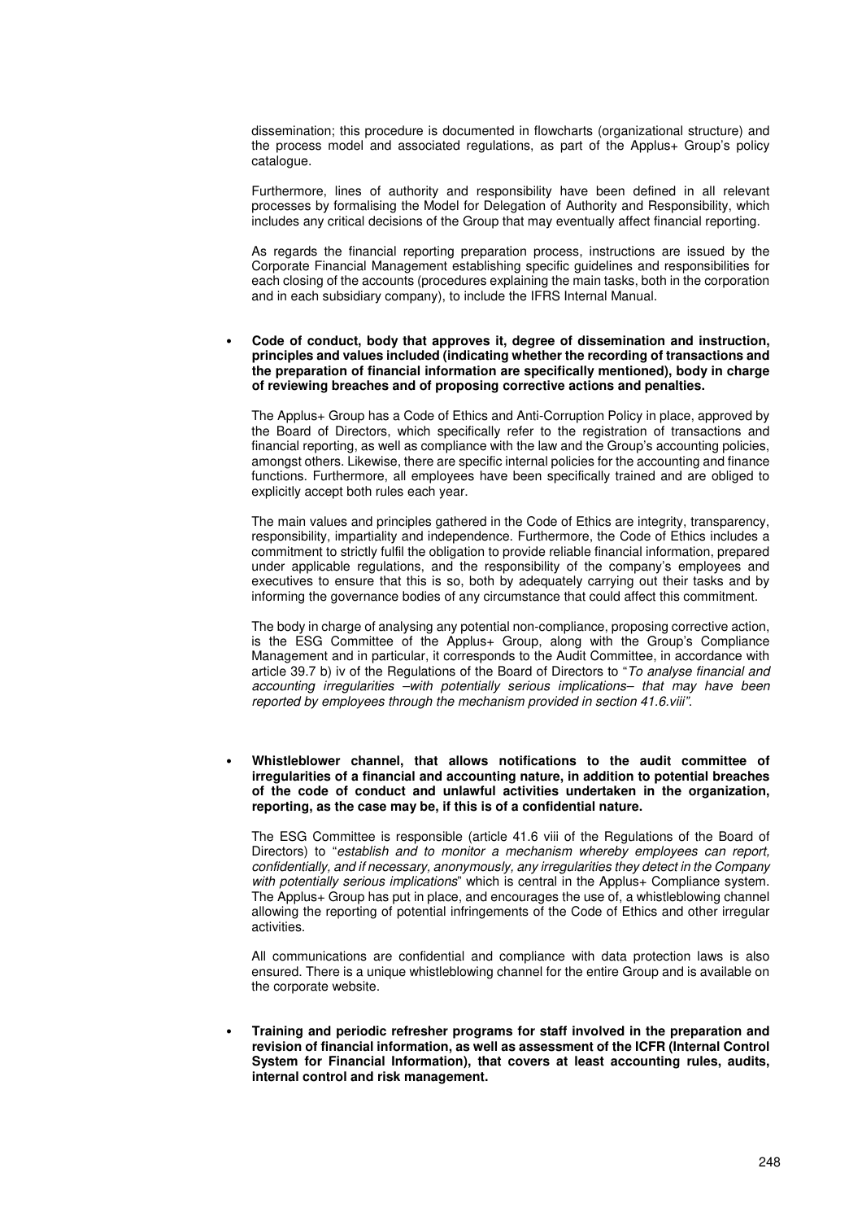dissemination; this procedure is documented in flowcharts (organizational structure) and the process model and associated regulations, as part of the Applus+ Group's policy catalogue.

Furthermore, lines of authority and responsibility have been defined in all relevant processes by formalising the Model for Delegation of Authority and Responsibility, which includes any critical decisions of the Group that may eventually affect financial reporting.

As regards the financial reporting preparation process, instructions are issued by the Corporate Financial Management establishing specific guidelines and responsibilities for each closing of the accounts (procedures explaining the main tasks, both in the corporation and in each subsidiary company), to include the IFRS Internal Manual.

- **Code of conduct, body that approves it, degree of dissemination and instruction, principles and values included (indicating whether the recording of transactions and the preparation of financial information are specifically mentioned), body in charge of reviewing breaches and of proposing corrective actions and penalties.**

  The Applus+ Group has a Code of Ethics and Anti-Corruption Policy in place, approved by the Board of Directors, which specifically refer to the registration of transactions and financial reporting, as well as compliance with the law and the Group's accounting policies, amongst others. Likewise, there are specific internal policies for the accounting and finance functions. Furthermore, all employees have been specifically trained and are obliged to explicitly accept both rules each year.

  The main values and principles gathered in the Code of Ethics are integrity, transparency, responsibility, impartiality and independence. Furthermore, the Code of Ethics includes a commitment to strictly fulfil the obligation to provide reliable financial information, prepared under applicable regulations, and the responsibility of the company's employees and executives to ensure that this is so, both by adequately carrying out their tasks and by informing the governance bodies of any circumstance that could affect this commitment.

  The body in charge of analysing any potential non-compliance, proposing corrective action, is the ESG Committee of the Applus+ Group, along with the Group's Compliance Management and in particular, it corresponds to the Audit Committee, in accordance with article 39.7 b) iv of the Regulations of the Board of Directors to "*To analyse financial and accounting irregularities –with potentially serious implications– that may have been reported by employees through the mechanism provided in section 41.6.viii*".

- **Whistleblower channel, that allows notifications to the audit committee of irregularities of a financial and accounting nature, in addition to potential breaches of the code of conduct and unlawful activities undertaken in the organization, reporting, as the case may be, if this is of a confidential nature.**

  The ESG Committee is responsible (article 41.6 viii of the Regulations of the Board of Directors) to "*establish and to monitor a mechanism whereby employees can report, confidentially, and if necessary, anonymously, any irregularities they detect in the Company with potentially serious implications*" which is central in the Applus+ Compliance system. The Applus+ Group has put in place, and encourages the use of, a whistleblowing channel allowing the reporting of potential infringements of the Code of Ethics and other irregular activities.

  All communications are confidential and compliance with data protection laws is also ensured. There is a unique whistleblowing channel for the entire Group and is available on the corporate website.

- **Training and periodic refresher programs for staff involved in the preparation and revision of financial information, as well as assessment of the ICFR (Internal Control System for Financial Information), that covers at least accounting rules, audits, internal control and risk management.**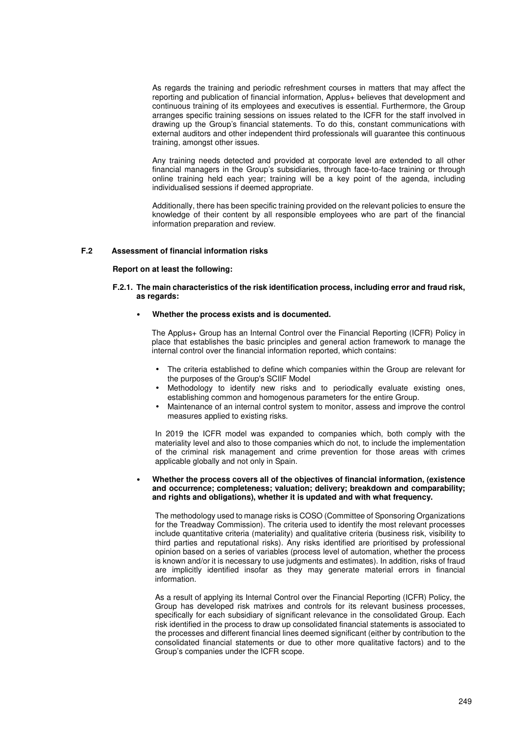As regards the training and periodic refreshment courses in matters that may affect the reporting and publication of financial information, Applus+ believes that development and continuous training of its employees and executives is essential. Furthermore, the Group arranges specific training sessions on issues related to the ICFR for the staff involved in drawing up the Group's financial statements. To do this, constant communications with external auditors and other independent third professionals will guarantee this continuous training, amongst other issues.

Any training needs detected and provided at corporate level are extended to all other financial managers in the Group's subsidiaries, through face-to-face training or through online training held each year; training will be a key point of the agenda, including individualised sessions if deemed appropriate.

Additionally, there has been specific training provided on the relevant policies to ensure the knowledge of their content by all responsible employees who are part of the financial information preparation and review.

## F.2 Assessment of financial information risks

**Report on at least the following:**

### F.2.1. The main characteristics of the risk identification process, including error and fraud risk, as regards:

- **Whether the process exists and is documented.**

The Applus+ Group has an Internal Control over the Financial Reporting (ICFR) Policy in place that establishes the basic principles and general action framework to manage the internal control over the financial information reported, which contains:

- The criteria established to define which companies within the Group are relevant for the purposes of the Group's SCIIF Model
- Methodology to identify new risks and to periodically evaluate existing ones, establishing common and homogenous parameters for the entire Group.
- Maintenance of an internal control system to monitor, assess and improve the control measures applied to existing risks.

In 2019 the ICFR model was expanded to companies which, both comply with the materiality level and also to those companies which do not, to include the implementation of the criminal risk management and crime prevention for those areas with crimes applicable globally and not only in Spain.

- **Whether the process covers all of the objectives of financial information, (existence and occurrence; completeness; valuation; delivery; breakdown and comparability; and rights and obligations), whether it is updated and with what frequency.**

The methodology used to manage risks is COSO (Committee of Sponsoring Organizations for the Treadway Commission). The criteria used to identify the most relevant processes include quantitative criteria (materiality) and qualitative criteria (business risk, visibility to third parties and reputational risks). Any risks identified are prioritised by professional opinion based on a series of variables (process level of automation, whether the process is known and/or it is necessary to use judgments and estimates). In addition, risks of fraud are implicitly identified insofar as they may generate material errors in financial information.

As a result of applying its Internal Control over the Financial Reporting (ICFR) Policy, the Group has developed risk matrixes and controls for its relevant business processes, specifically for each subsidiary of significant relevance in the consolidated Group. Each risk identified in the process to draw up consolidated financial statements is associated to the processes and different financial lines deemed significant (either by contribution to the consolidated financial statements or due to other more qualitative factors) and to the Group's companies under the ICFR scope.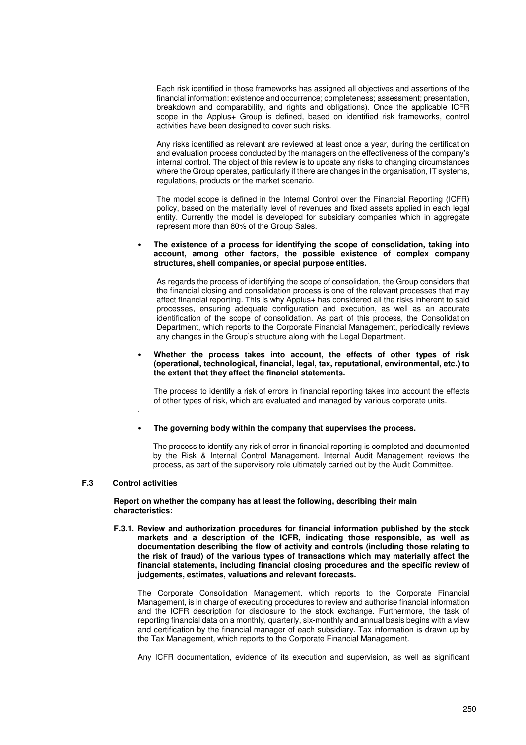Each risk identified in those frameworks has assigned all objectives and assertions of the financial information: existence and occurrence; completeness; assessment; presentation, breakdown and comparability, and rights and obligations). Once the applicable ICFR scope in the Applus+ Group is defined, based on identified risk frameworks, control activities have been designed to cover such risks.

Any risks identified as relevant are reviewed at least once a year, during the certification and evaluation process conducted by the managers on the effectiveness of the company's internal control. The object of this review is to update any risks to changing circumstances where the Group operates, particularly if there are changes in the organisation, IT systems, regulations, products or the market scenario.

The model scope is defined in the Internal Control over the Financial Reporting (ICFR) policy, based on the materiality level of revenues and fixed assets applied in each legal entity. Currently the model is developed for subsidiary companies which in aggregate represent more than 80% of the Group Sales.

- **The existence of a process for identifying the scope of consolidation, taking into account, among other factors, the possible existence of complex company structures, shell companies, or special purpose entities.**

  As regards the process of identifying the scope of consolidation, the Group considers that the financial closing and consolidation process is one of the relevant processes that may affect financial reporting. This is why Applus+ has considered all the risks inherent to said processes, ensuring adequate configuration and execution, as well as an accurate identification of the scope of consolidation. As part of this process, the Consolidation Department, which reports to the Corporate Financial Management, periodically reviews any changes in the Group's structure along with the Legal Department.

- **Whether the process takes into account, the effects of other types of risk (operational, technological, financial, legal, tax, reputational, environmental, etc.) to the extent that they affect the financial statements.**

  The process to identify a risk of errors in financial reporting takes into account the effects of other types of risk, which are evaluated and managed by various corporate units.

- **The governing body within the company that supervises the process.**

  The process to identify any risk of error in financial reporting is completed and documented by the Risk & Internal Control Management. Internal Audit Management reviews the process, as part of the supervisory role ultimately carried out by the Audit Committee.

### F.3 Control activities

**Report on whether the company has at least the following, describing their main characteristics:**

**F.3.1. Review and authorization procedures for financial information published by the stock markets and a description of the ICFR, indicating those responsible, as well as documentation describing the flow of activity and controls (including those relating to the risk of fraud) of the various types of transactions which may materially affect the financial statements, including financial closing procedures and the specific review of judgements, estimates, valuations and relevant forecasts.**

The Corporate Consolidation Management, which reports to the Corporate Financial Management, is in charge of executing procedures to review and authorise financial information and the ICFR description for disclosure to the stock exchange. Furthermore, the task of reporting financial data on a monthly, quarterly, six-monthly and annual basis begins with a view and certification by the financial manager of each subsidiary. Tax information is drawn up by the Tax Management, which reports to the Corporate Financial Management.

Any ICFR documentation, evidence of its execution and supervision, as well as significant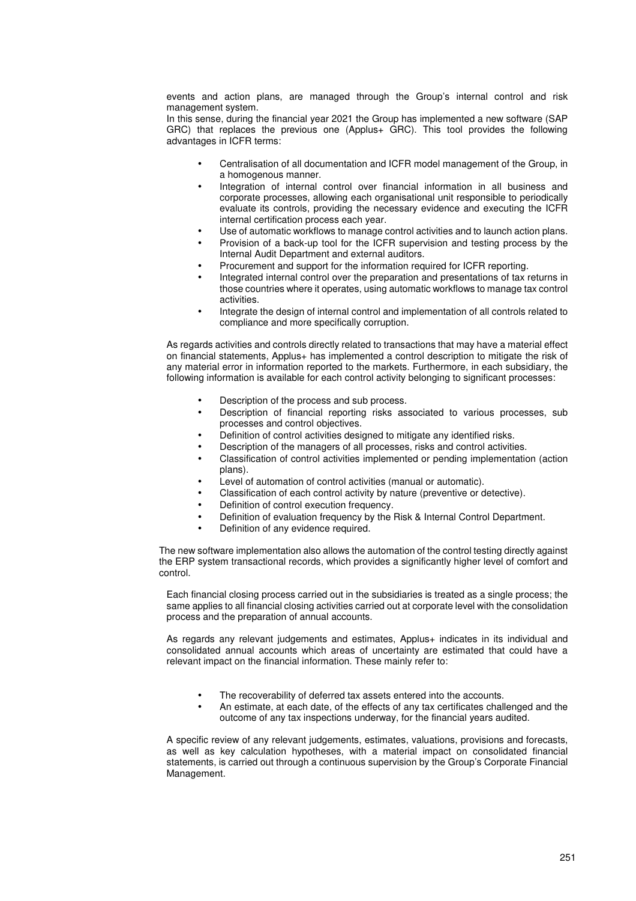events and action plans, are managed through the Group's internal control and risk management system.
In this sense, during the financial year 2021 the Group has implemented a new software (SAP GRC) that replaces the previous one (Applus+ GRC). This tool provides the following advantages in ICFR terms:

- Centralisation of all documentation and ICFR model management of the Group, in a homogenous manner.
- Integration of internal control over financial information in all business and corporate processes, allowing each organisational unit responsible to periodically evaluate its controls, providing the necessary evidence and executing the ICFR internal certification process each year.
- Use of automatic workflows to manage control activities and to launch action plans.
- Provision of a back-up tool for the ICFR supervision and testing process by the Internal Audit Department and external auditors.
- Procurement and support for the information required for ICFR reporting.
- Integrated internal control over the preparation and presentations of tax returns in those countries where it operates, using automatic workflows to manage tax control activities.
- Integrate the design of internal control and implementation of all controls related to compliance and more specifically corruption.

As regards activities and controls directly related to transactions that may have a material effect on financial statements, Applus+ has implemented a control description to mitigate the risk of any material error in information reported to the markets. Furthermore, in each subsidiary, the following information is available for each control activity belonging to significant processes:

- Description of the process and sub process.
- Description of financial reporting risks associated to various processes, sub processes and control objectives.
- Definition of control activities designed to mitigate any identified risks.
- Description of the managers of all processes, risks and control activities.
- Classification of control activities implemented or pending implementation (action plans).
- Level of automation of control activities (manual or automatic).
- Classification of each control activity by nature (preventive or detective).
- Definition of control execution frequency.
- Definition of evaluation frequency by the Risk & Internal Control Department.
- Definition of any evidence required.

The new software implementation also allows the automation of the control testing directly against the ERP system transactional records, which provides a significantly higher level of comfort and control.

Each financial closing process carried out in the subsidiaries is treated as a single process; the same applies to all financial closing activities carried out at corporate level with the consolidation process and the preparation of annual accounts.

As regards any relevant judgements and estimates, Applus+ indicates in its individual and consolidated annual accounts which areas of uncertainty are estimated that could have a relevant impact on the financial information. These mainly refer to:

- The recoverability of deferred tax assets entered into the accounts.
- An estimate, at each date, of the effects of any tax certificates challenged and the outcome of any tax inspections underway, for the financial years audited.

A specific review of any relevant judgements, estimates, valuations, provisions and forecasts, as well as key calculation hypotheses, with a material impact on consolidated financial statements, is carried out through a continuous supervision by the Group's Corporate Financial Management.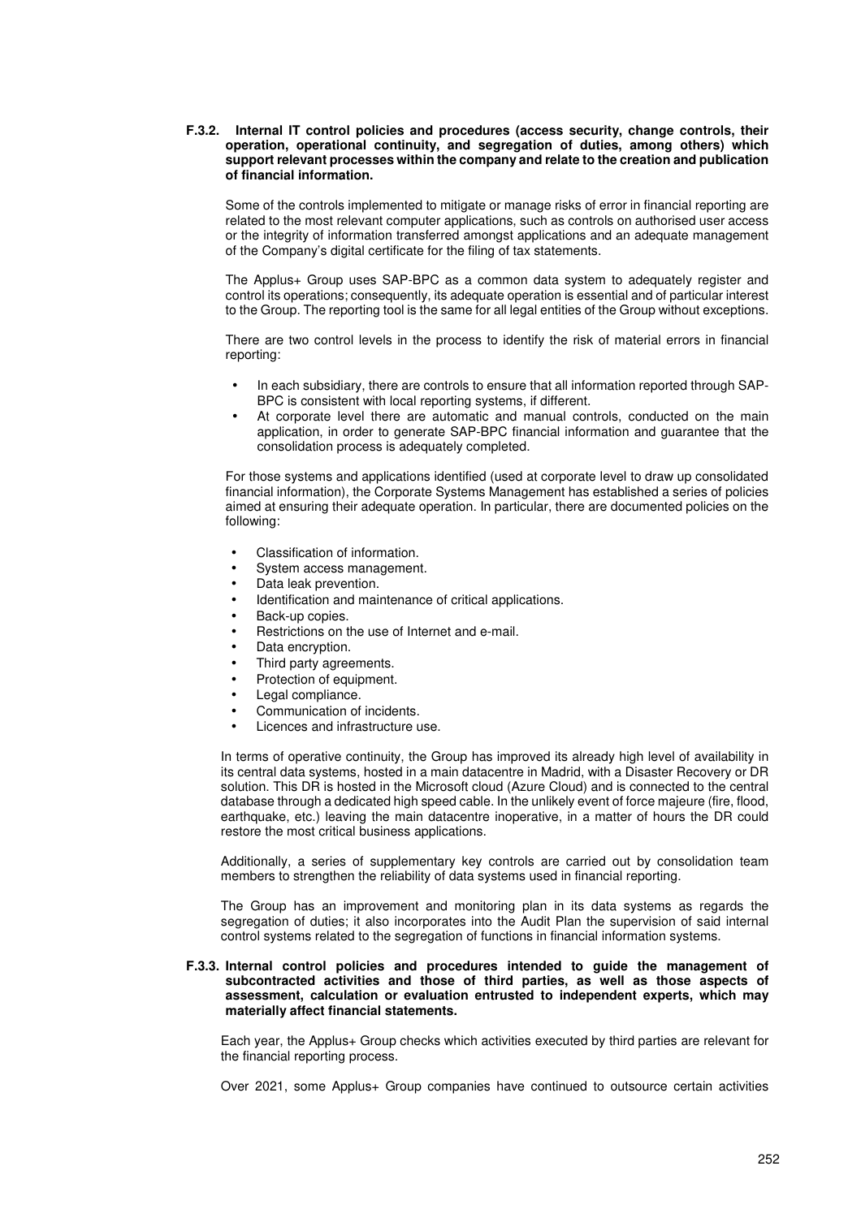**F.3.2. Internal IT control policies and procedures (access security, change controls, their operation, operational continuity, and segregation of duties, among others) which support relevant processes within the company and relate to the creation and publication of financial information.**

Some of the controls implemented to mitigate or manage risks of error in financial reporting are related to the most relevant computer applications, such as controls on authorised user access or the integrity of information transferred amongst applications and an adequate management of the Company's digital certificate for the filing of tax statements.

The Applus+ Group uses SAP-BPC as a common data system to adequately register and control its operations; consequently, its adequate operation is essential and of particular interest to the Group. The reporting tool is the same for all legal entities of the Group without exceptions.

There are two control levels in the process to identify the risk of material errors in financial reporting:

- In each subsidiary, there are controls to ensure that all information reported through SAP-BPC is consistent with local reporting systems, if different.
- At corporate level there are automatic and manual controls, conducted on the main application, in order to generate SAP-BPC financial information and guarantee that the consolidation process is adequately completed.

For those systems and applications identified (used at corporate level to draw up consolidated financial information), the Corporate Systems Management has established a series of policies aimed at ensuring their adequate operation. In particular, there are documented policies on the following:

- Classification of information.
- System access management.
- Data leak prevention.
- Identification and maintenance of critical applications.
- Back-up copies.
- Restrictions on the use of Internet and e-mail.
- Data encryption.
- Third party agreements.
- Protection of equipment.
- Legal compliance.
- Communication of incidents.
- Licences and infrastructure use.

In terms of operative continuity, the Group has improved its already high level of availability in its central data systems, hosted in a main datacentre in Madrid, with a Disaster Recovery or DR solution. This DR is hosted in the Microsoft cloud (Azure Cloud) and is connected to the central database through a dedicated high speed cable. In the unlikely event of force majeure (fire, flood, earthquake, etc.) leaving the main datacentre inoperative, in a matter of hours the DR could restore the most critical business applications.

Additionally, a series of supplementary key controls are carried out by consolidation team members to strengthen the reliability of data systems used in financial reporting.

The Group has an improvement and monitoring plan in its data systems as regards the segregation of duties; it also incorporates into the Audit Plan the supervision of said internal control systems related to the segregation of functions in financial information systems.

**F.3.3. Internal control policies and procedures intended to guide the management of subcontracted activities and those of third parties, as well as those aspects of assessment, calculation or evaluation entrusted to independent experts, which may materially affect financial statements.**

Each year, the Applus+ Group checks which activities executed by third parties are relevant for the financial reporting process.

Over 2021, some Applus+ Group companies have continued to outsource certain activities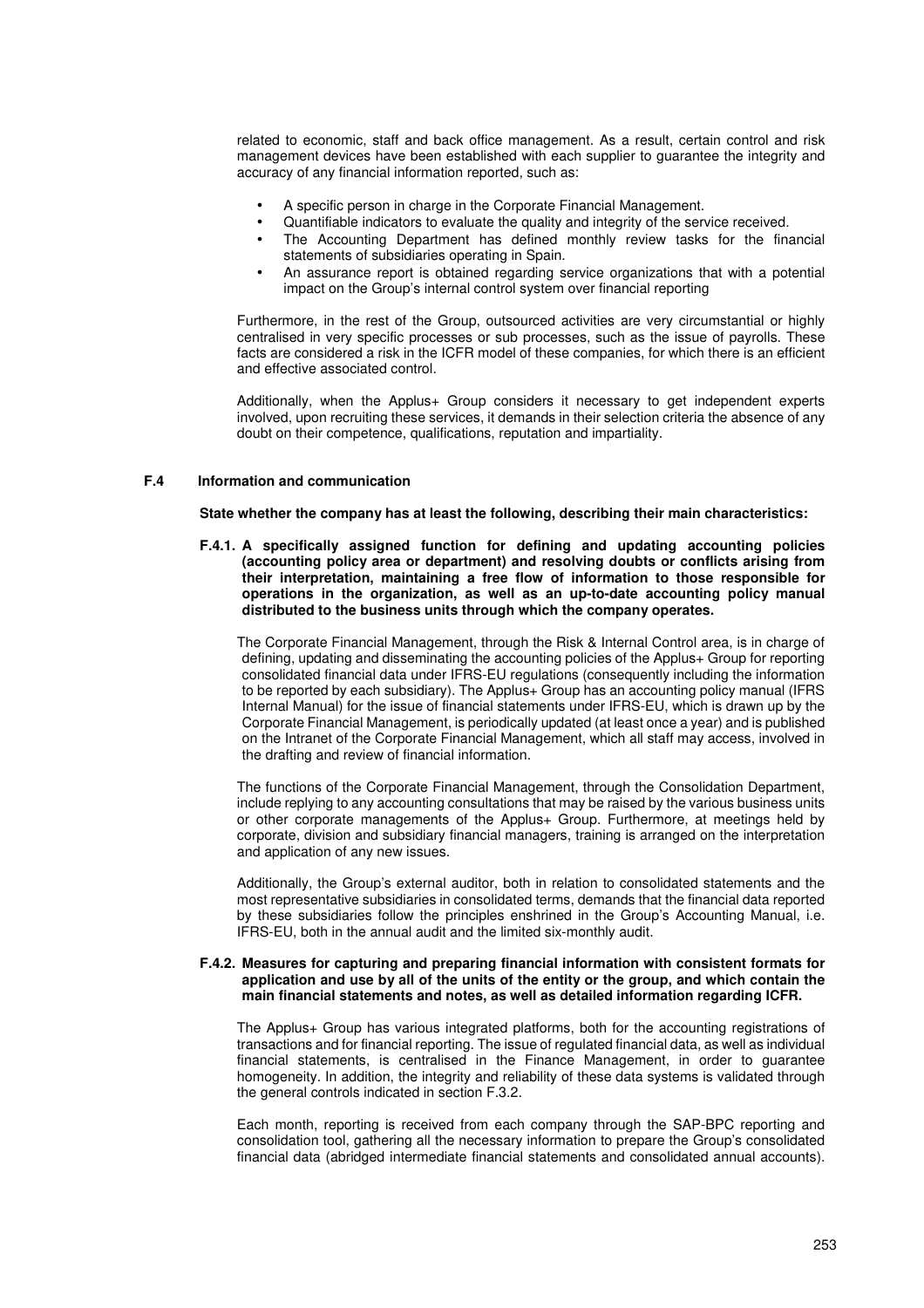related to economic, staff and back office management. As a result, certain control and risk management devices have been established with each supplier to guarantee the integrity and accuracy of any financial information reported, such as:

- A specific person in charge in the Corporate Financial Management.
- Quantifiable indicators to evaluate the quality and integrity of the service received.
- The Accounting Department has defined monthly review tasks for the financial statements of subsidiaries operating in Spain.
- An assurance report is obtained regarding service organizations that with a potential impact on the Group's internal control system over financial reporting

Furthermore, in the rest of the Group, outsourced activities are very circumstantial or highly centralised in very specific processes or sub processes, such as the issue of payrolls. These facts are considered a risk in the ICFR model of these companies, for which there is an efficient and effective associated control.

Additionally, when the Applus+ Group considers it necessary to get independent experts involved, upon recruiting these services, it demands in their selection criteria the absence of any doubt on their competence, qualifications, reputation and impartiality.

## F.4 Information and communication

**State whether the company has at least the following, describing their main characteristics:**

**F.4.1. A specifically assigned function for defining and updating accounting policies (accounting policy area or department) and resolving doubts or conflicts arising from their interpretation, maintaining a free flow of information to those responsible for operations in the organization, as well as an up-to-date accounting policy manual distributed to the business units through which the company operates.**

The Corporate Financial Management, through the Risk & Internal Control area, is in charge of defining, updating and disseminating the accounting policies of the Applus+ Group for reporting consolidated financial data under IFRS-EU regulations (consequently including the information to be reported by each subsidiary). The Applus+ Group has an accounting policy manual (IFRS Internal Manual) for the issue of financial statements under IFRS-EU, which is drawn up by the Corporate Financial Management, is periodically updated (at least once a year) and is published on the Intranet of the Corporate Financial Management, which all staff may access, involved in the drafting and review of financial information.

The functions of the Corporate Financial Management, through the Consolidation Department, include replying to any accounting consultations that may be raised by the various business units or other corporate managements of the Applus+ Group. Furthermore, at meetings held by corporate, division and subsidiary financial managers, training is arranged on the interpretation and application of any new issues.

Additionally, the Group's external auditor, both in relation to consolidated statements and the most representative subsidiaries in consolidated terms, demands that the financial data reported by these subsidiaries follow the principles enshrined in the Group's Accounting Manual, i.e. IFRS-EU, both in the annual audit and the limited six-monthly audit.

**F.4.2. Measures for capturing and preparing financial information with consistent formats for application and use by all of the units of the entity or the group, and which contain the main financial statements and notes, as well as detailed information regarding ICFR.**

The Applus+ Group has various integrated platforms, both for the accounting registrations of transactions and for financial reporting. The issue of regulated financial data, as well as individual financial statements, is centralised in the Finance Management, in order to guarantee homogeneity. In addition, the integrity and reliability of these data systems is validated through the general controls indicated in section F.3.2.

Each month, reporting is received from each company through the SAP-BPC reporting and consolidation tool, gathering all the necessary information to prepare the Group's consolidated financial data (abridged intermediate financial statements and consolidated annual accounts).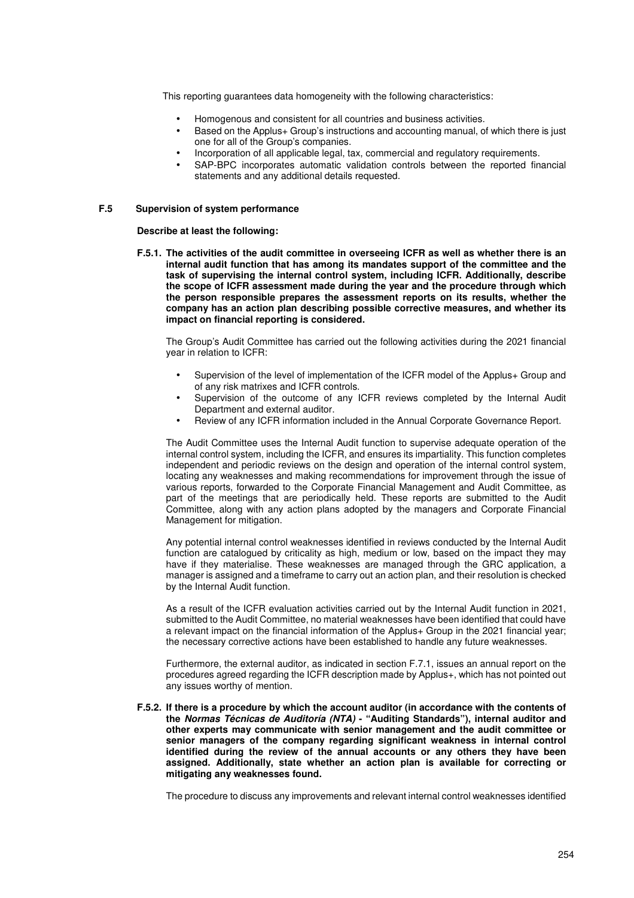This reporting guarantees data homogeneity with the following characteristics:

- Homogenous and consistent for all countries and business activities.
- Based on the Applus+ Group's instructions and accounting manual, of which there is just one for all of the Group's companies.
- Incorporation of all applicable legal, tax, commercial and regulatory requirements.
- SAP-BPC incorporates automatic validation controls between the reported financial statements and any additional details requested.

## F.5 Supervision of system performance

**Describe at least the following:**

**F.5.1. The activities of the audit committee in overseeing ICFR as well as whether there is an internal audit function that has among its mandates support of the committee and the task of supervising the internal control system, including ICFR. Additionally, describe the scope of ICFR assessment made during the year and the procedure through which the person responsible prepares the assessment reports on its results, whether the company has an action plan describing possible corrective measures, and whether its impact on financial reporting is considered.**

The Group's Audit Committee has carried out the following activities during the 2021 financial year in relation to ICFR:

- Supervision of the level of implementation of the ICFR model of the Applus+ Group and of any risk matrixes and ICFR controls.
- Supervision of the outcome of any ICFR reviews completed by the Internal Audit Department and external auditor.
- Review of any ICFR information included in the Annual Corporate Governance Report.

The Audit Committee uses the Internal Audit function to supervise adequate operation of the internal control system, including the ICFR, and ensures its impartiality. This function completes independent and periodic reviews on the design and operation of the internal control system, locating any weaknesses and making recommendations for improvement through the issue of various reports, forwarded to the Corporate Financial Management and Audit Committee, as part of the meetings that are periodically held. These reports are submitted to the Audit Committee, along with any action plans adopted by the managers and Corporate Financial Management for mitigation.

Any potential internal control weaknesses identified in reviews conducted by the Internal Audit function are catalogued by criticality as high, medium or low, based on the impact they may have if they materialise. These weaknesses are managed through the GRC application, a manager is assigned and a timeframe to carry out an action plan, and their resolution is checked by the Internal Audit function.

As a result of the ICFR evaluation activities carried out by the Internal Audit function in 2021, submitted to the Audit Committee, no material weaknesses have been identified that could have a relevant impact on the financial information of the Applus+ Group in the 2021 financial year; the necessary corrective actions have been established to handle any future weaknesses.

Furthermore, the external auditor, as indicated in section F.7.1, issues an annual report on the procedures agreed regarding the ICFR description made by Applus+, which has not pointed out any issues worthy of mention.

**F.5.2. If there is a procedure by which the account auditor (in accordance with the contents of the *Normas Técnicas de Auditoría (NTA)* - "Auditing Standards"), internal auditor and other experts may communicate with senior management and the audit committee or senior managers of the company regarding significant weakness in internal control identified during the review of the annual accounts or any others they have been assigned. Additionally, state whether an action plan is available for correcting or mitigating any weaknesses found.**

The procedure to discuss any improvements and relevant internal control weaknesses identified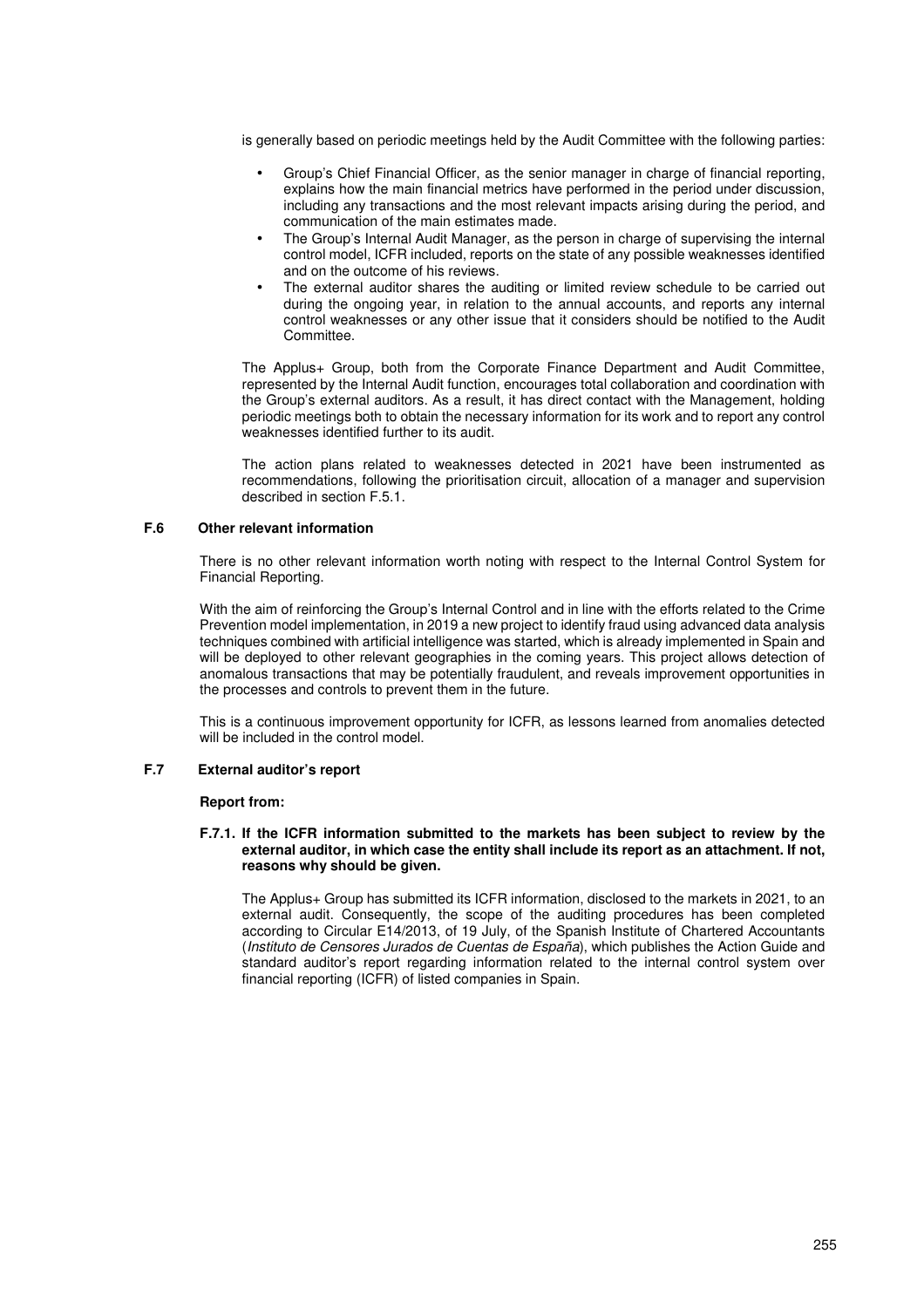is generally based on periodic meetings held by the Audit Committee with the following parties:

- Group's Chief Financial Officer, as the senior manager in charge of financial reporting, explains how the main financial metrics have performed in the period under discussion, including any transactions and the most relevant impacts arising during the period, and communication of the main estimates made.
- The Group's Internal Audit Manager, as the person in charge of supervising the internal control model, ICFR included, reports on the state of any possible weaknesses identified and on the outcome of his reviews.
- The external auditor shares the auditing or limited review schedule to be carried out during the ongoing year, in relation to the annual accounts, and reports any internal control weaknesses or any other issue that it considers should be notified to the Audit Committee.

The Applus+ Group, both from the Corporate Finance Department and Audit Committee, represented by the Internal Audit function, encourages total collaboration and coordination with the Group's external auditors. As a result, it has direct contact with the Management, holding periodic meetings both to obtain the necessary information for its work and to report any control weaknesses identified further to its audit.

The action plans related to weaknesses detected in 2021 have been instrumented as recommendations, following the prioritisation circuit, allocation of a manager and supervision described in section F.5.1.

### F.6 Other relevant information

There is no other relevant information worth noting with respect to the Internal Control System for Financial Reporting.

With the aim of reinforcing the Group's Internal Control and in line with the efforts related to the Crime Prevention model implementation, in 2019 a new project to identify fraud using advanced data analysis techniques combined with artificial intelligence was started, which is already implemented in Spain and will be deployed to other relevant geographies in the coming years. This project allows detection of anomalous transactions that may be potentially fraudulent, and reveals improvement opportunities in the processes and controls to prevent them in the future.

This is a continuous improvement opportunity for ICFR, as lessons learned from anomalies detected will be included in the control model.

### F.7 External auditor's report

**Report from:**

**F.7.1. If the ICFR information submitted to the markets has been subject to review by the external auditor, in which case the entity shall include its report as an attachment. If not, reasons why should be given.**

The Applus+ Group has submitted its ICFR information, disclosed to the markets in 2021, to an external audit. Consequently, the scope of the auditing procedures has been completed according to Circular E14/2013, of 19 July, of the Spanish Institute of Chartered Accountants (*Instituto de Censores Jurados de Cuentas de España*), which publishes the Action Guide and standard auditor's report regarding information related to the internal control system over financial reporting (ICFR) of listed companies in Spain.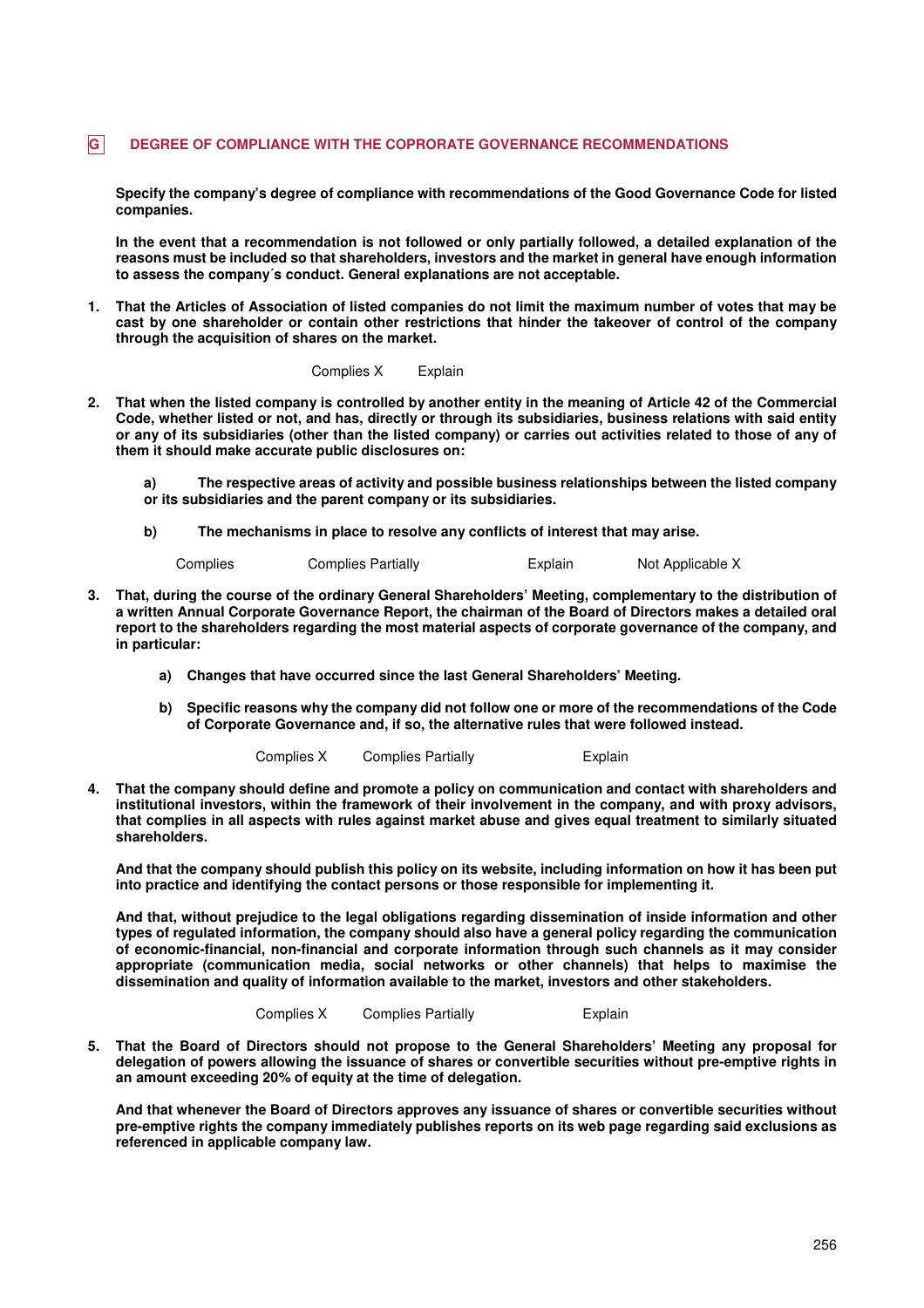## G DEGREE OF COMPLIANCE WITH THE COPRORATE GOVERNANCE RECOMMENDATIONS

**Specify the company's degree of compliance with recommendations of the Good Governance Code for listed companies.**

**In the event that a recommendation is not followed or only partially followed, a detailed explanation of the reasons must be included so that shareholders, investors and the market in general have enough information to assess the company´s conduct. General explanations are not acceptable.**

**1. That the Articles of Association of listed companies do not limit the maximum number of votes that may be cast by one shareholder or contain other restrictions that hinder the takeover of control of the company through the acquisition of shares on the market.**

Complies X Explain

**2. That when the listed company is controlled by another entity in the meaning of Article 42 of the Commercial Code, whether listed or not, and has, directly or through its subsidiaries, business relations with said entity or any of its subsidiaries (other than the listed company) or carries out activities related to those of any of them it should make accurate public disclosures on:**

**a) The respective areas of activity and possible business relationships between the listed company or its subsidiaries and the parent company or its subsidiaries.**

**b) The mechanisms in place to resolve any conflicts of interest that may arise.**

Complies Complies Partially Explain Not Applicable X

**3. That, during the course of the ordinary General Shareholders' Meeting, complementary to the distribution of a written Annual Corporate Governance Report, the chairman of the Board of Directors makes a detailed oral report to the shareholders regarding the most material aspects of corporate governance of the company, and in particular:**

**a) Changes that have occurred since the last General Shareholders' Meeting.**

**b) Specific reasons why the company did not follow one or more of the recommendations of the Code of Corporate Governance and, if so, the alternative rules that were followed instead.**

Complies X Complies Partially Explain

**4. That the company should define and promote a policy on communication and contact with shareholders and institutional investors, within the framework of their involvement in the company, and with proxy advisors, that complies in all aspects with rules against market abuse and gives equal treatment to similarly situated shareholders.**

**And that the company should publish this policy on its website, including information on how it has been put into practice and identifying the contact persons or those responsible for implementing it.**

**And that, without prejudice to the legal obligations regarding dissemination of inside information and other types of regulated information, the company should also have a general policy regarding the communication of economic-financial, non-financial and corporate information through such channels as it may consider appropriate (communication media, social networks or other channels) that helps to maximise the dissemination and quality of information available to the market, investors and other stakeholders.**

Complies X Complies Partially Explain

**5. That the Board of Directors should not propose to the General Shareholders' Meeting any proposal for delegation of powers allowing the issuance of shares or convertible securities without pre-emptive rights in an amount exceeding 20% of equity at the time of delegation.**

**And that whenever the Board of Directors approves any issuance of shares or convertible securities without pre-emptive rights the company immediately publishes reports on its web page regarding said exclusions as referenced in applicable company law.**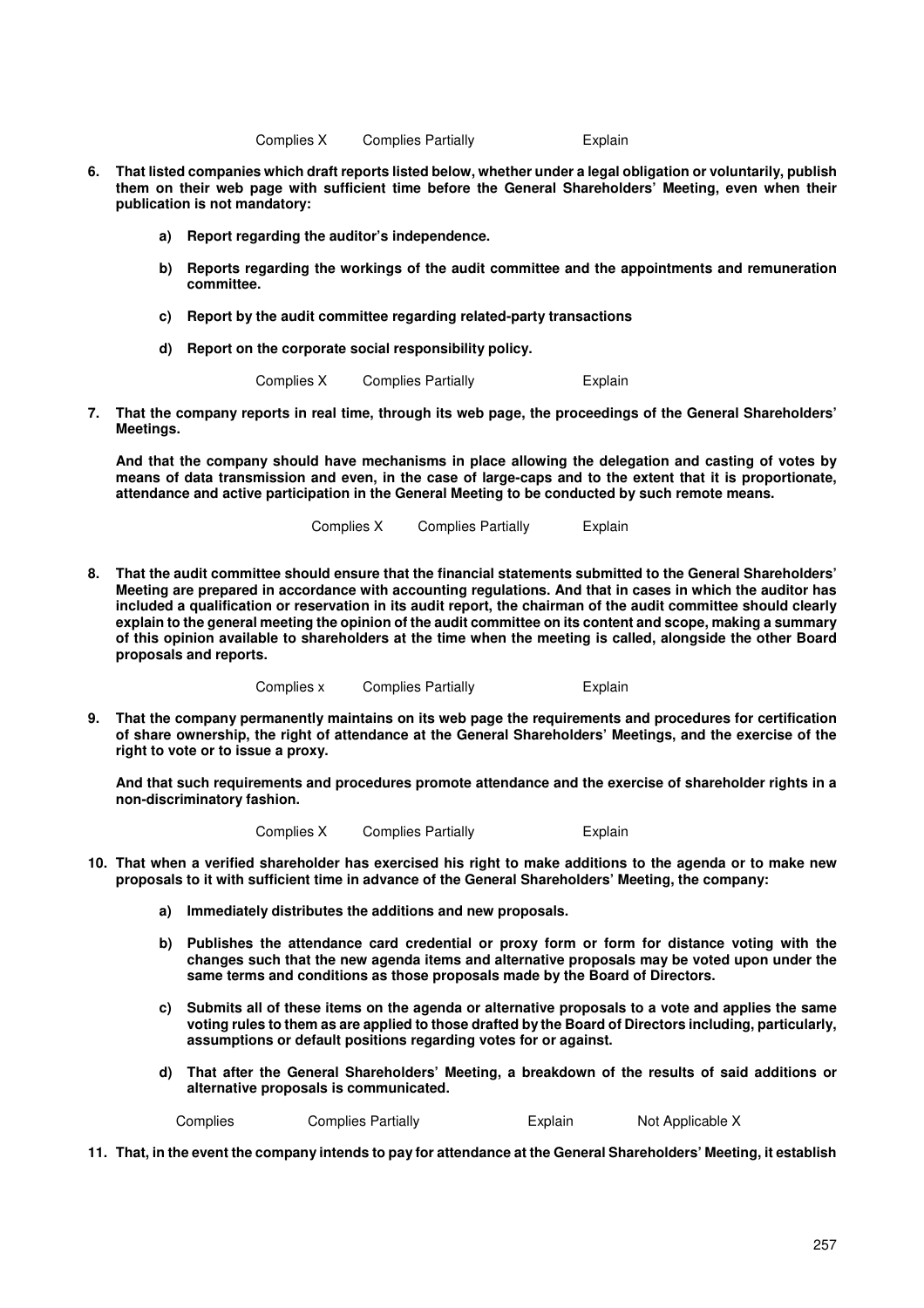Complies X Complies Partially Explain

**6. That listed companies which draft reports listed below, whether under a legal obligation or voluntarily, publish them on their web page with sufficient time before the General Shareholders' Meeting, even when their publication is not mandatory:**

**a) Report regarding the auditor's independence.**

**b) Reports regarding the workings of the audit committee and the appointments and remuneration committee.**

**c) Report by the audit committee regarding related-party transactions**

**d) Report on the corporate social responsibility policy.**

Complies X Complies Partially Explain

**7. That the company reports in real time, through its web page, the proceedings of the General Shareholders' Meetings.**

**And that the company should have mechanisms in place allowing the delegation and casting of votes by means of data transmission and even, in the case of large-caps and to the extent that it is proportionate, attendance and active participation in the General Meeting to be conducted by such remote means.**

Complies X Complies Partially Explain

**8. That the audit committee should ensure that the financial statements submitted to the General Shareholders' Meeting are prepared in accordance with accounting regulations. And that in cases in which the auditor has included a qualification or reservation in its audit report, the chairman of the audit committee should clearly explain to the general meeting the opinion of the audit committee on its content and scope, making a summary of this opinion available to shareholders at the time when the meeting is called, alongside the other Board proposals and reports.**

Complies x Complies Partially Explain

**9. That the company permanently maintains on its web page the requirements and procedures for certification of share ownership, the right of attendance at the General Shareholders' Meetings, and the exercise of the right to vote or to issue a proxy.**

**And that such requirements and procedures promote attendance and the exercise of shareholder rights in a non-discriminatory fashion.**

Complies X Complies Partially Explain

**10. That when a verified shareholder has exercised his right to make additions to the agenda or to make new proposals to it with sufficient time in advance of the General Shareholders' Meeting, the company:**

**a) Immediately distributes the additions and new proposals.**

**b) Publishes the attendance card credential or proxy form or form for distance voting with the changes such that the new agenda items and alternative proposals may be voted upon under the same terms and conditions as those proposals made by the Board of Directors.**

**c) Submits all of these items on the agenda or alternative proposals to a vote and applies the same voting rules to them as are applied to those drafted by the Board of Directors including, particularly, assumptions or default positions regarding votes for or against.**

**d) That after the General Shareholders' Meeting, a breakdown of the results of said additions or alternative proposals is communicated.**

Complies Complies Partially Explain Not Applicable X

**11. That, in the event the company intends to pay for attendance at the General Shareholders' Meeting, it establish**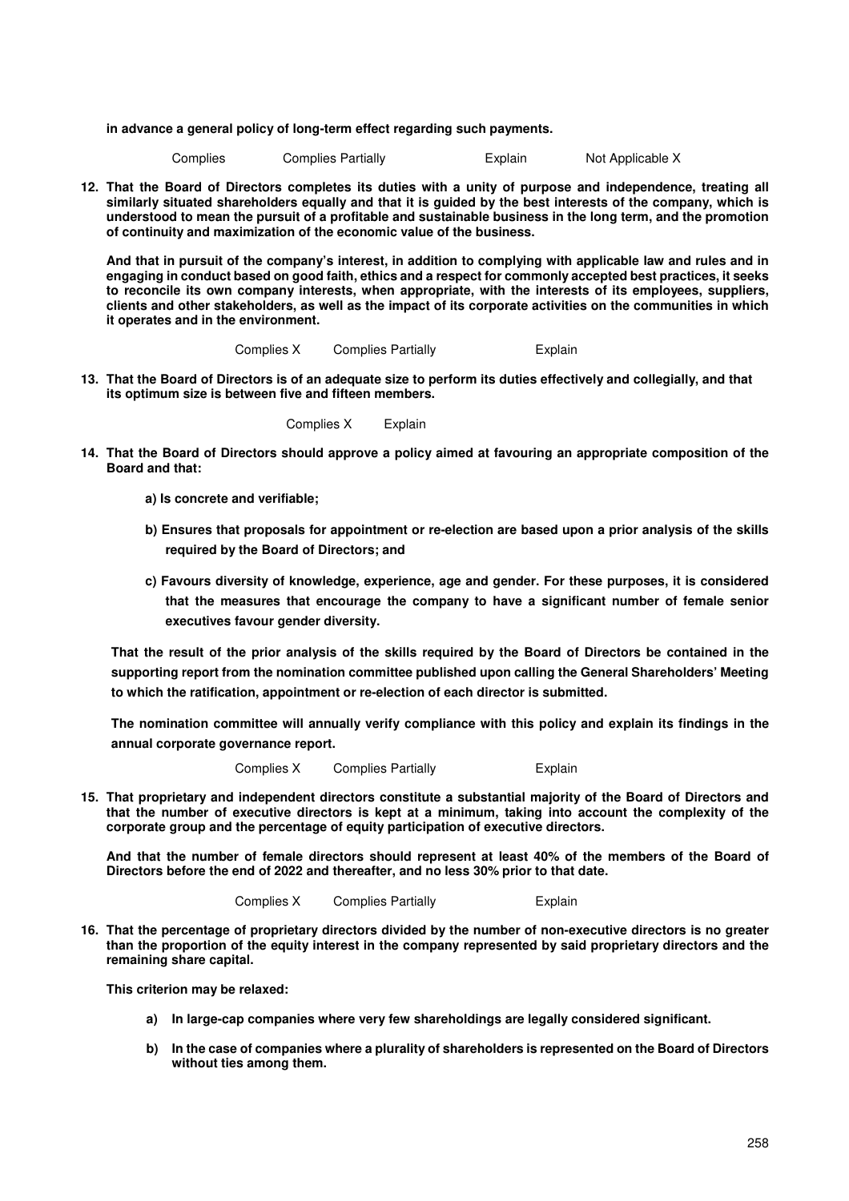**in advance a general policy of long-term effect regarding such payments.**

Complies Complies Partially Explain Not Applicable X

**12. That the Board of Directors completes its duties with a unity of purpose and independence, treating all similarly situated shareholders equally and that it is guided by the best interests of the company, which is understood to mean the pursuit of a profitable and sustainable business in the long term, and the promotion of continuity and maximization of the economic value of the business.**

**And that in pursuit of the company's interest, in addition to complying with applicable law and rules and in engaging in conduct based on good faith, ethics and a respect for commonly accepted best practices, it seeks to reconcile its own company interests, when appropriate, with the interests of its employees, suppliers, clients and other stakeholders, as well as the impact of its corporate activities on the communities in which it operates and in the environment.**

Complies X Complies Partially Explain

**13. That the Board of Directors is of an adequate size to perform its duties effectively and collegially, and that its optimum size is between five and fifteen members.**

Complies X Explain

**14. That the Board of Directors should approve a policy aimed at favouring an appropriate composition of the Board and that:**

**a) Is concrete and verifiable;**

**b) Ensures that proposals for appointment or re-election are based upon a prior analysis of the skills required by the Board of Directors; and**

**c) Favours diversity of knowledge, experience, age and gender. For these purposes, it is considered that the measures that encourage the company to have a significant number of female senior executives favour gender diversity.**

**That the result of the prior analysis of the skills required by the Board of Directors be contained in the supporting report from the nomination committee published upon calling the General Shareholders' Meeting to which the ratification, appointment or re-election of each director is submitted.**

**The nomination committee will annually verify compliance with this policy and explain its findings in the annual corporate governance report.**

Complies X Complies Partially Explain

**15. That proprietary and independent directors constitute a substantial majority of the Board of Directors and that the number of executive directors is kept at a minimum, taking into account the complexity of the corporate group and the percentage of equity participation of executive directors.**

**And that the number of female directors should represent at least 40% of the members of the Board of Directors before the end of 2022 and thereafter, and no less 30% prior to that date.**

Complies X Complies Partially Explain

**16. That the percentage of proprietary directors divided by the number of non-executive directors is no greater than the proportion of the equity interest in the company represented by said proprietary directors and the remaining share capital.**

**This criterion may be relaxed:**

**a) In large-cap companies where very few shareholdings are legally considered significant.**

**b) In the case of companies where a plurality of shareholders is represented on the Board of Directors without ties among them.**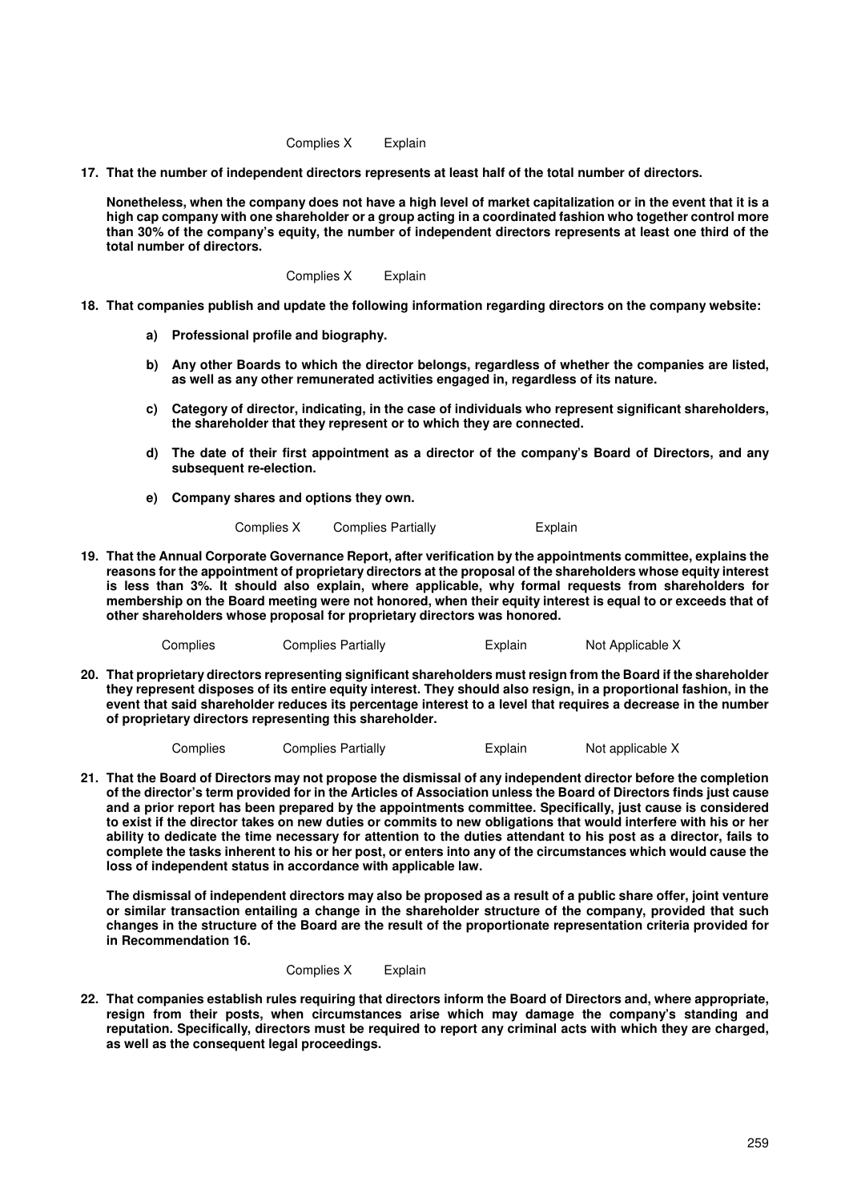Complies X Explain

**17. That the number of independent directors represents at least half of the total number of directors.**

**Nonetheless, when the company does not have a high level of market capitalization or in the event that it is a high cap company with one shareholder or a group acting in a coordinated fashion who together control more than 30% of the company's equity, the number of independent directors represents at least one third of the total number of directors.**

Complies X Explain

**18. That companies publish and update the following information regarding directors on the company website:**

- **a) Professional profile and biography.**
- **b) Any other Boards to which the director belongs, regardless of whether the companies are listed, as well as any other remunerated activities engaged in, regardless of its nature.**
- **c) Category of director, indicating, in the case of individuals who represent significant shareholders, the shareholder that they represent or to which they are connected.**
- **d) The date of their first appointment as a director of the company's Board of Directors, and any subsequent re-election.**
- **e) Company shares and options they own.**

Complies X Complies Partially Explain

**19. That the Annual Corporate Governance Report, after verification by the appointments committee, explains the reasons for the appointment of proprietary directors at the proposal of the shareholders whose equity interest is less than 3%. It should also explain, where applicable, why formal requests from shareholders for membership on the Board meeting were not honored, when their equity interest is equal to or exceeds that of other shareholders whose proposal for proprietary directors was honored.**

Complies Complies Partially Explain Not Applicable X

**20. That proprietary directors representing significant shareholders must resign from the Board if the shareholder they represent disposes of its entire equity interest. They should also resign, in a proportional fashion, in the event that said shareholder reduces its percentage interest to a level that requires a decrease in the number of proprietary directors representing this shareholder.**

Complies Complies Partially Explain Not applicable X

**21. That the Board of Directors may not propose the dismissal of any independent director before the completion of the director's term provided for in the Articles of Association unless the Board of Directors finds just cause and a prior report has been prepared by the appointments committee. Specifically, just cause is considered to exist if the director takes on new duties or commits to new obligations that would interfere with his or her ability to dedicate the time necessary for attention to the duties attendant to his post as a director, fails to complete the tasks inherent to his or her post, or enters into any of the circumstances which would cause the loss of independent status in accordance with applicable law.**

**The dismissal of independent directors may also be proposed as a result of a public share offer, joint venture or similar transaction entailing a change in the shareholder structure of the company, provided that such changes in the structure of the Board are the result of the proportionate representation criteria provided for in Recommendation 16.**

Complies X Explain

**22. That companies establish rules requiring that directors inform the Board of Directors and, where appropriate, resign from their posts, when circumstances arise which may damage the company's standing and reputation. Specifically, directors must be required to report any criminal acts with which they are charged, as well as the consequent legal proceedings.**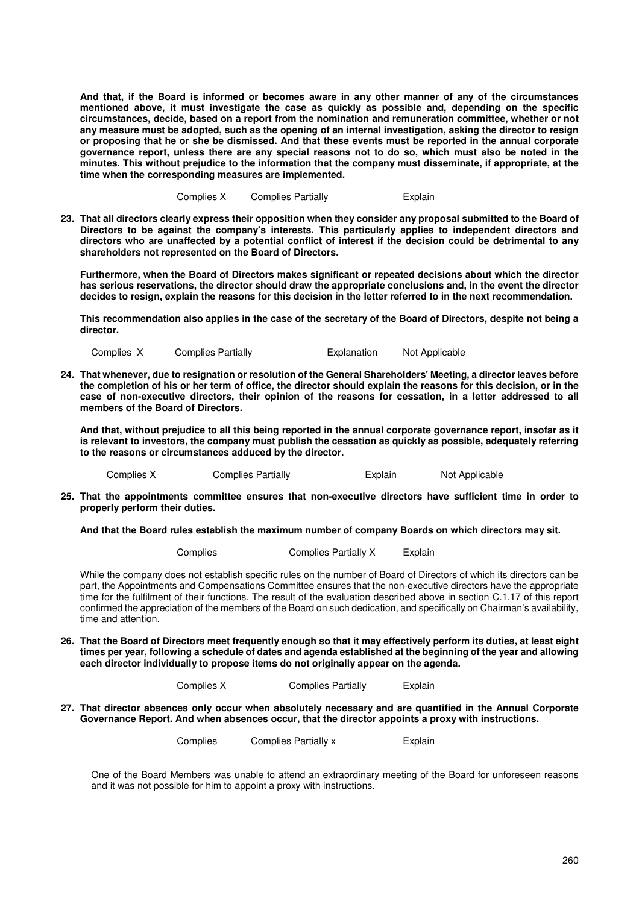**And that, if the Board is informed or becomes aware in any other manner of any of the circumstances mentioned above, it must investigate the case as quickly as possible and, depending on the specific circumstances, decide, based on a report from the nomination and remuneration committee, whether or not any measure must be adopted, such as the opening of an internal investigation, asking the director to resign or proposing that he or she be dismissed. And that these events must be reported in the annual corporate governance report, unless there are any special reasons not to do so, which must also be noted in the minutes. This without prejudice to the information that the company must disseminate, if appropriate, at the time when the corresponding measures are implemented.**

Complies X Complies Partially Explain

**23. That all directors clearly express their opposition when they consider any proposal submitted to the Board of Directors to be against the company's interests. This particularly applies to independent directors and directors who are unaffected by a potential conflict of interest if the decision could be detrimental to any shareholders not represented on the Board of Directors.**

**Furthermore, when the Board of Directors makes significant or repeated decisions about which the director has serious reservations, the director should draw the appropriate conclusions and, in the event the director decides to resign, explain the reasons for this decision in the letter referred to in the next recommendation.**

**This recommendation also applies in the case of the secretary of the Board of Directors, despite not being a director.**

Complies X Complies Partially Explanation Not Applicable

**24. That whenever, due to resignation or resolution of the General Shareholders' Meeting, a director leaves before the completion of his or her term of office, the director should explain the reasons for this decision, or in the case of non-executive directors, their opinion of the reasons for cessation, in a letter addressed to all members of the Board of Directors.**

**And that, without prejudice to all this being reported in the annual corporate governance report, insofar as it is relevant to investors, the company must publish the cessation as quickly as possible, adequately referring to the reasons or circumstances adduced by the director.**

Complies X Complies Partially Explain Not Applicable

**25. That the appointments committee ensures that non-executive directors have sufficient time in order to properly perform their duties.**

**And that the Board rules establish the maximum number of company Boards on which directors may sit.**

Complies Complies Partially X Explain

While the company does not establish specific rules on the number of Board of Directors of which its directors can be part, the Appointments and Compensations Committee ensures that the non-executive directors have the appropriate time for the fulfilment of their functions. The result of the evaluation described above in section C.1.17 of this report confirmed the appreciation of the members of the Board on such dedication, and specifically on Chairman's availability, time and attention.

**26. That the Board of Directors meet frequently enough so that it may effectively perform its duties, at least eight times per year, following a schedule of dates and agenda established at the beginning of the year and allowing each director individually to propose items do not originally appear on the agenda.**

Complies X Complies Partially Explain

**27. That director absences only occur when absolutely necessary and are quantified in the Annual Corporate Governance Report. And when absences occur, that the director appoints a proxy with instructions.**

Complies Complies Partially x Explain

One of the Board Members was unable to attend an extraordinary meeting of the Board for unforeseen reasons and it was not possible for him to appoint a proxy with instructions.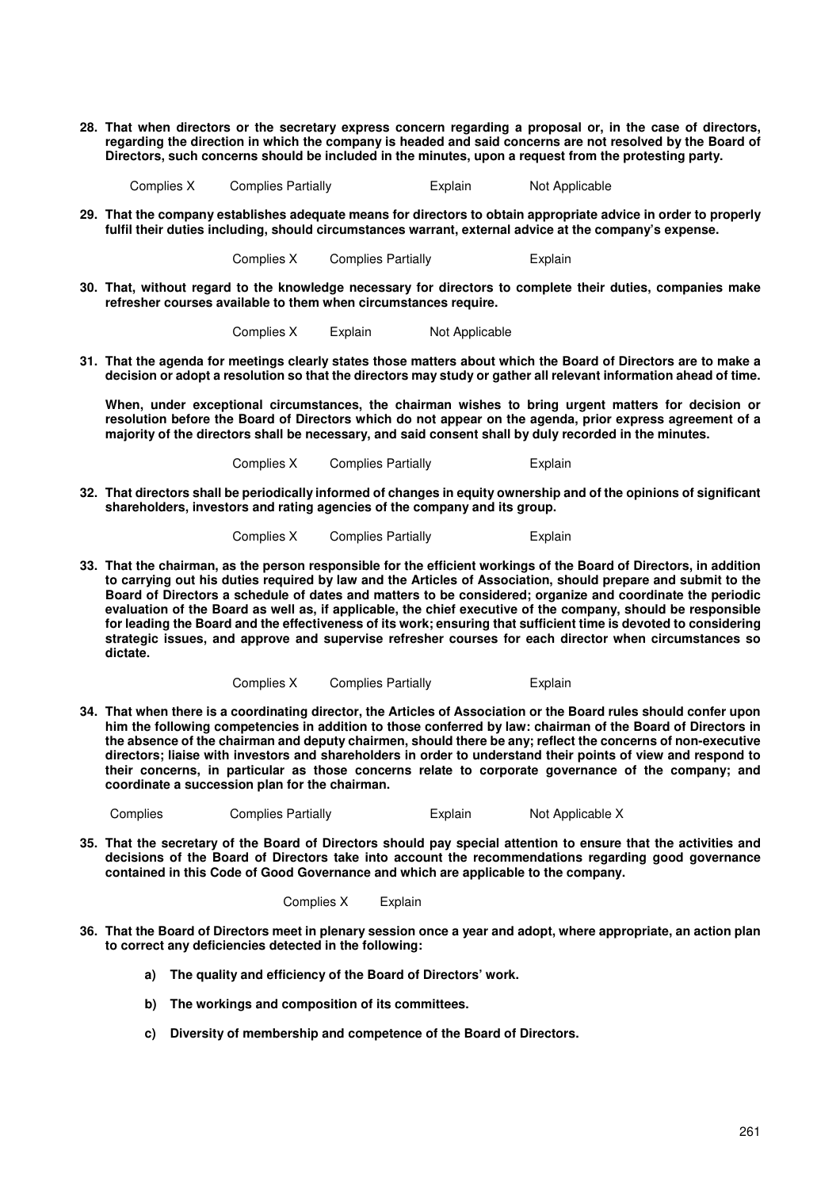**28. That when directors or the secretary express concern regarding a proposal or, in the case of directors, regarding the direction in which the company is headed and said concerns are not resolved by the Board of Directors, such concerns should be included in the minutes, upon a request from the protesting party.**

Complies X Complies Partially Explain Not Applicable

**29. That the company establishes adequate means for directors to obtain appropriate advice in order to properly fulfil their duties including, should circumstances warrant, external advice at the company's expense.**

Complies X Complies Partially Explain

**30. That, without regard to the knowledge necessary for directors to complete their duties, companies make refresher courses available to them when circumstances require.**

Complies X Explain Not Applicable

**31. That the agenda for meetings clearly states those matters about which the Board of Directors are to make a decision or adopt a resolution so that the directors may study or gather all relevant information ahead of time.**

**When, under exceptional circumstances, the chairman wishes to bring urgent matters for decision or resolution before the Board of Directors which do not appear on the agenda, prior express agreement of a majority of the directors shall be necessary, and said consent shall by duly recorded in the minutes.**

Complies X Complies Partially Explain

**32. That directors shall be periodically informed of changes in equity ownership and of the opinions of significant shareholders, investors and rating agencies of the company and its group.**

Complies X Complies Partially Explain

**33. That the chairman, as the person responsible for the efficient workings of the Board of Directors, in addition to carrying out his duties required by law and the Articles of Association, should prepare and submit to the Board of Directors a schedule of dates and matters to be considered; organize and coordinate the periodic evaluation of the Board as well as, if applicable, the chief executive of the company, should be responsible for leading the Board and the effectiveness of its work; ensuring that sufficient time is devoted to considering strategic issues, and approve and supervise refresher courses for each director when circumstances so dictate.**

Complies X Complies Partially Explain

**34. That when there is a coordinating director, the Articles of Association or the Board rules should confer upon him the following competencies in addition to those conferred by law: chairman of the Board of Directors in the absence of the chairman and deputy chairmen, should there be any; reflect the concerns of non-executive directors; liaise with investors and shareholders in order to understand their points of view and respond to their concerns, in particular as those concerns relate to corporate governance of the company; and coordinate a succession plan for the chairman.**

Complies Complies Partially Explain Not Applicable X

**35. That the secretary of the Board of Directors should pay special attention to ensure that the activities and decisions of the Board of Directors take into account the recommendations regarding good governance contained in this Code of Good Governance and which are applicable to the company.**

Complies X Explain

**36. That the Board of Directors meet in plenary session once a year and adopt, where appropriate, an action plan to correct any deficiencies detected in the following:**

**a) The quality and efficiency of the Board of Directors' work.**

**b) The workings and composition of its committees.**

**c) Diversity of membership and competence of the Board of Directors.**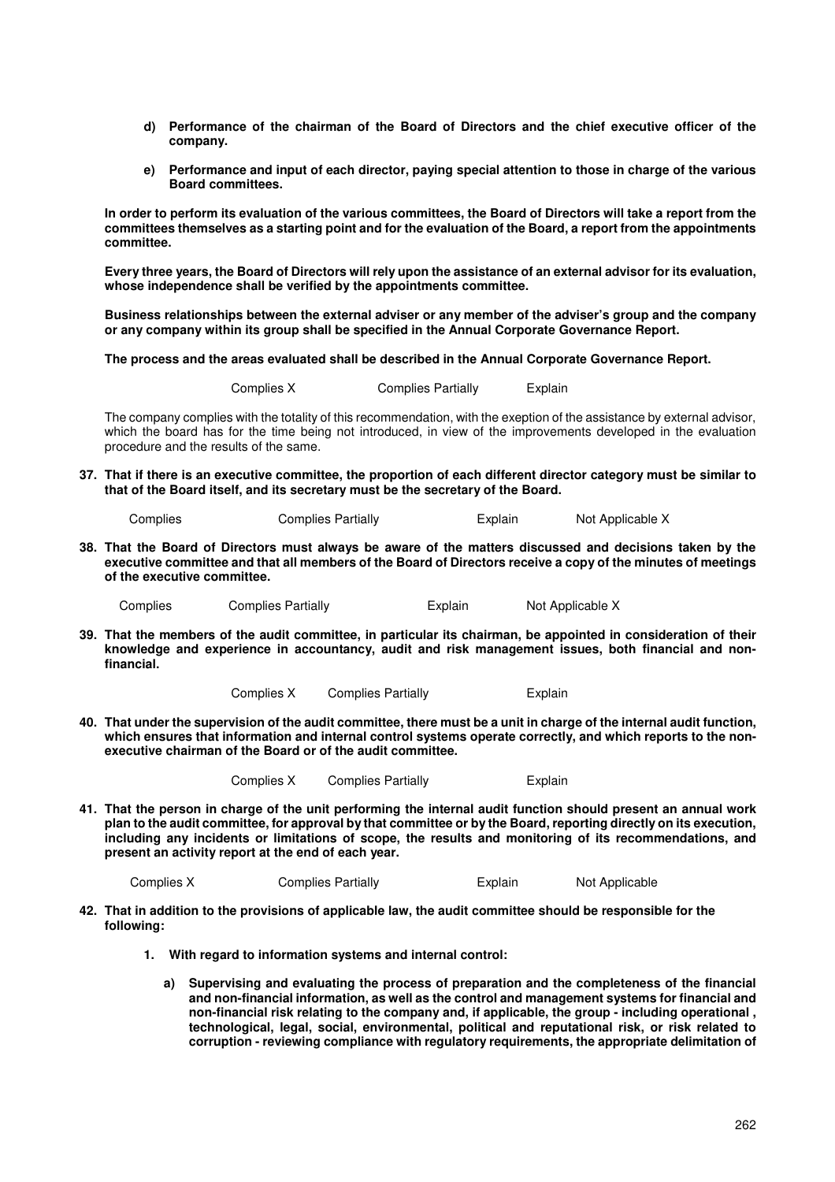**d) Performance of the chairman of the Board of Directors and the chief executive officer of the company.**

**e) Performance and input of each director, paying special attention to those in charge of the various Board committees.**

**In order to perform its evaluation of the various committees, the Board of Directors will take a report from the committees themselves as a starting point and for the evaluation of the Board, a report from the appointments committee.**

**Every three years, the Board of Directors will rely upon the assistance of an external advisor for its evaluation, whose independence shall be verified by the appointments committee.**

**Business relationships between the external adviser or any member of the adviser's group and the company or any company within its group shall be specified in the Annual Corporate Governance Report.**

**The process and the areas evaluated shall be described in the Annual Corporate Governance Report.**

Complies X Complies Partially Explain

The company complies with the totality of this recommendation, with the exeption of the assistance by external advisor, which the board has for the time being not introduced, in view of the improvements developed in the evaluation procedure and the results of the same.

**37. That if there is an executive committee, the proportion of each different director category must be similar to that of the Board itself, and its secretary must be the secretary of the Board.**

Complies Complies Partially Explain Not Applicable X

**38. That the Board of Directors must always be aware of the matters discussed and decisions taken by the executive committee and that all members of the Board of Directors receive a copy of the minutes of meetings of the executive committee.**

Complies Complies Partially Explain Not Applicable X

**39. That the members of the audit committee, in particular its chairman, be appointed in consideration of their knowledge and experience in accountancy, audit and risk management issues, both financial and non-financial.**

Complies X Complies Partially Explain

**40. That under the supervision of the audit committee, there must be a unit in charge of the internal audit function, which ensures that information and internal control systems operate correctly, and which reports to the non-executive chairman of the Board or of the audit committee.**

Complies X Complies Partially Explain

**41. That the person in charge of the unit performing the internal audit function should present an annual work plan to the audit committee, for approval by that committee or by the Board, reporting directly on its execution, including any incidents or limitations of scope, the results and monitoring of its recommendations, and present an activity report at the end of each year.**

Complies X Complies Partially Explain Not Applicable

**42. That in addition to the provisions of applicable law, the audit committee should be responsible for the following:**

**1. With regard to information systems and internal control:**

**a) Supervising and evaluating the process of preparation and the completeness of the financial and non-financial information, as well as the control and management systems for financial and non-financial risk relating to the company and, if applicable, the group - including operational , technological, legal, social, environmental, political and reputational risk, or risk related to corruption - reviewing compliance with regulatory requirements, the appropriate delimitation of**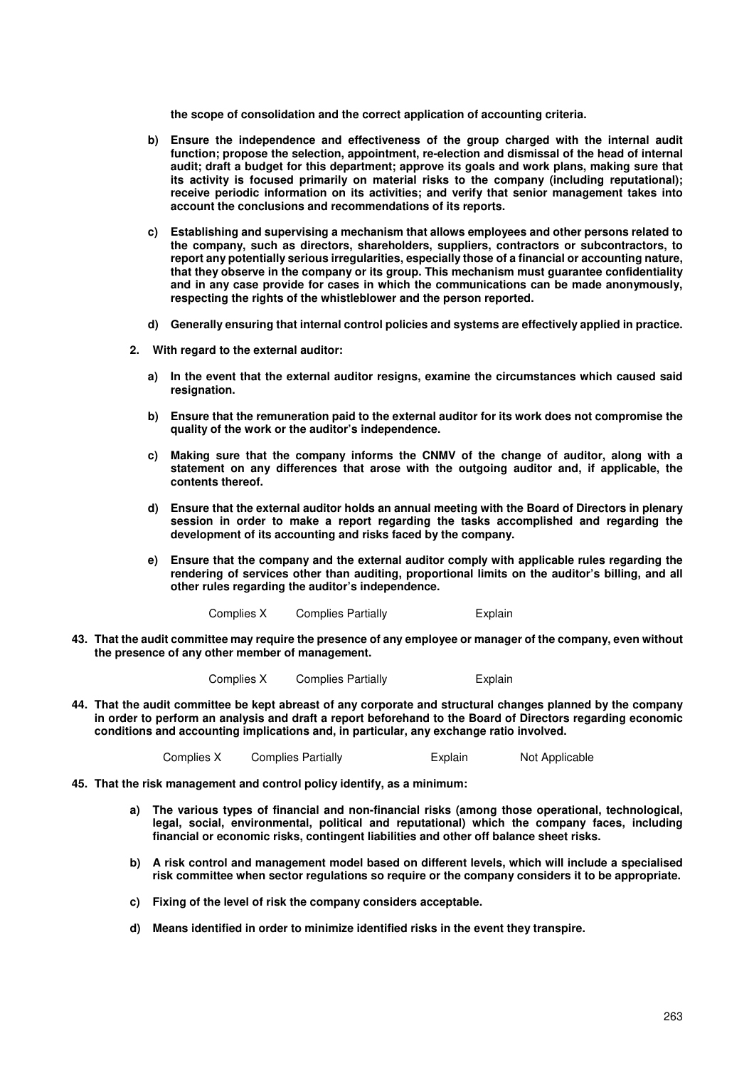**the scope of consolidation and the correct application of accounting criteria.**

- **b) Ensure the independence and effectiveness of the group charged with the internal audit function; propose the selection, appointment, re-election and dismissal of the head of internal audit; draft a budget for this department; approve its goals and work plans, making sure that its activity is focused primarily on material risks to the company (including reputational); receive periodic information on its activities; and verify that senior management takes into account the conclusions and recommendations of its reports.**

- **c) Establishing and supervising a mechanism that allows employees and other persons related to the company, such as directors, shareholders, suppliers, contractors or subcontractors, to report any potentially serious irregularities, especially those of a financial or accounting nature, that they observe in the company or its group. This mechanism must guarantee confidentiality and in any case provide for cases in which the communications can be made anonymously, respecting the rights of the whistleblower and the person reported.**

- **d) Generally ensuring that internal control policies and systems are effectively applied in practice.**

**2. With regard to the external auditor:**

- **a) In the event that the external auditor resigns, examine the circumstances which caused said resignation.**

- **b) Ensure that the remuneration paid to the external auditor for its work does not compromise the quality of the work or the auditor's independence.**

- **c) Making sure that the company informs the CNMV of the change of auditor, along with a statement on any differences that arose with the outgoing auditor and, if applicable, the contents thereof.**

- **d) Ensure that the external auditor holds an annual meeting with the Board of Directors in plenary session in order to make a report regarding the tasks accomplished and regarding the development of its accounting and risks faced by the company.**

- **e) Ensure that the company and the external auditor comply with applicable rules regarding the rendering of services other than auditing, proportional limits on the auditor's billing, and all other rules regarding the auditor's independence.**

Complies X Complies Partially Explain

**43. That the audit committee may require the presence of any employee or manager of the company, even without the presence of any other member of management.**

Complies X Complies Partially Explain

**44. That the audit committee be kept abreast of any corporate and structural changes planned by the company in order to perform an analysis and draft a report beforehand to the Board of Directors regarding economic conditions and accounting implications and, in particular, any exchange ratio involved.**

Complies X Complies Partially Explain Not Applicable

**45. That the risk management and control policy identify, as a minimum:**

- **a) The various types of financial and non-financial risks (among those operational, technological, legal, social, environmental, political and reputational) which the company faces, including financial or economic risks, contingent liabilities and other off balance sheet risks.**

- **b) A risk control and management model based on different levels, which will include a specialised risk committee when sector regulations so require or the company considers it to be appropriate.**

- **c) Fixing of the level of risk the company considers acceptable.**

- **d) Means identified in order to minimize identified risks in the event they transpire.**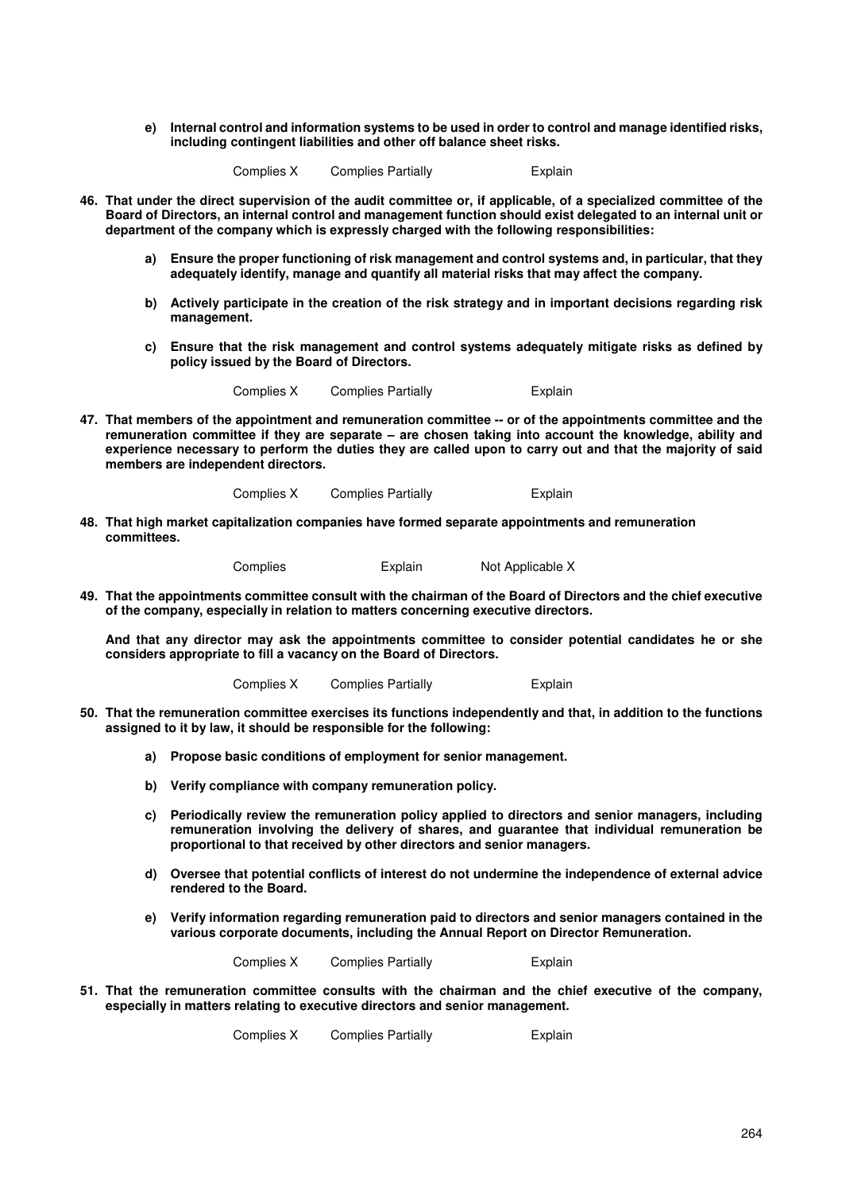**e) Internal control and information systems to be used in order to control and manage identified risks, including contingent liabilities and other off balance sheet risks.**

Complies X Complies Partially Explain

**46. That under the direct supervision of the audit committee or, if applicable, of a specialized committee of the Board of Directors, an internal control and management function should exist delegated to an internal unit or department of the company which is expressly charged with the following responsibilities:**

**a) Ensure the proper functioning of risk management and control systems and, in particular, that they adequately identify, manage and quantify all material risks that may affect the company.**

**b) Actively participate in the creation of the risk strategy and in important decisions regarding risk management.**

**c) Ensure that the risk management and control systems adequately mitigate risks as defined by policy issued by the Board of Directors.**

Complies X Complies Partially Explain

**47. That members of the appointment and remuneration committee -- or of the appointments committee and the remuneration committee if they are separate – are chosen taking into account the knowledge, ability and experience necessary to perform the duties they are called upon to carry out and that the majority of said members are independent directors.**

Complies X Complies Partially Explain

**48. That high market capitalization companies have formed separate appointments and remuneration committees.**

Complies Explain Not Applicable X

**49. That the appointments committee consult with the chairman of the Board of Directors and the chief executive of the company, especially in relation to matters concerning executive directors.**

**And that any director may ask the appointments committee to consider potential candidates he or she considers appropriate to fill a vacancy on the Board of Directors.**

Complies X Complies Partially Explain

**50. That the remuneration committee exercises its functions independently and that, in addition to the functions assigned to it by law, it should be responsible for the following:**

**a) Propose basic conditions of employment for senior management.**

**b) Verify compliance with company remuneration policy.**

**c) Periodically review the remuneration policy applied to directors and senior managers, including remuneration involving the delivery of shares, and guarantee that individual remuneration be proportional to that received by other directors and senior managers.**

**d) Oversee that potential conflicts of interest do not undermine the independence of external advice rendered to the Board.**

**e) Verify information regarding remuneration paid to directors and senior managers contained in the various corporate documents, including the Annual Report on Director Remuneration.**

Complies X Complies Partially Explain

**51. That the remuneration committee consults with the chairman and the chief executive of the company, especially in matters relating to executive directors and senior management.**

Complies X Complies Partially Explain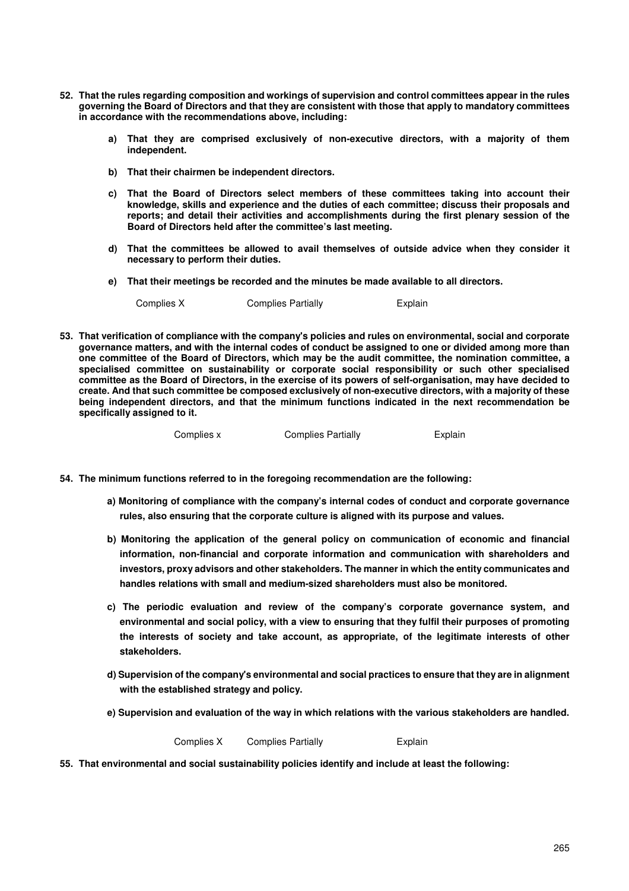**52. That the rules regarding composition and workings of supervision and control committees appear in the rules governing the Board of Directors and that they are consistent with those that apply to mandatory committees in accordance with the recommendations above, including:**

**a) That they are comprised exclusively of non-executive directors, with a majority of them independent.**

**b) That their chairmen be independent directors.**

**c) That the Board of Directors select members of these committees taking into account their knowledge, skills and experience and the duties of each committee; discuss their proposals and reports; and detail their activities and accomplishments during the first plenary session of the Board of Directors held after the committee's last meeting.**

**d) That the committees be allowed to avail themselves of outside advice when they consider it necessary to perform their duties.**

**e) That their meetings be recorded and the minutes be made available to all directors.**

Complies X Complies Partially Explain

**53. That verification of compliance with the company's policies and rules on environmental, social and corporate governance matters, and with the internal codes of conduct be assigned to one or divided among more than one committee of the Board of Directors, which may be the audit committee, the nomination committee, a specialised committee on sustainability or corporate social responsibility or such other specialised committee as the Board of Directors, in the exercise of its powers of self-organisation, may have decided to create. And that such committee be composed exclusively of non-executive directors, with a majority of these being independent directors, and that the minimum functions indicated in the next recommendation be specifically assigned to it.**

Complies x Complies Partially Explain

**54. The minimum functions referred to in the foregoing recommendation are the following:**

**a) Monitoring of compliance with the company's internal codes of conduct and corporate governance rules, also ensuring that the corporate culture is aligned with its purpose and values.**

**b) Monitoring the application of the general policy on communication of economic and financial information, non-financial and corporate information and communication with shareholders and investors, proxy advisors and other stakeholders. The manner in which the entity communicates and handles relations with small and medium-sized shareholders must also be monitored.**

**c) The periodic evaluation and review of the company's corporate governance system, and environmental and social policy, with a view to ensuring that they fulfil their purposes of promoting the interests of society and take account, as appropriate, of the legitimate interests of other stakeholders.**

**d) Supervision of the company's environmental and social practices to ensure that they are in alignment with the established strategy and policy.**

**e) Supervision and evaluation of the way in which relations with the various stakeholders are handled.**

Complies X Complies Partially Explain

**55. That environmental and social sustainability policies identify and include at least the following:**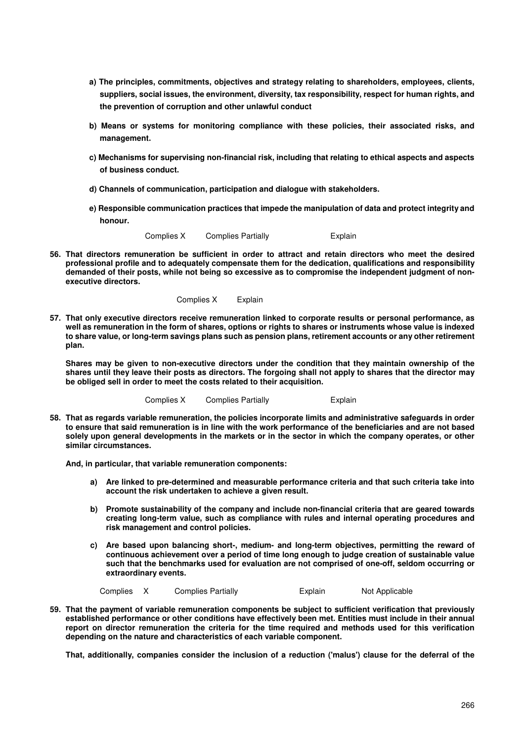**a) The principles, commitments, objectives and strategy relating to shareholders, employees, clients, suppliers, social issues, the environment, diversity, tax responsibility, respect for human rights, and the prevention of corruption and other unlawful conduct**

**b) Means or systems for monitoring compliance with these policies, their associated risks, and management.**

**c) Mechanisms for supervising non-financial risk, including that relating to ethical aspects and aspects of business conduct.**

**d) Channels of communication, participation and dialogue with stakeholders.**

**e) Responsible communication practices that impede the manipulation of data and protect integrity and honour.**

Complies X Complies Partially Explain

**56. That directors remuneration be sufficient in order to attract and retain directors who meet the desired professional profile and to adequately compensate them for the dedication, qualifications and responsibility demanded of their posts, while not being so excessive as to compromise the independent judgment of non-executive directors.**

Complies X Explain

**57. That only executive directors receive remuneration linked to corporate results or personal performance, as well as remuneration in the form of shares, options or rights to shares or instruments whose value is indexed to share value, or long-term savings plans such as pension plans, retirement accounts or any other retirement plan.**

**Shares may be given to non-executive directors under the condition that they maintain ownership of the shares until they leave their posts as directors. The forgoing shall not apply to shares that the director may be obliged sell in order to meet the costs related to their acquisition.**

Complies X Complies Partially Explain

**58. That as regards variable remuneration, the policies incorporate limits and administrative safeguards in order to ensure that said remuneration is in line with the work performance of the beneficiaries and are not based solely upon general developments in the markets or in the sector in which the company operates, or other similar circumstances.**

**And, in particular, that variable remuneration components:**

**a) Are linked to pre-determined and measurable performance criteria and that such criteria take into account the risk undertaken to achieve a given result.**

**b) Promote sustainability of the company and include non-financial criteria that are geared towards creating long-term value, such as compliance with rules and internal operating procedures and risk management and control policies.**

**c) Are based upon balancing short-, medium- and long-term objectives, permitting the reward of continuous achievement over a period of time long enough to judge creation of sustainable value such that the benchmarks used for evaluation are not comprised of one-off, seldom occurring or extraordinary events.**

Complies X Complies Partially Explain Not Applicable

**59. That the payment of variable remuneration components be subject to sufficient verification that previously established performance or other conditions have effectively been met. Entities must include in their annual report on director remuneration the criteria for the time required and methods used for this verification depending on the nature and characteristics of each variable component.**

**That, additionally, companies consider the inclusion of a reduction ('malus') clause for the deferral of the**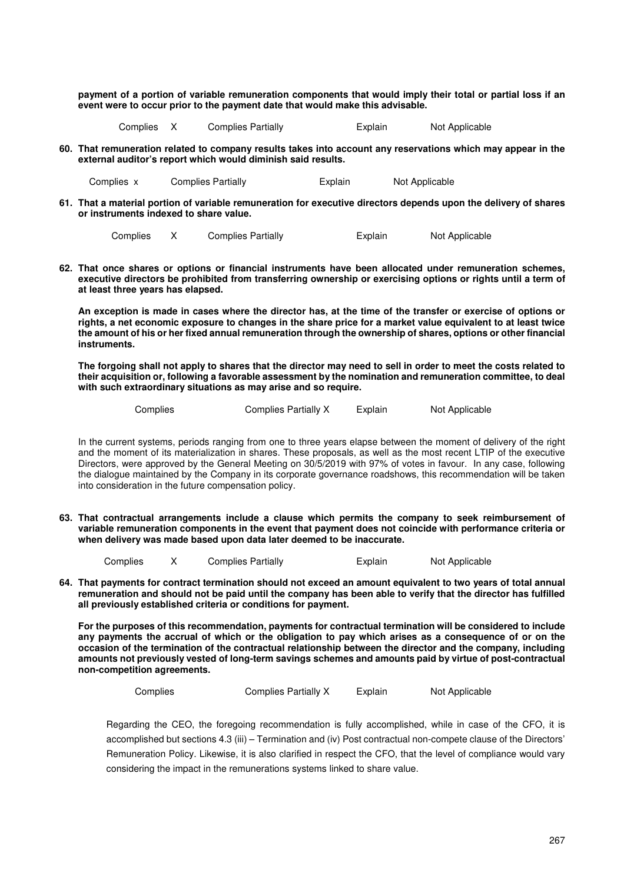**payment of a portion of variable remuneration components that would imply their total or partial loss if an event were to occur prior to the payment date that would make this advisable.**

Complies X Complies Partially Explain Not Applicable

**60. That remuneration related to company results takes into account any reservations which may appear in the external auditor's report which would diminish said results.**

Complies x Complies Partially Explain Not Applicable

**61. That a material portion of variable remuneration for executive directors depends upon the delivery of shares or instruments indexed to share value.**

Complies X Complies Partially Explain Not Applicable

**62. That once shares or options or financial instruments have been allocated under remuneration schemes, executive directors be prohibited from transferring ownership or exercising options or rights until a term of at least three years has elapsed.**

**An exception is made in cases where the director has, at the time of the transfer or exercise of options or rights, a net economic exposure to changes in the share price for a market value equivalent to at least twice the amount of his or her fixed annual remuneration through the ownership of shares, options or other financial instruments.**

**The forgoing shall not apply to shares that the director may need to sell in order to meet the costs related to their acquisition or, following a favorable assessment by the nomination and remuneration committee, to deal with such extraordinary situations as may arise and so require.**

Complies Complies Partially X Explain Not Applicable

In the current systems, periods ranging from one to three years elapse between the moment of delivery of the right and the moment of its materialization in shares. These proposals, as well as the most recent LTIP of the executive Directors, were approved by the General Meeting on 30/5/2019 with 97% of votes in favour. In any case, following the dialogue maintained by the Company in its corporate governance roadshows, this recommendation will be taken into consideration in the future compensation policy.

**63. That contractual arrangements include a clause which permits the company to seek reimbursement of variable remuneration components in the event that payment does not coincide with performance criteria or when delivery was made based upon data later deemed to be inaccurate.**

Complies X Complies Partially Explain Not Applicable

**64. That payments for contract termination should not exceed an amount equivalent to two years of total annual remuneration and should not be paid until the company has been able to verify that the director has fulfilled all previously established criteria or conditions for payment.**

**For the purposes of this recommendation, payments for contractual termination will be considered to include any payments the accrual of which or the obligation to pay which arises as a consequence of or on the occasion of the termination of the contractual relationship between the director and the company, including amounts not previously vested of long-term savings schemes and amounts paid by virtue of post-contractual non-competition agreements.**

Complies Complies Partially X Explain Not Applicable

Regarding the CEO, the foregoing recommendation is fully accomplished, while in case of the CFO, it is accomplished but sections 4.3 (iii) – Termination and (iv) Post contractual non-compete clause of the Directors' Remuneration Policy. Likewise, it is also clarified in respect the CFO, that the level of compliance would vary considering the impact in the remunerations systems linked to share value.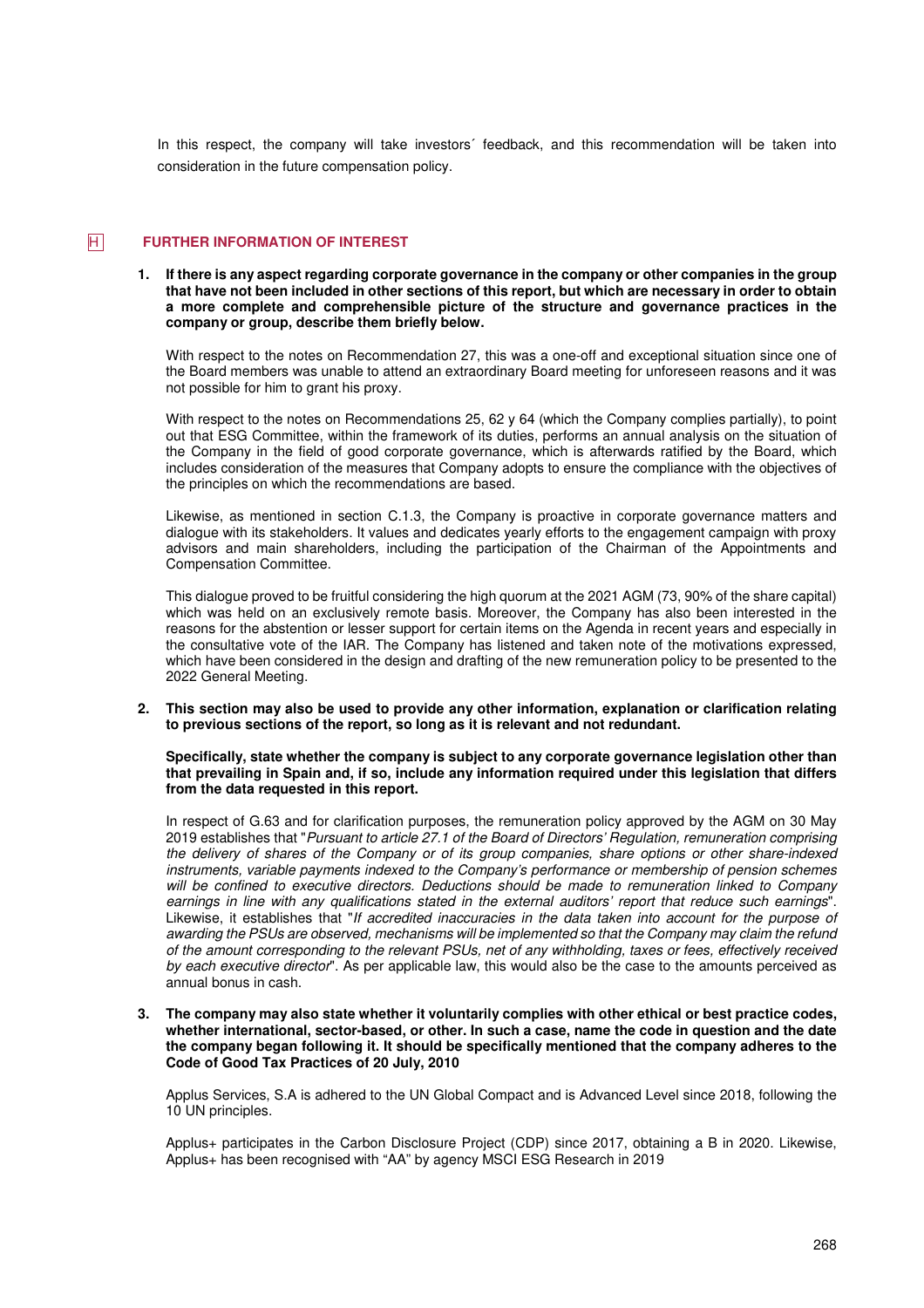In this respect, the company will take investors´ feedback, and this recommendation will be taken into consideration in the future compensation policy.

## H FURTHER INFORMATION OF INTEREST

**1. If there is any aspect regarding corporate governance in the company or other companies in the group that have not been included in other sections of this report, but which are necessary in order to obtain a more complete and comprehensible picture of the structure and governance practices in the company or group, describe them briefly below.**

With respect to the notes on Recommendation 27, this was a one-off and exceptional situation since one of the Board members was unable to attend an extraordinary Board meeting for unforeseen reasons and it was not possible for him to grant his proxy.

With respect to the notes on Recommendations 25, 62 y 64 (which the Company complies partially), to point out that ESG Committee, within the framework of its duties, performs an annual analysis on the situation of the Company in the field of good corporate governance, which is afterwards ratified by the Board, which includes consideration of the measures that Company adopts to ensure the compliance with the objectives of the principles on which the recommendations are based.

Likewise, as mentioned in section C.1.3, the Company is proactive in corporate governance matters and dialogue with its stakeholders. It values and dedicates yearly efforts to the engagement campaign with proxy advisors and main shareholders, including the participation of the Chairman of the Appointments and Compensation Committee.

This dialogue proved to be fruitful considering the high quorum at the 2021 AGM (73, 90% of the share capital) which was held on an exclusively remote basis. Moreover, the Company has also been interested in the reasons for the abstention or lesser support for certain items on the Agenda in recent years and especially in the consultative vote of the IAR. The Company has listened and taken note of the motivations expressed, which have been considered in the design and drafting of the new remuneration policy to be presented to the 2022 General Meeting.

**2. This section may also be used to provide any other information, explanation or clarification relating to previous sections of the report, so long as it is relevant and not redundant.**

**Specifically, state whether the company is subject to any corporate governance legislation other than that prevailing in Spain and, if so, include any information required under this legislation that differs from the data requested in this report.**

In respect of G.63 and for clarification purposes, the remuneration policy approved by the AGM on 30 May 2019 establishes that "*Pursuant to article 27.1 of the Board of Directors' Regulation, remuneration comprising the delivery of shares of the Company or of its group companies, share options or other share-indexed instruments, variable payments indexed to the Company's performance or membership of pension schemes will be confined to executive directors. Deductions should be made to remuneration linked to Company earnings in line with any qualifications stated in the external auditors' report that reduce such earnings*". Likewise, it establishes that "*If accredited inaccuracies in the data taken into account for the purpose of awarding the PSUs are observed, mechanisms will be implemented so that the Company may claim the refund of the amount corresponding to the relevant PSUs, net of any withholding, taxes or fees, effectively received by each executive director*". As per applicable law, this would also be the case to the amounts perceived as annual bonus in cash.

**3. The company may also state whether it voluntarily complies with other ethical or best practice codes, whether international, sector-based, or other. In such a case, name the code in question and the date the company began following it. It should be specifically mentioned that the company adheres to the Code of Good Tax Practices of 20 July, 2010**

Applus Services, S.A is adhered to the UN Global Compact and is Advanced Level since 2018, following the 10 UN principles.

Applus+ participates in the Carbon Disclosure Project (CDP) since 2017, obtaining a B in 2020. Likewise, Applus+ has been recognised with "AA" by agency MSCI ESG Research in 2019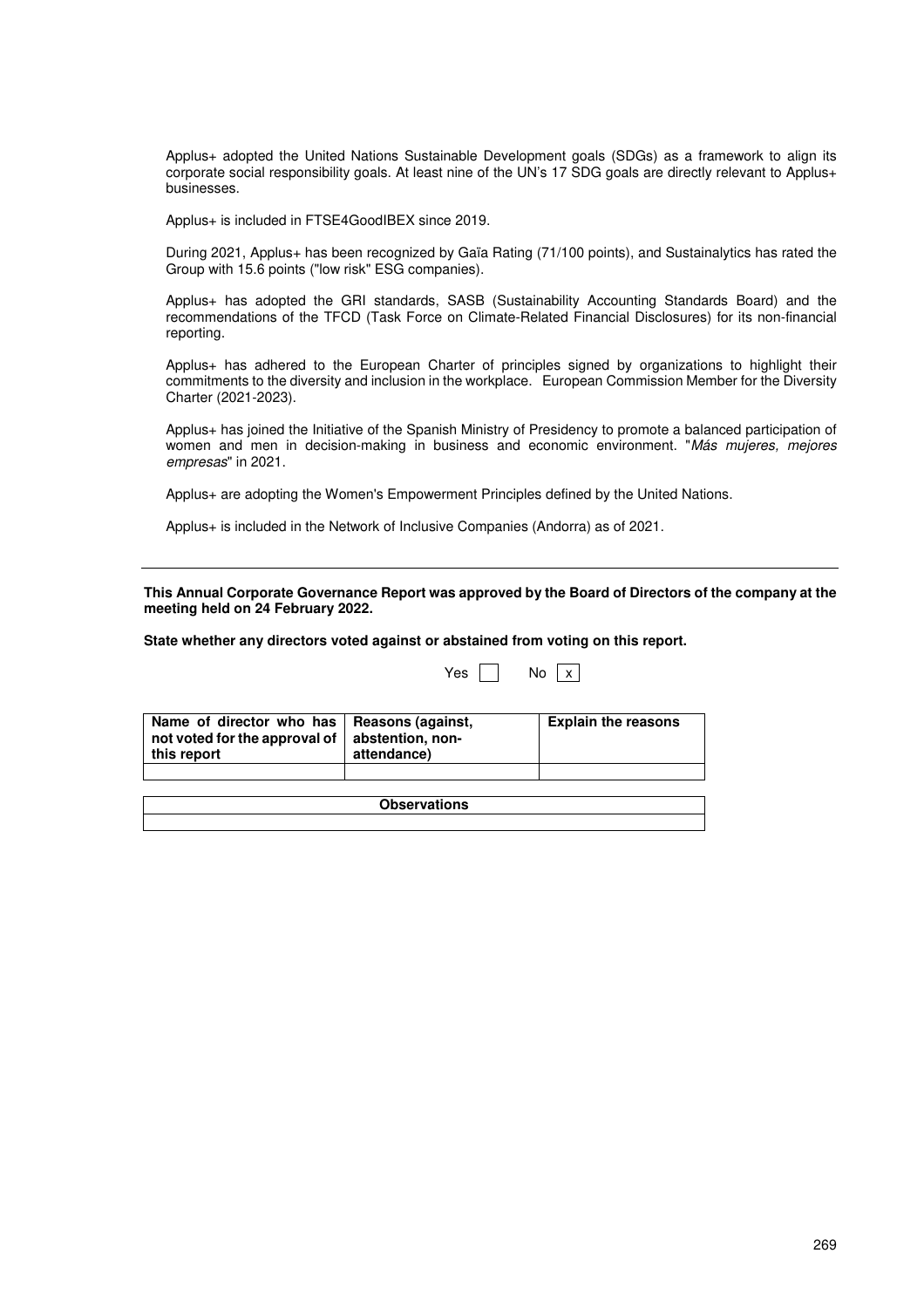Applus+ adopted the United Nations Sustainable Development goals (SDGs) as a framework to align its corporate social responsibility goals. At least nine of the UN's 17 SDG goals are directly relevant to Applus+ businesses.

Applus+ is included in FTSE4GoodIBEX since 2019.

During 2021, Applus+ has been recognized by Gaïa Rating (71/100 points), and Sustainalytics has rated the Group with 15.6 points ("low risk" ESG companies).

Applus+ has adopted the GRI standards, SASB (Sustainability Accounting Standards Board) and the recommendations of the TFCD (Task Force on Climate-Related Financial Disclosures) for its non-financial reporting.

Applus+ has adhered to the European Charter of principles signed by organizations to highlight their commitments to the diversity and inclusion in the workplace. European Commission Member for the Diversity Charter (2021-2023).

Applus+ has joined the Initiative of the Spanish Ministry of Presidency to promote a balanced participation of women and men in decision-making in business and economic environment. "*Más mujeres, mejores empresas*" in 2021.

Applus+ are adopting the Women's Empowerment Principles defined by the United Nations.

Applus+ is included in the Network of Inclusive Companies (Andorra) as of 2021.

---

**This Annual Corporate Governance Report was approved by the Board of Directors of the company at the meeting held on 24 February 2022.**

**State whether any directors voted against or abstained from voting on this report.**

Yes [ ] No [x]

| Name of director who has not voted for the approval of this report | Reasons (against, abstention, non-attendance) | Explain the reasons |
|---|---|---|
| | | |

| Observations |
|---|
| |